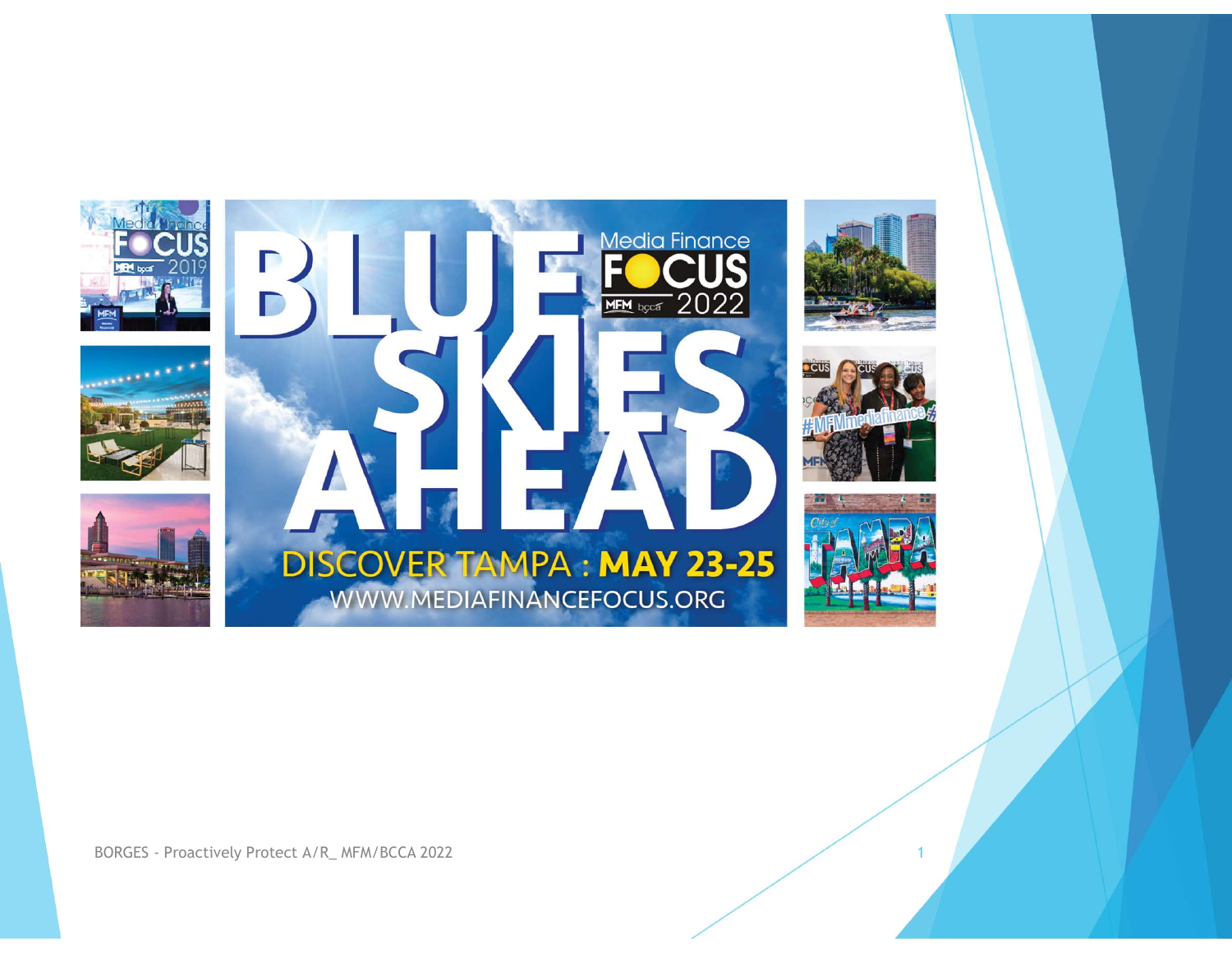# BLUE SKIES AHEAD

Media Finance FOCUS 2022

MFM bcca

DISCOVER TAMPA : **MAY 23-25**

WWW.MEDIAFINANCEFOCUS.ORG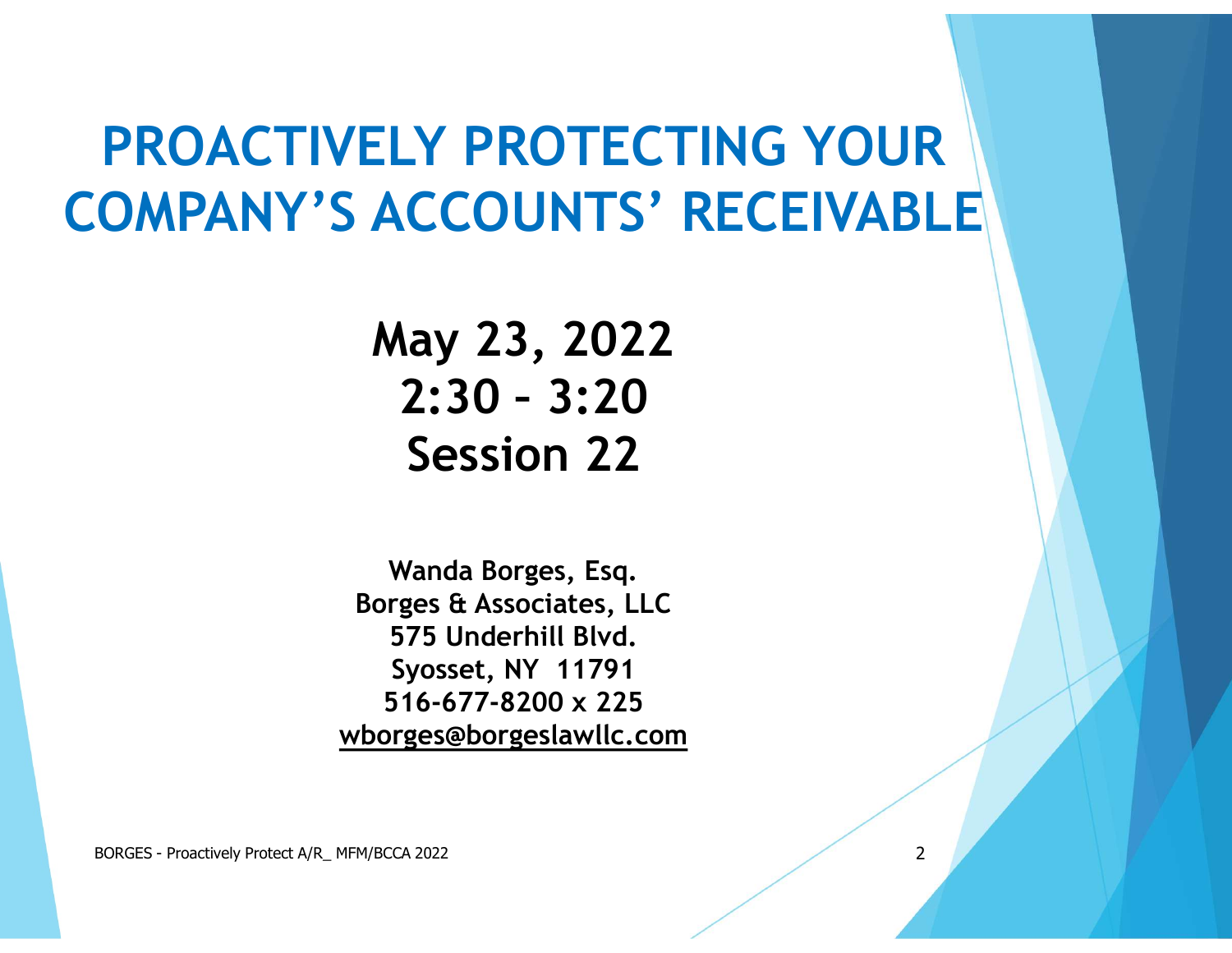# PROACTIVELY PROTECTING YOUR COMPANY'S ACCOUNTS' RECEIVABLE

**May 23, 2022**
**2:30 – 3:20**
**Session 22**

**Wanda Borges, Esq.**
**Borges & Associates, LLC**
**575 Underhill Blvd.**
**Syosset, NY 11791**
**516-677-8200 x 225**
**wborges@borgeslawllc.com**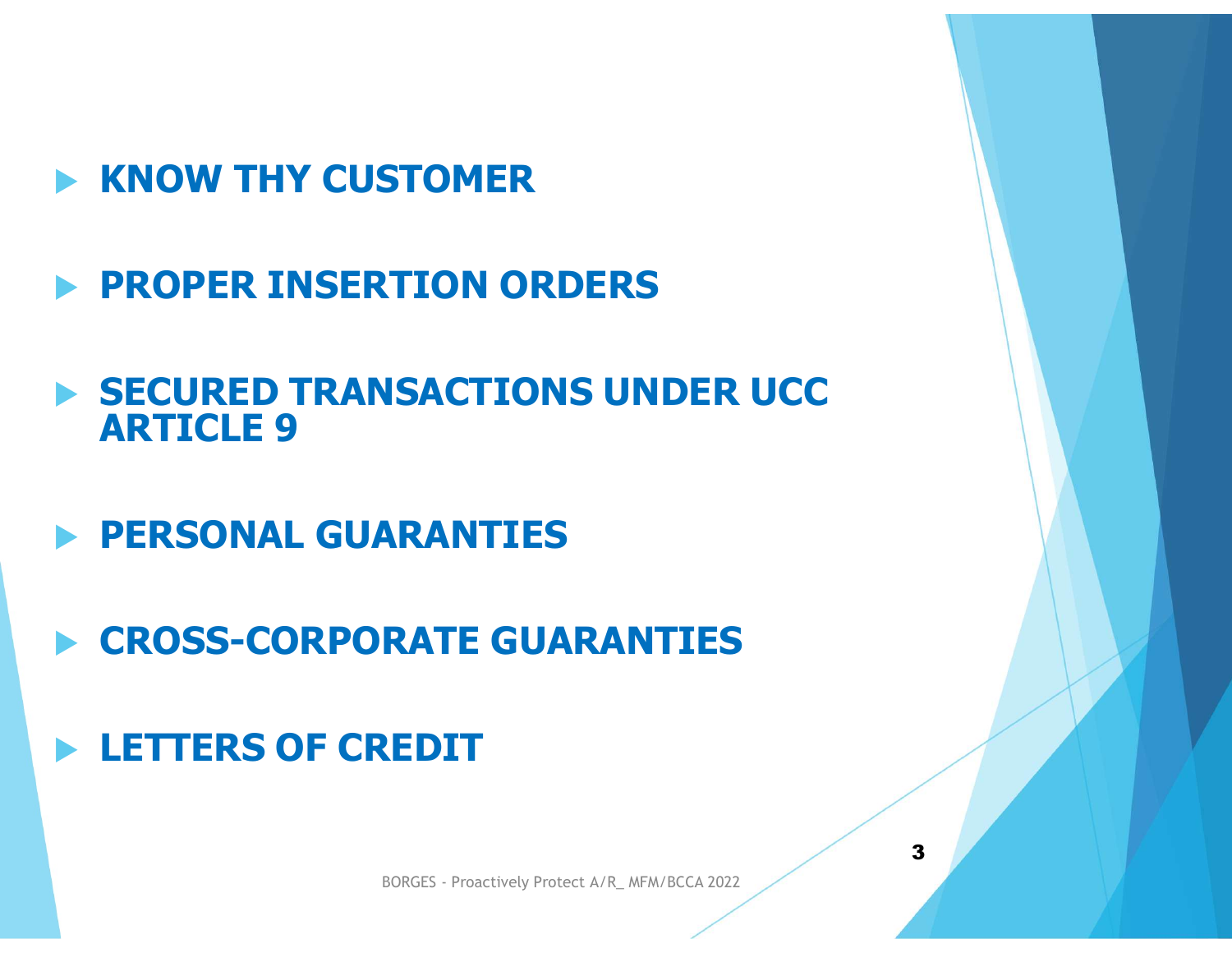- **KNOW THY CUSTOMER**
- **PROPER INSERTION ORDERS**
- **SECURED TRANSACTIONS UNDER UCC ARTICLE 9**
- **PERSONAL GUARANTIES**
- **CROSS-CORPORATE GUARANTIES**
- **LETTERS OF CREDIT**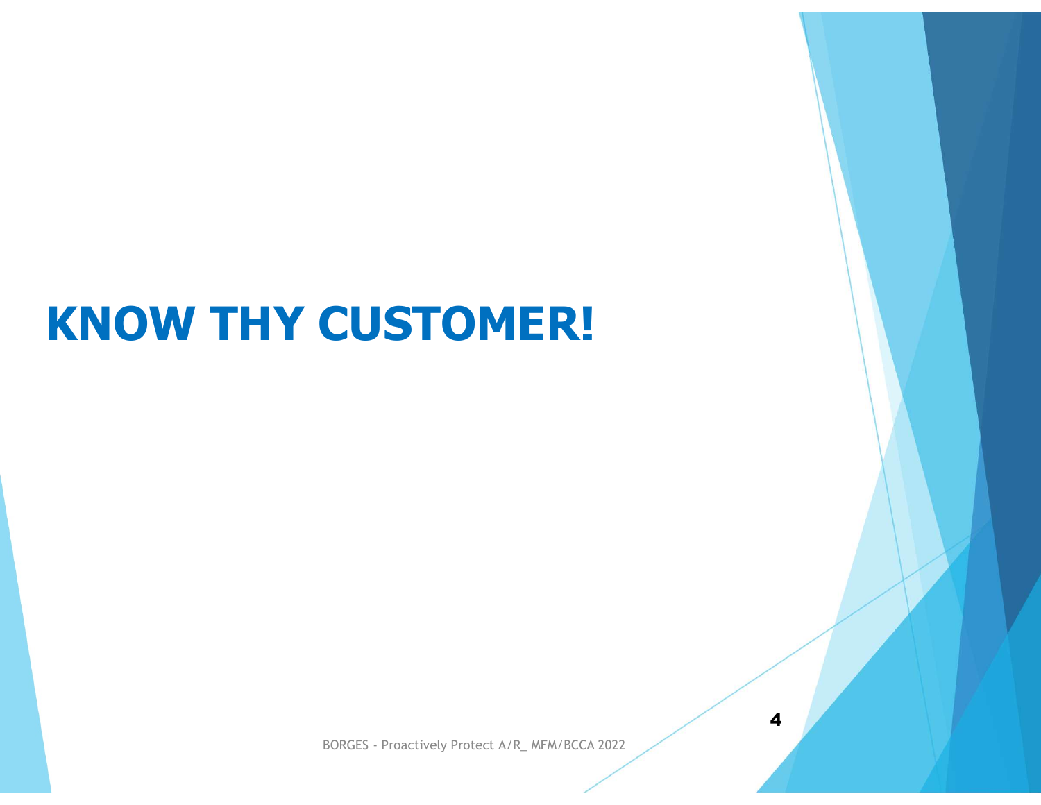# KNOW THY CUSTOMER!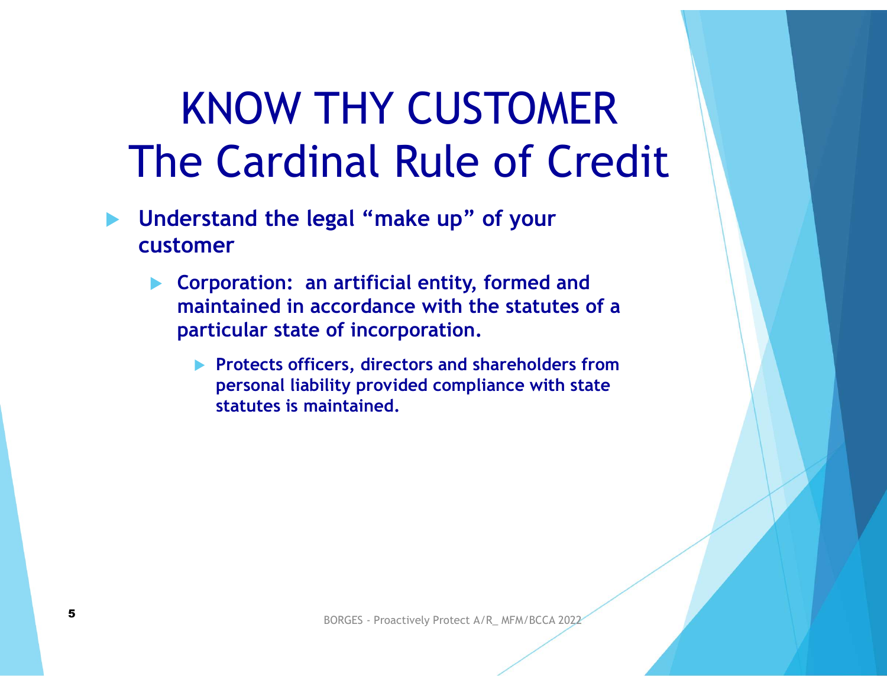# KNOW THY CUSTOMER
# The Cardinal Rule of Credit

- **Understand the legal "make up" of your customer**
  - **Corporation: an artificial entity, formed and maintained in accordance with the statutes of a particular state of incorporation.**
    - **Protects officers, directors and shareholders from personal liability provided compliance with state statutes is maintained.**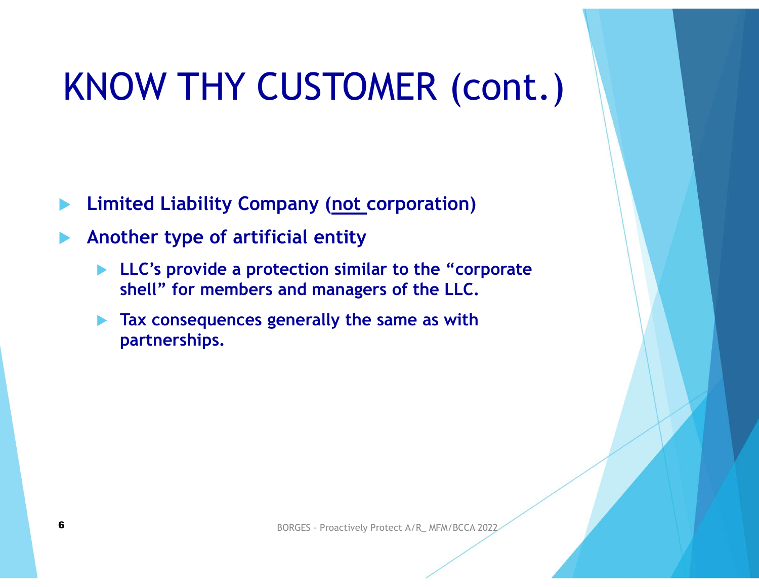# KNOW THY CUSTOMER (cont.)

- **Limited Liability Company (not corporation)**
- **Another type of artificial entity**
  - **LLC's provide a protection similar to the "corporate shell" for members and managers of the LLC.**
  - **Tax consequences generally the same as with partnerships.**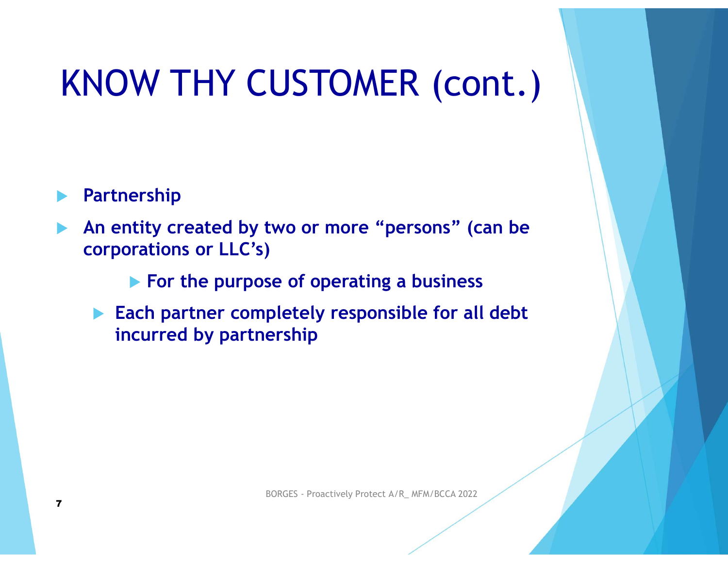# KNOW THY CUSTOMER (cont.)

- **Partnership**
- **An entity created by two or more "persons" (can be corporations or LLC's)**
    - **For the purpose of operating a business**
  - **Each partner completely responsible for all debt incurred by partnership**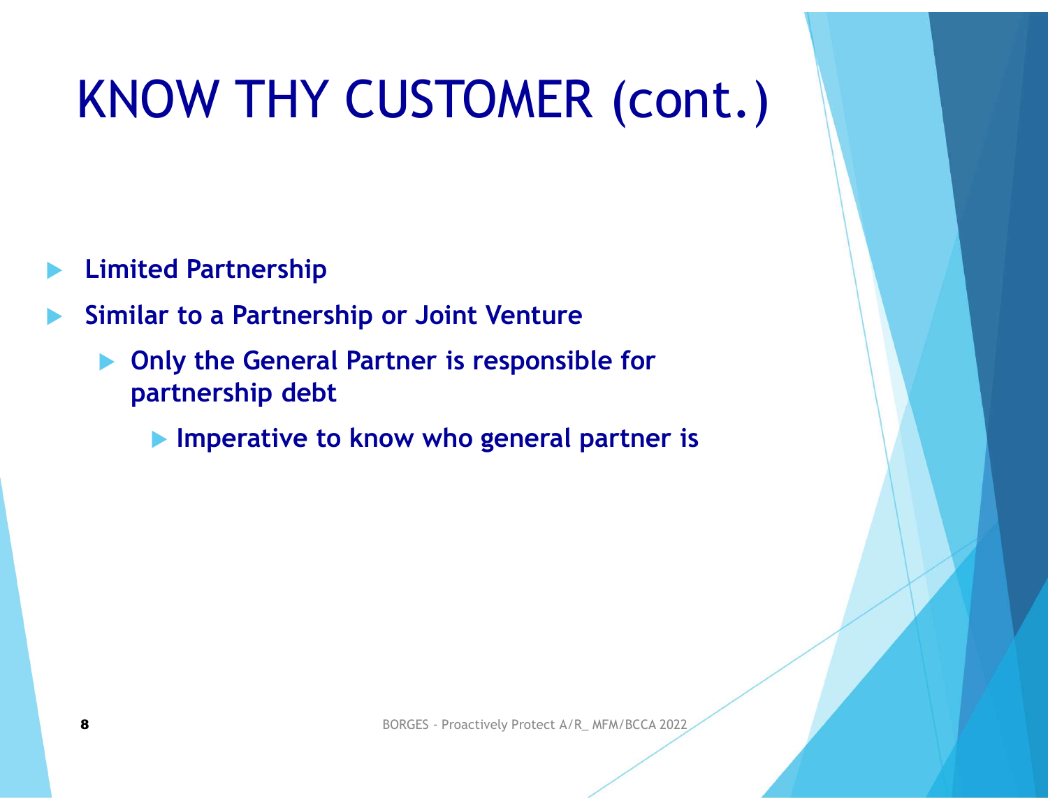# KNOW THY CUSTOMER (cont.)

- **Limited Partnership**
- **Similar to a Partnership or Joint Venture**
  - **Only the General Partner is responsible for partnership debt**
    - **Imperative to know who general partner is**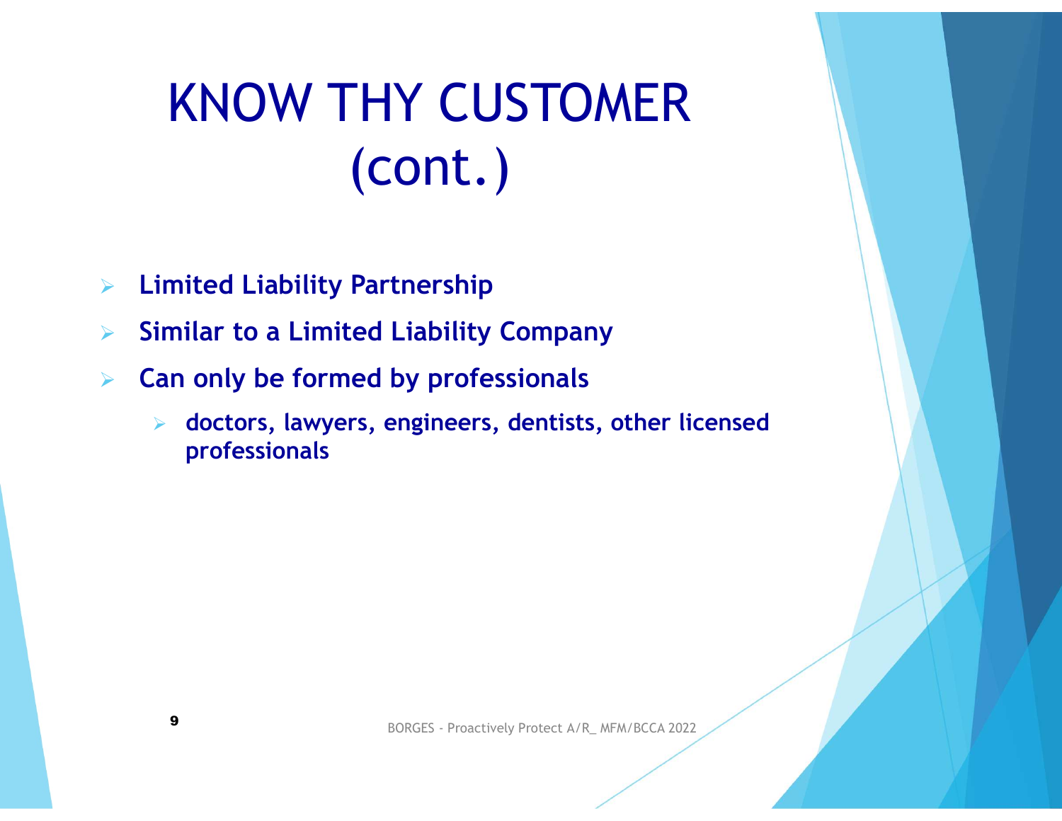# KNOW THY CUSTOMER (cont.)

- **Limited Liability Partnership**
- **Similar to a Limited Liability Company**
- **Can only be formed by professionals**
  - **doctors, lawyers, engineers, dentists, other licensed professionals**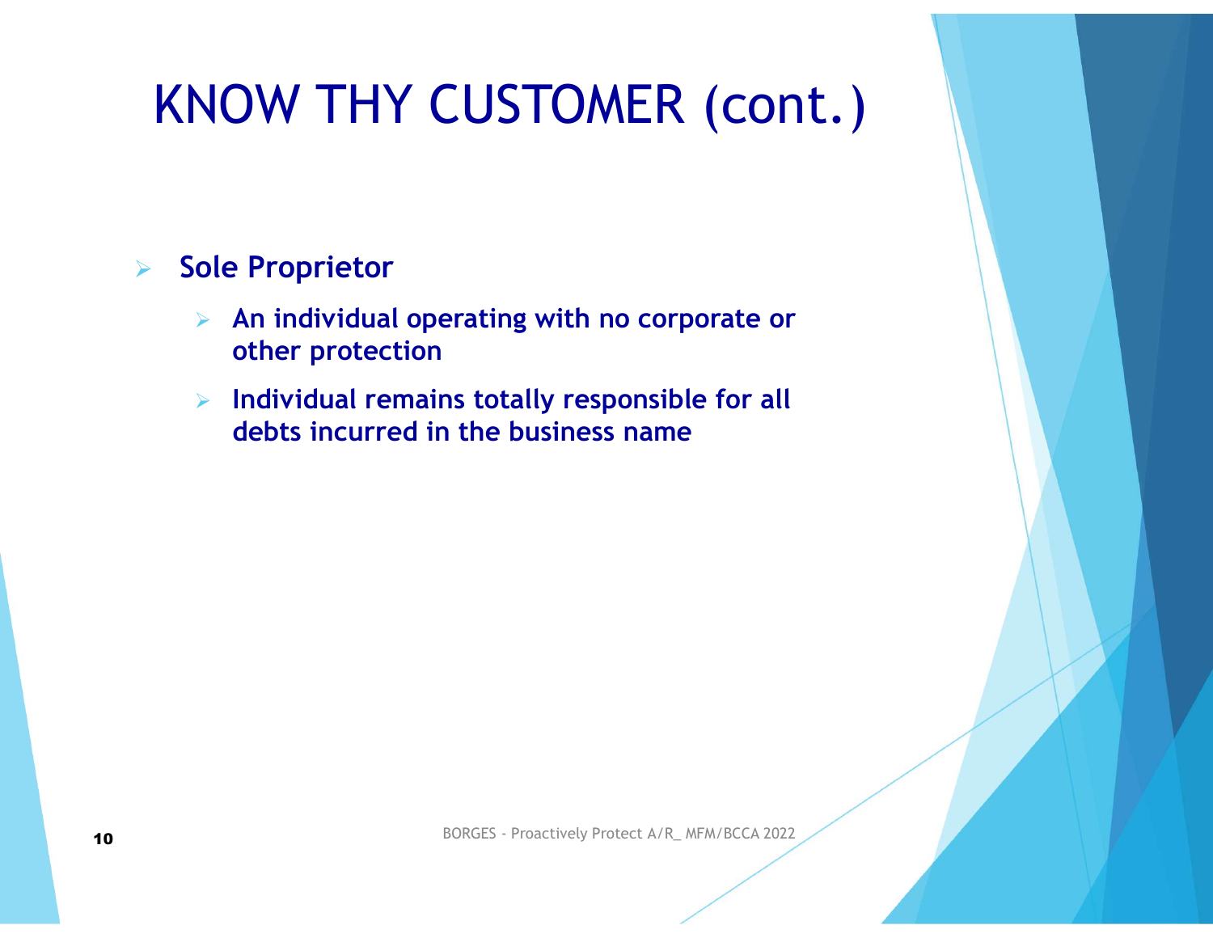# KNOW THY CUSTOMER (cont.)

- **Sole Proprietor**
  - **An individual operating with no corporate or other protection**
  - **Individual remains totally responsible for all debts incurred in the business name**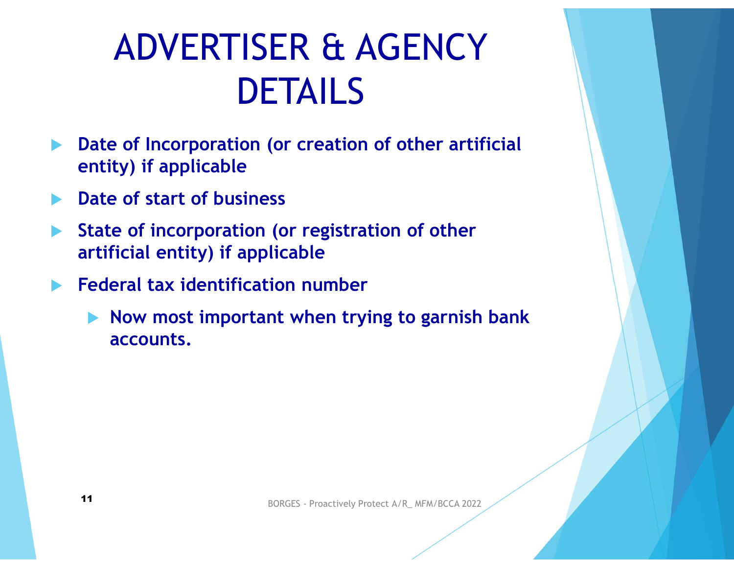# ADVERTISER & AGENCY DETAILS

- **Date of Incorporation (or creation of other artificial entity) if applicable**
- **Date of start of business**
- **State of incorporation (or registration of other artificial entity) if applicable**
- **Federal tax identification number**
  - **Now most important when trying to garnish bank accounts.**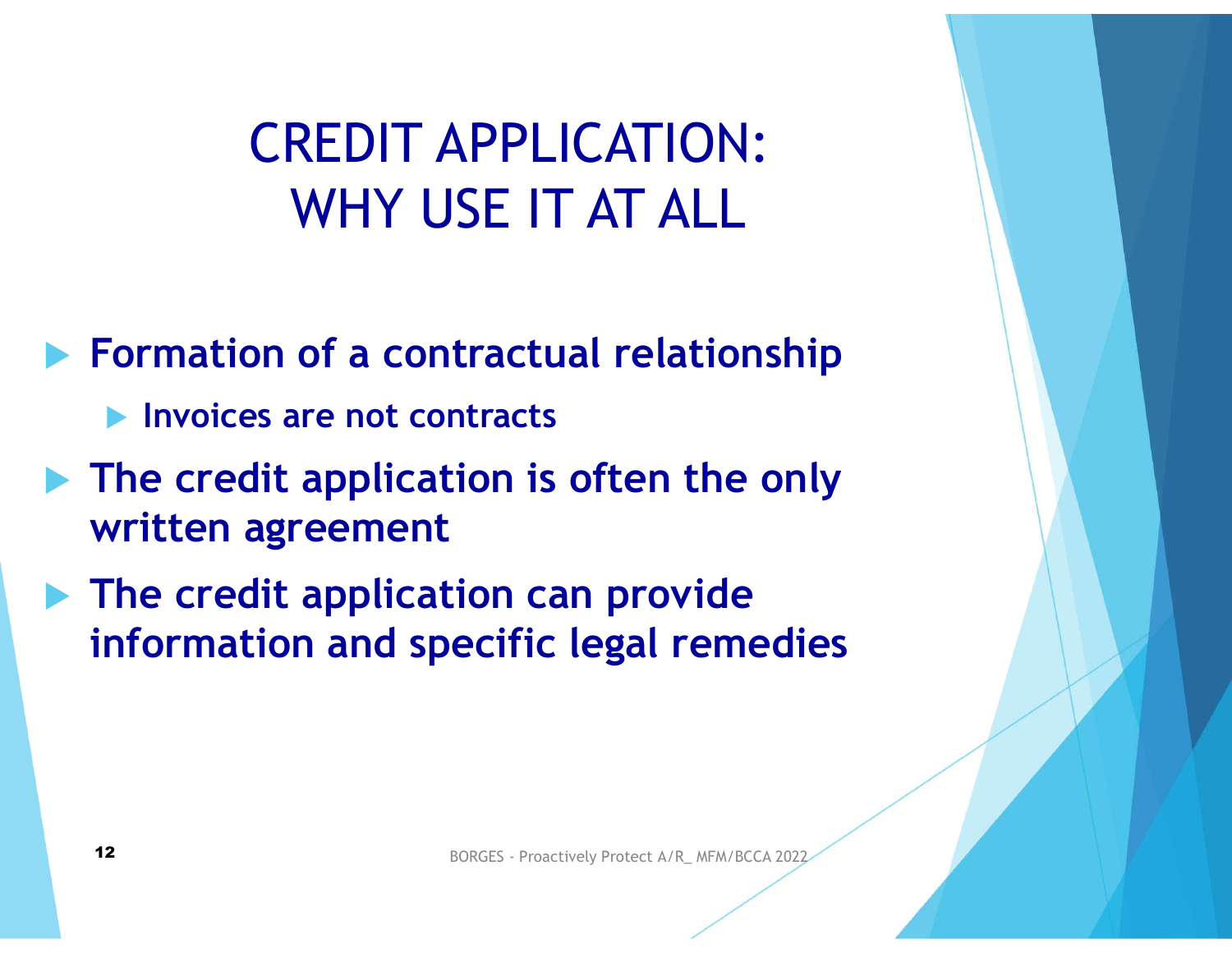# CREDIT APPLICATION: WHY USE IT AT ALL

- **Formation of a contractual relationship**
  - **Invoices are not contracts**
- **The credit application is often the only written agreement**
- **The credit application can provide information and specific legal remedies**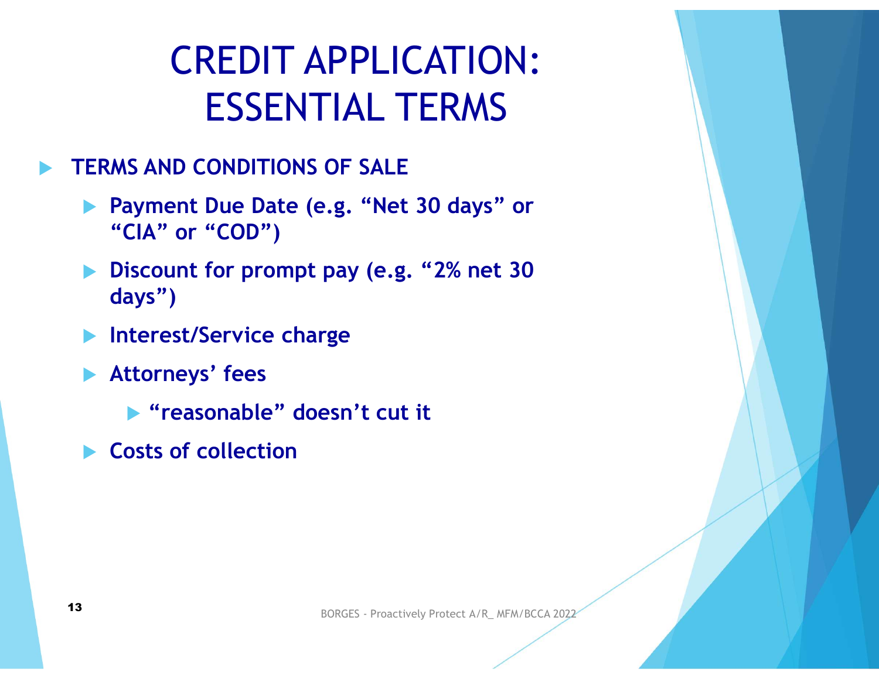# CREDIT APPLICATION: ESSENTIAL TERMS

- **TERMS AND CONDITIONS OF SALE**
  - **Payment Due Date (e.g. "Net 30 days" or "CIA" or "COD")**
  - **Discount for prompt pay (e.g. "2% net 30 days")**
  - **Interest/Service charge**
  - **Attorneys' fees**
    - **"reasonable" doesn't cut it**
  - **Costs of collection**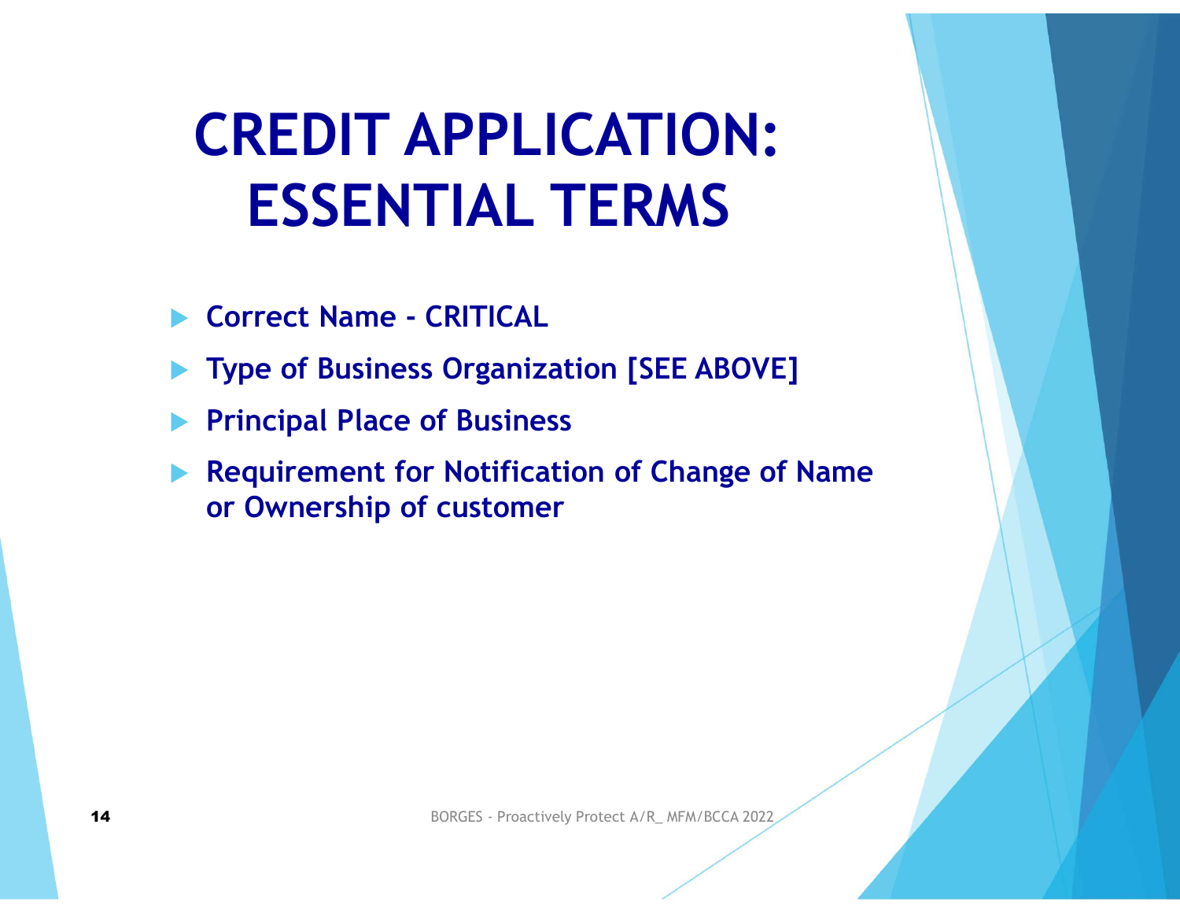# CREDIT APPLICATION: ESSENTIAL TERMS

- **Correct Name - CRITICAL**
- **Type of Business Organization [SEE ABOVE]**
- **Principal Place of Business**
- **Requirement for Notification of Change of Name or Ownership of customer**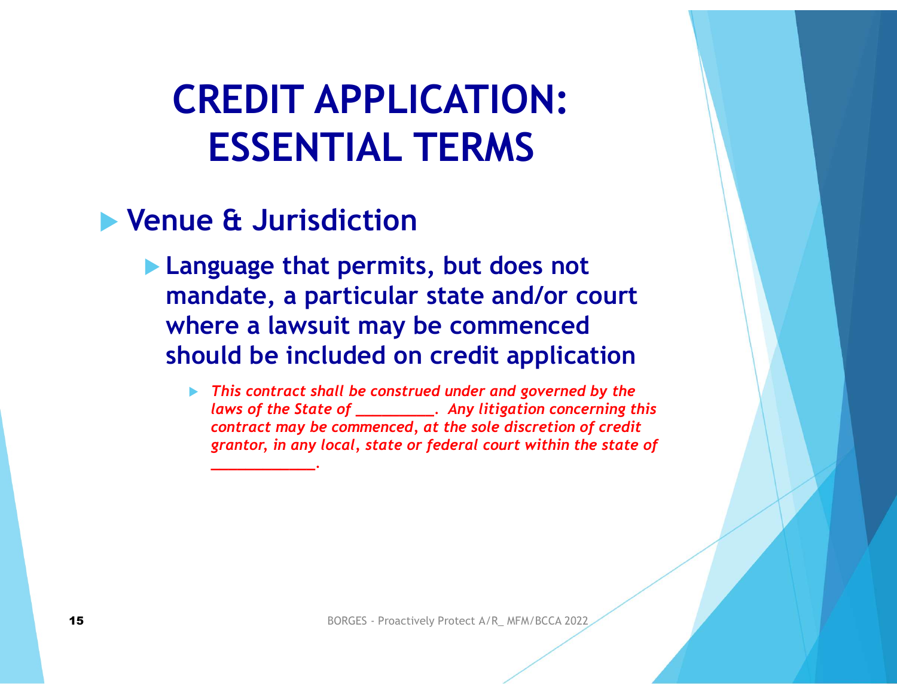# CREDIT APPLICATION: ESSENTIAL TERMS

- **Venue & Jurisdiction**
  - **Language that permits, but does not mandate, a particular state and/or court where a lawsuit may be commenced should be included on credit application**
    - *This contract shall be construed under and governed by the laws of the State of __________. Any litigation concerning this contract may be commenced, at the sole discretion of credit grantor, in any local, state or federal court within the state of _____________.*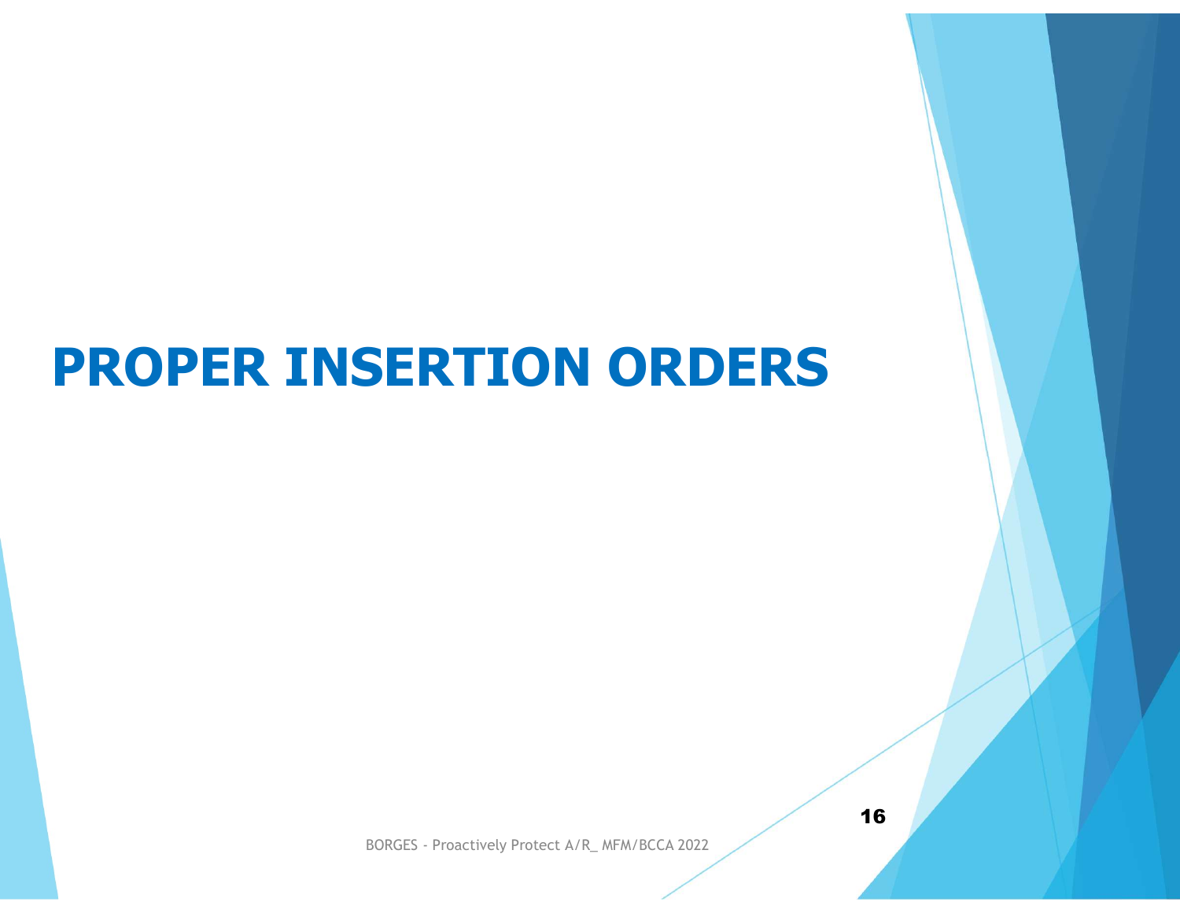# PROPER INSERTION ORDERS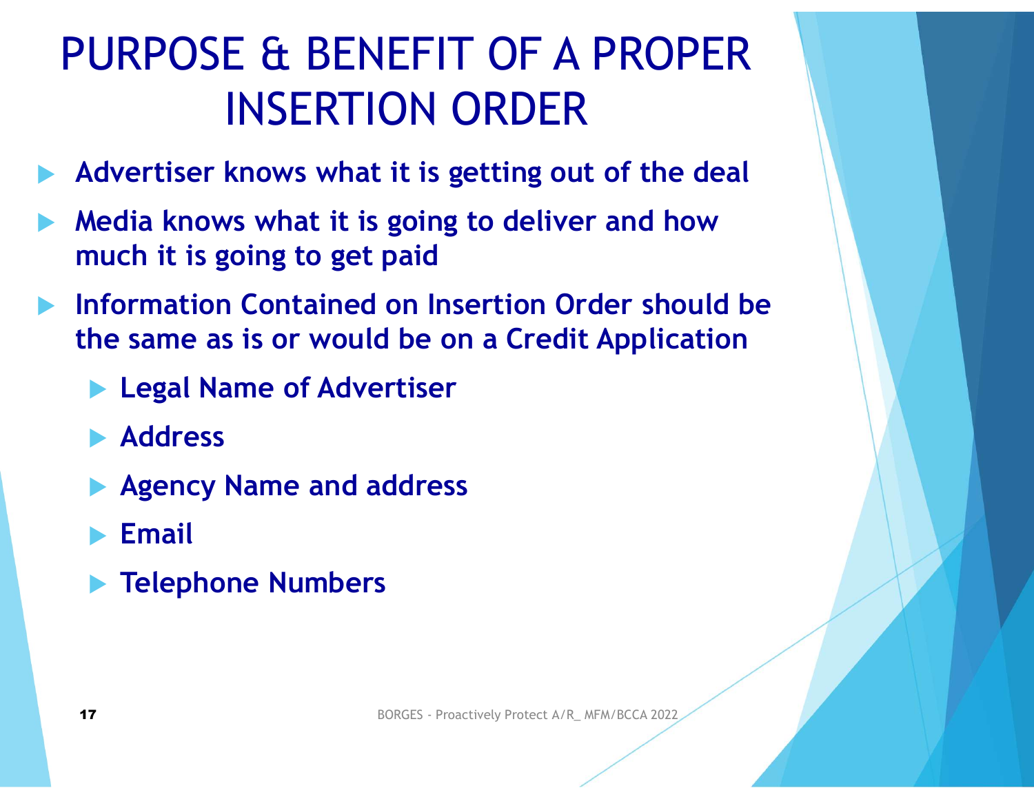# PURPOSE & BENEFIT OF A PROPER INSERTION ORDER

- **Advertiser knows what it is getting out of the deal**
- **Media knows what it is going to deliver and how much it is going to get paid**
- **Information Contained on Insertion Order should be the same as is or would be on a Credit Application**
  - **Legal Name of Advertiser**
  - **Address**
  - **Agency Name and address**
  - **Email**
  - **Telephone Numbers**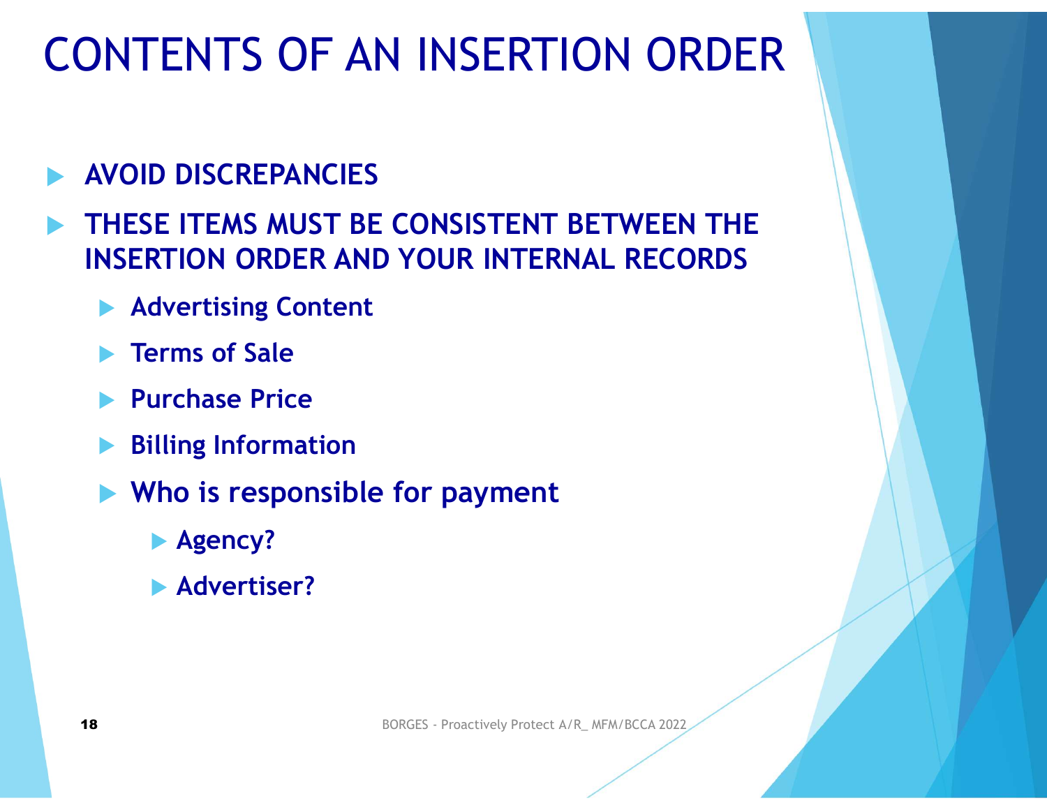# CONTENTS OF AN INSERTION ORDER

- **AVOID DISCREPANCIES**
- **THESE ITEMS MUST BE CONSISTENT BETWEEN THE INSERTION ORDER AND YOUR INTERNAL RECORDS**
  - **Advertising Content**
  - **Terms of Sale**
  - **Purchase Price**
  - **Billing Information**
  - **Who is responsible for payment**
    - **Agency?**
    - **Advertiser?**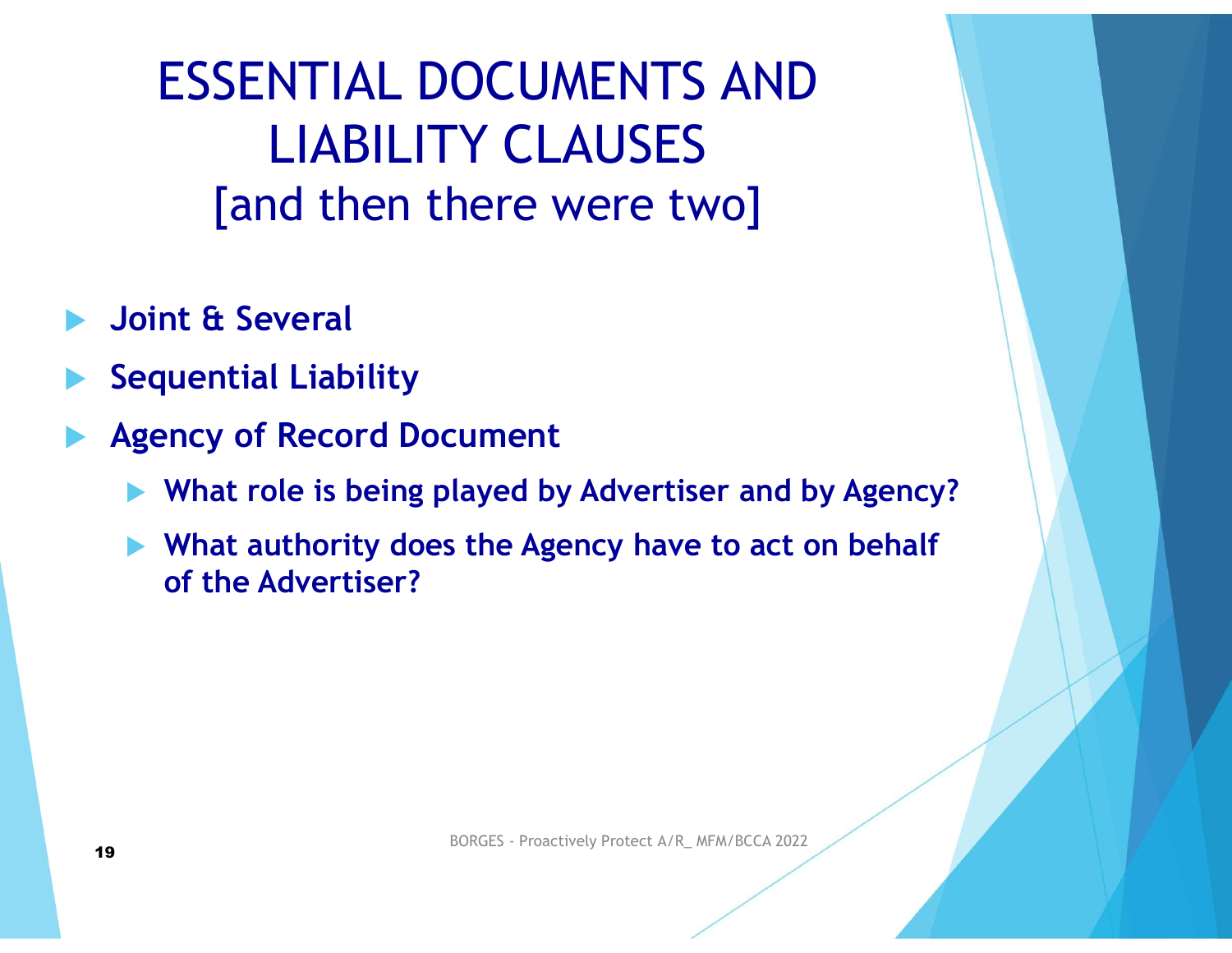# ESSENTIAL DOCUMENTS AND LIABILITY CLAUSES
## [and then there were two]

- **Joint & Several**
- **Sequential Liability**
- **Agency of Record Document**
  - **What role is being played by Advertiser and by Agency?**
  - **What authority does the Agency have to act on behalf of the Advertiser?**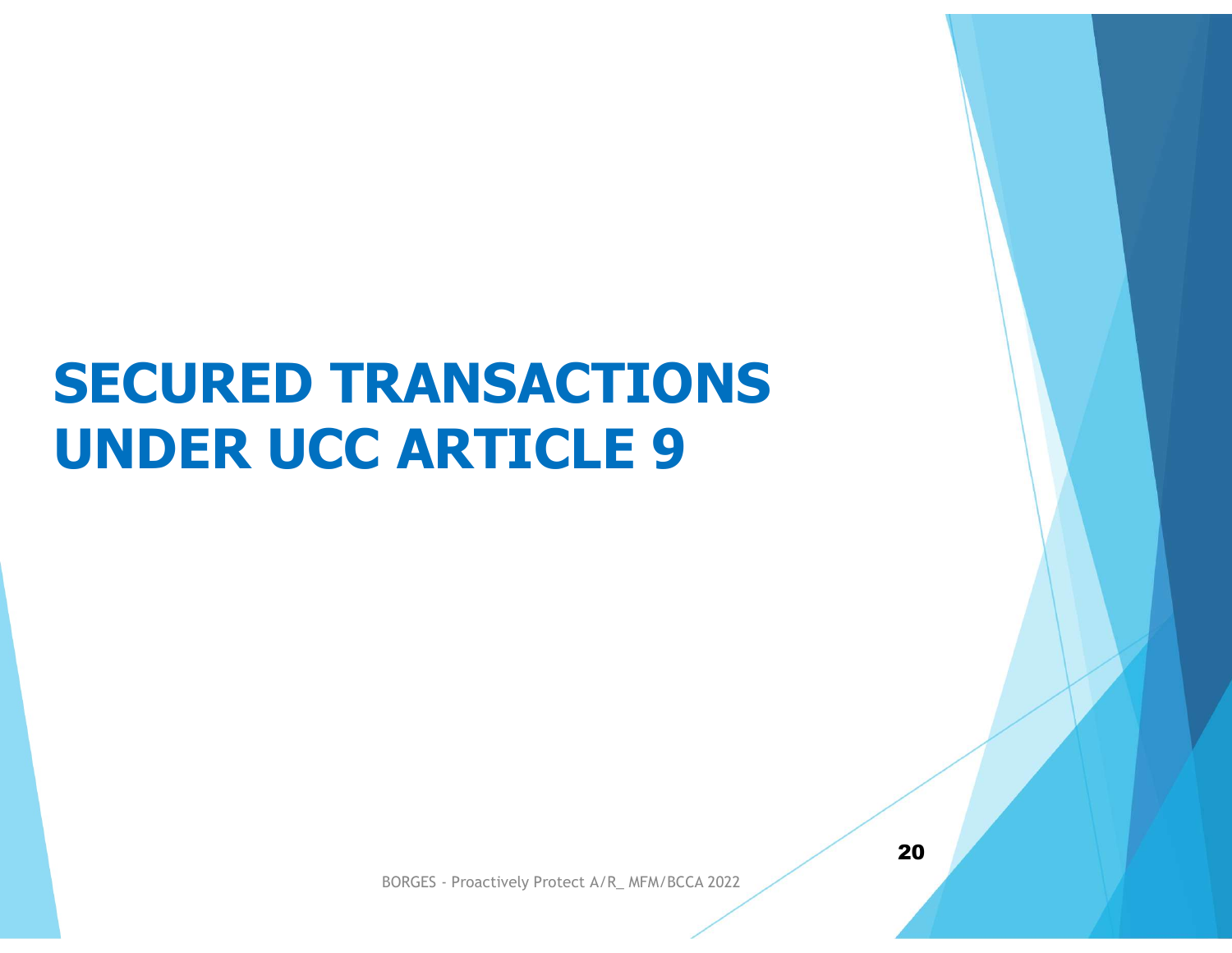# SECURED TRANSACTIONS UNDER UCC ARTICLE 9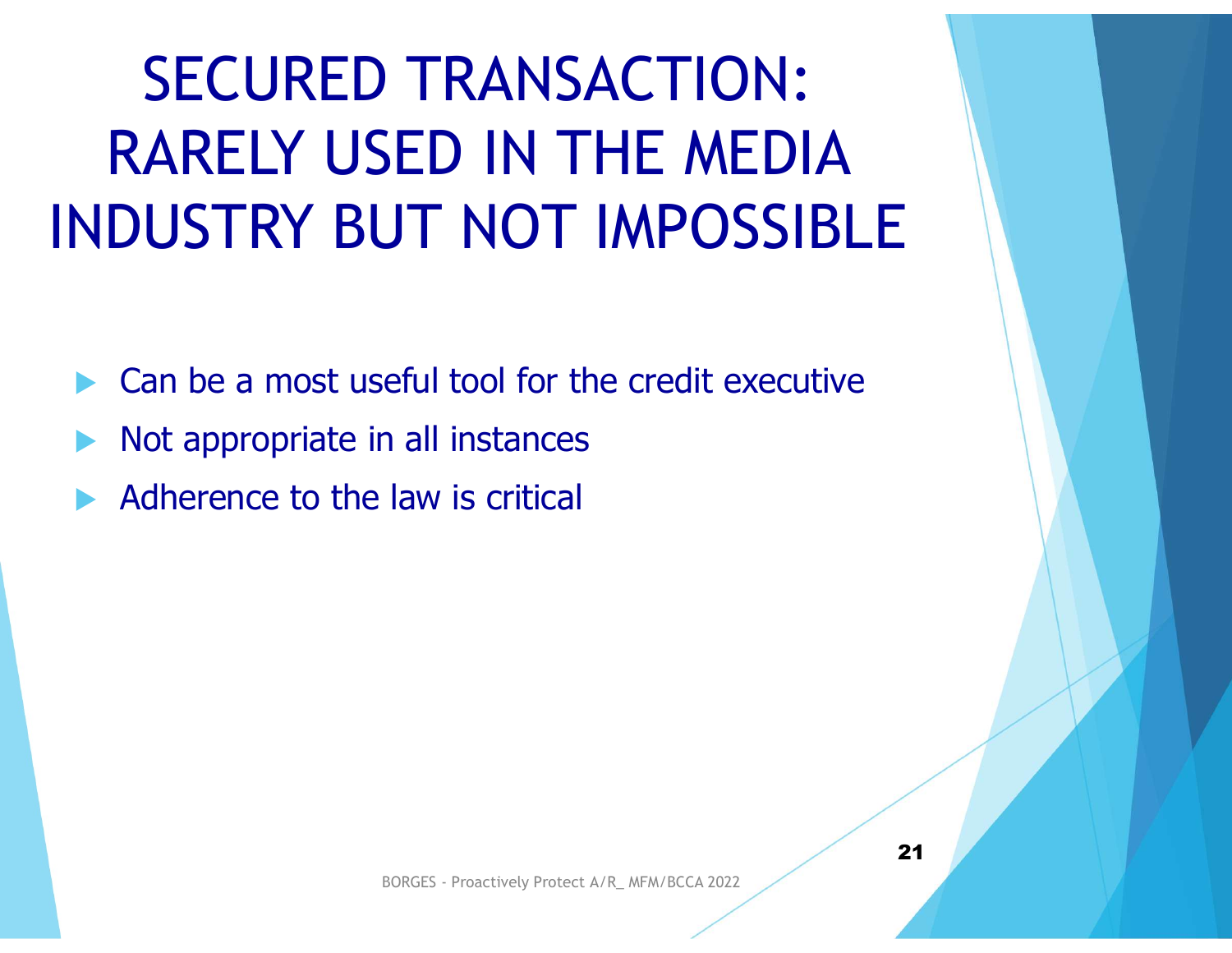# SECURED TRANSACTION: RARELY USED IN THE MEDIA INDUSTRY BUT NOT IMPOSSIBLE

- Can be a most useful tool for the credit executive
- Not appropriate in all instances
- Adherence to the law is critical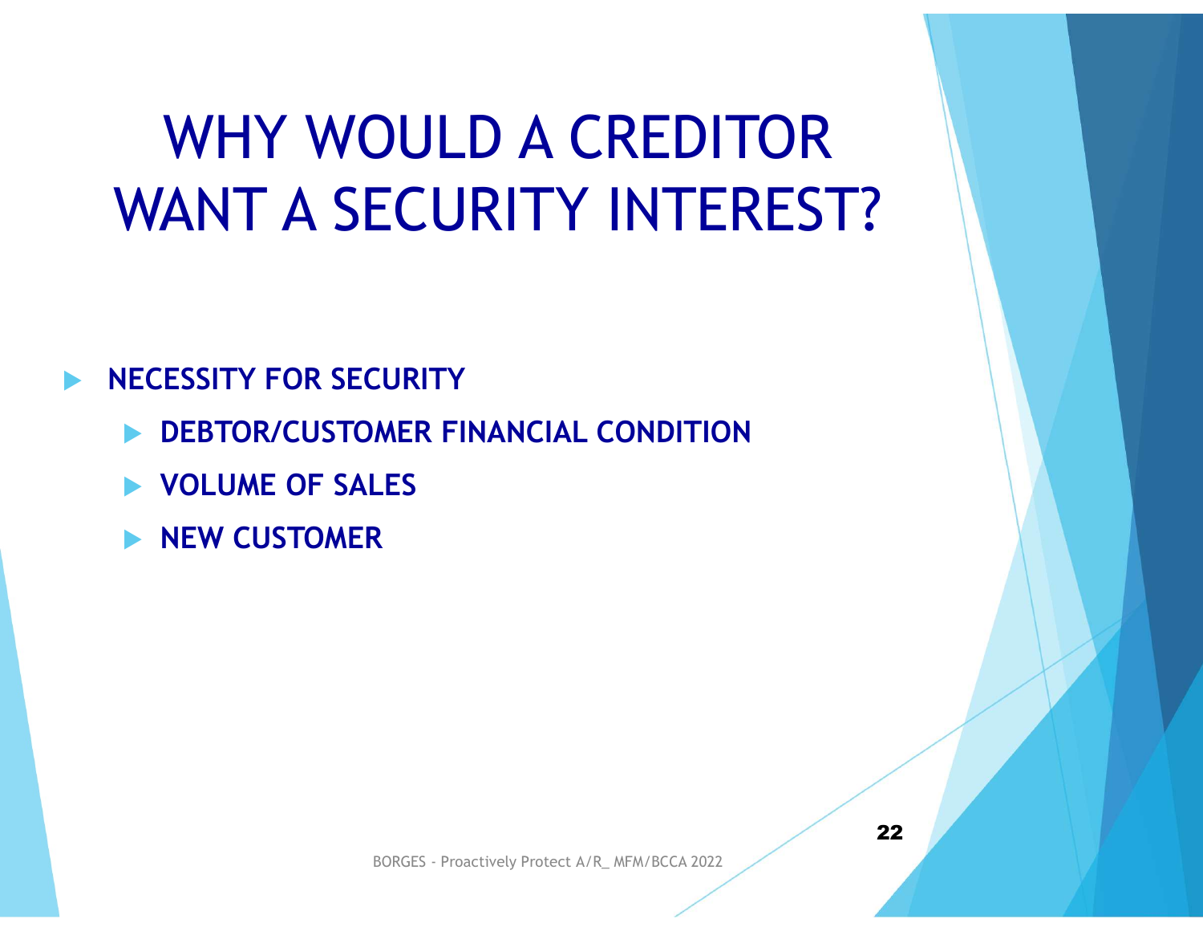# WHY WOULD A CREDITOR WANT A SECURITY INTEREST?

- **NECESSITY FOR SECURITY**
  - **DEBTOR/CUSTOMER FINANCIAL CONDITION**
  - **VOLUME OF SALES**
  - **NEW CUSTOMER**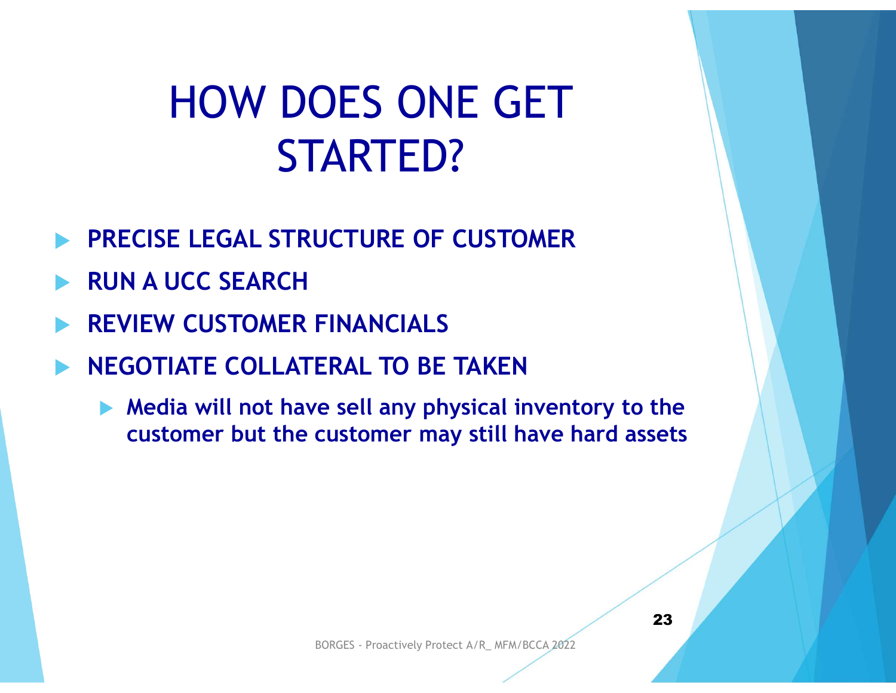# HOW DOES ONE GET STARTED?

- **PRECISE LEGAL STRUCTURE OF CUSTOMER**
- **RUN A UCC SEARCH**
- **REVIEW CUSTOMER FINANCIALS**
- **NEGOTIATE COLLATERAL TO BE TAKEN**
  - **Media will not have sell any physical inventory to the customer but the customer may still have hard assets**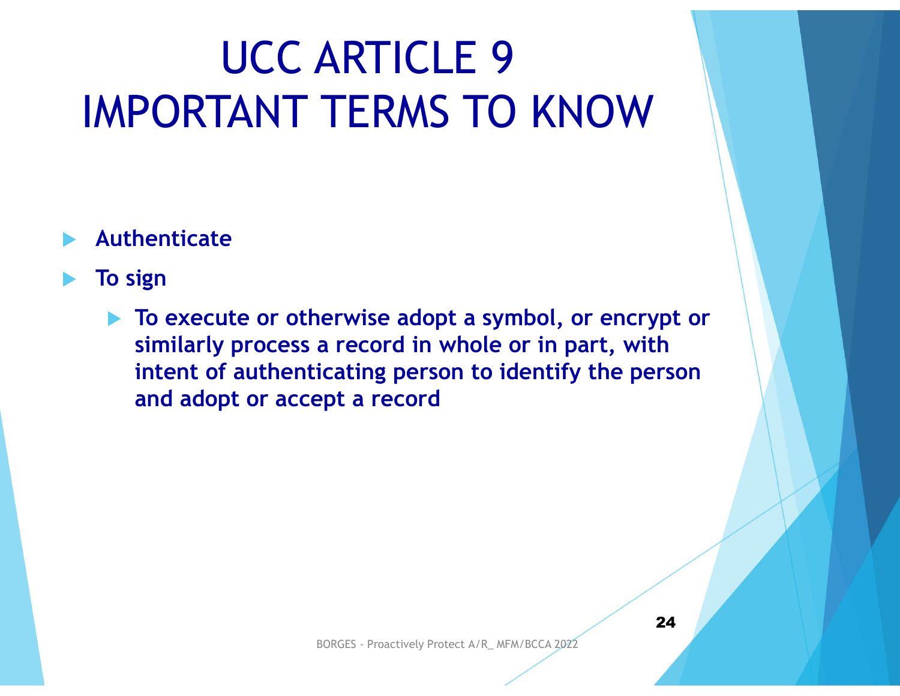# UCC ARTICLE 9 IMPORTANT TERMS TO KNOW

- **Authenticate**
- **To sign**
  - **To execute or otherwise adopt a symbol, or encrypt or similarly process a record in whole or in part, with intent of authenticating person to identify the person and adopt or accept a record**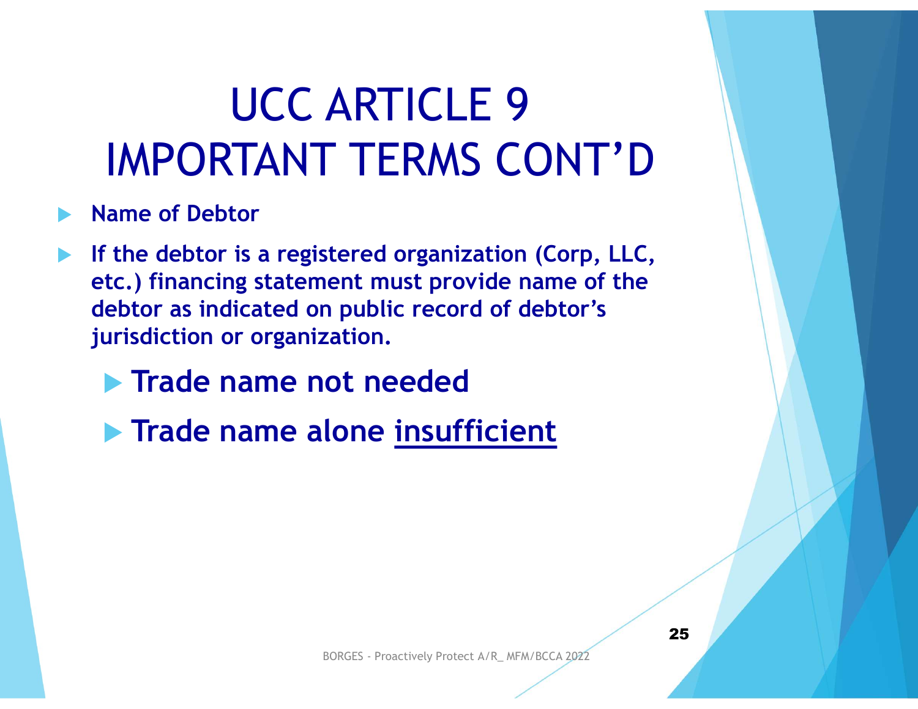# UCC ARTICLE 9 IMPORTANT TERMS CONT'D

- **Name of Debtor**
- **If the debtor is a registered organization (Corp, LLC, etc.) financing statement must provide name of the debtor as indicated on public record of debtor's jurisdiction or organization.**
  - **Trade name not needed**
  - **Trade name alone <u>insufficient</u>**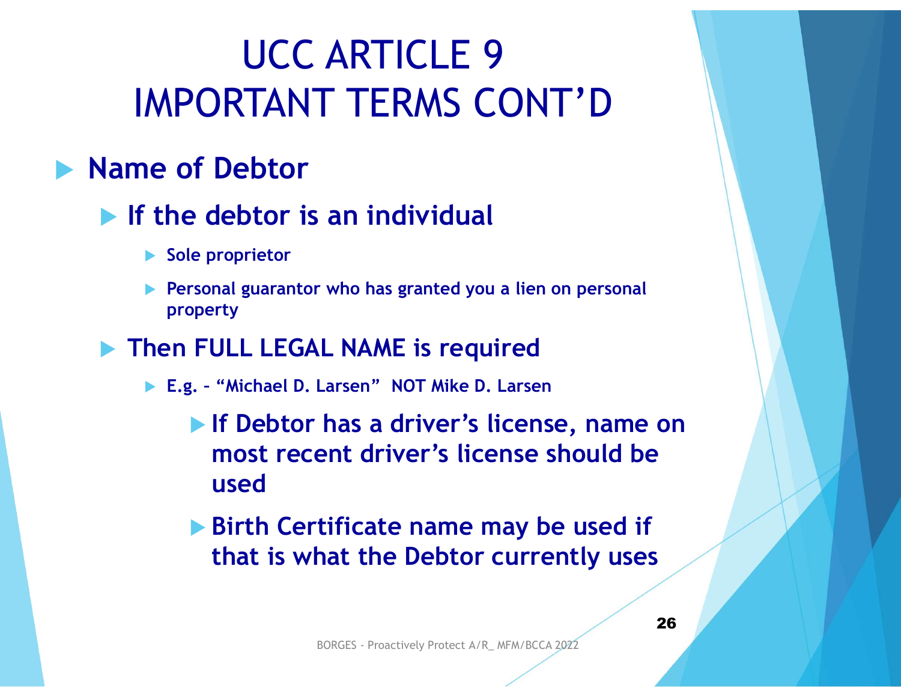# UCC ARTICLE 9 IMPORTANT TERMS CONT'D

- **Name of Debtor**
  - **If the debtor is an individual**
    - **Sole proprietor**
    - **Personal guarantor who has granted you a lien on personal property**
  - **Then FULL LEGAL NAME is required**
    - **E.g. – "Michael D. Larsen" NOT Mike D. Larsen**
      - **If Debtor has a driver's license, name on most recent driver's license should be used**
      - **Birth Certificate name may be used if that is what the Debtor currently uses**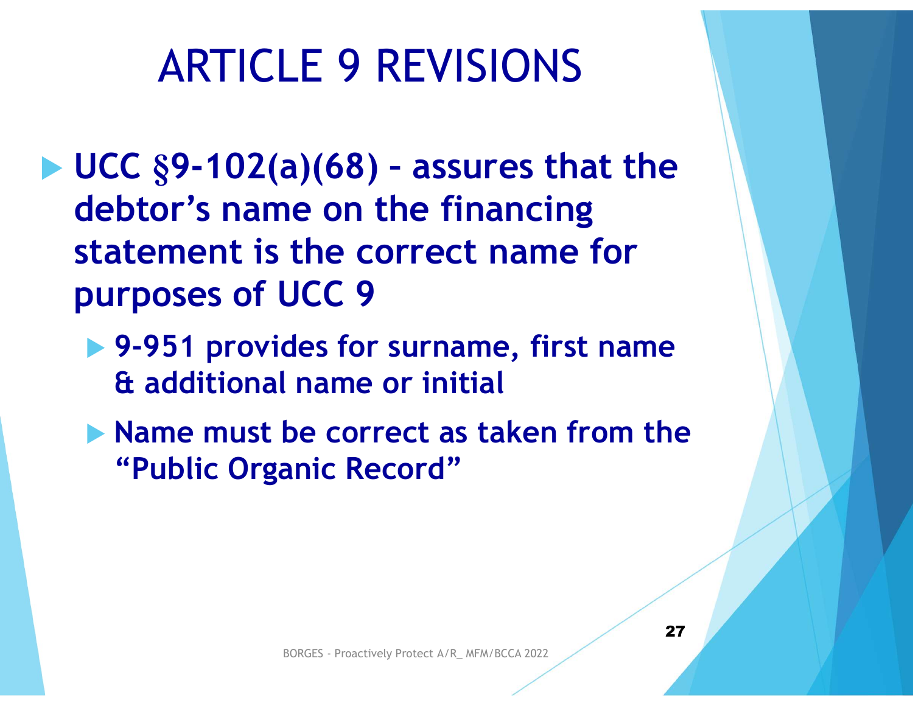# ARTICLE 9 REVISIONS

- **UCC §9-102(a)(68) – assures that the debtor's name on the financing statement is the correct name for purposes of UCC 9**
  - **9-951 provides for surname, first name & additional name or initial**
  - **Name must be correct as taken from the "Public Organic Record"**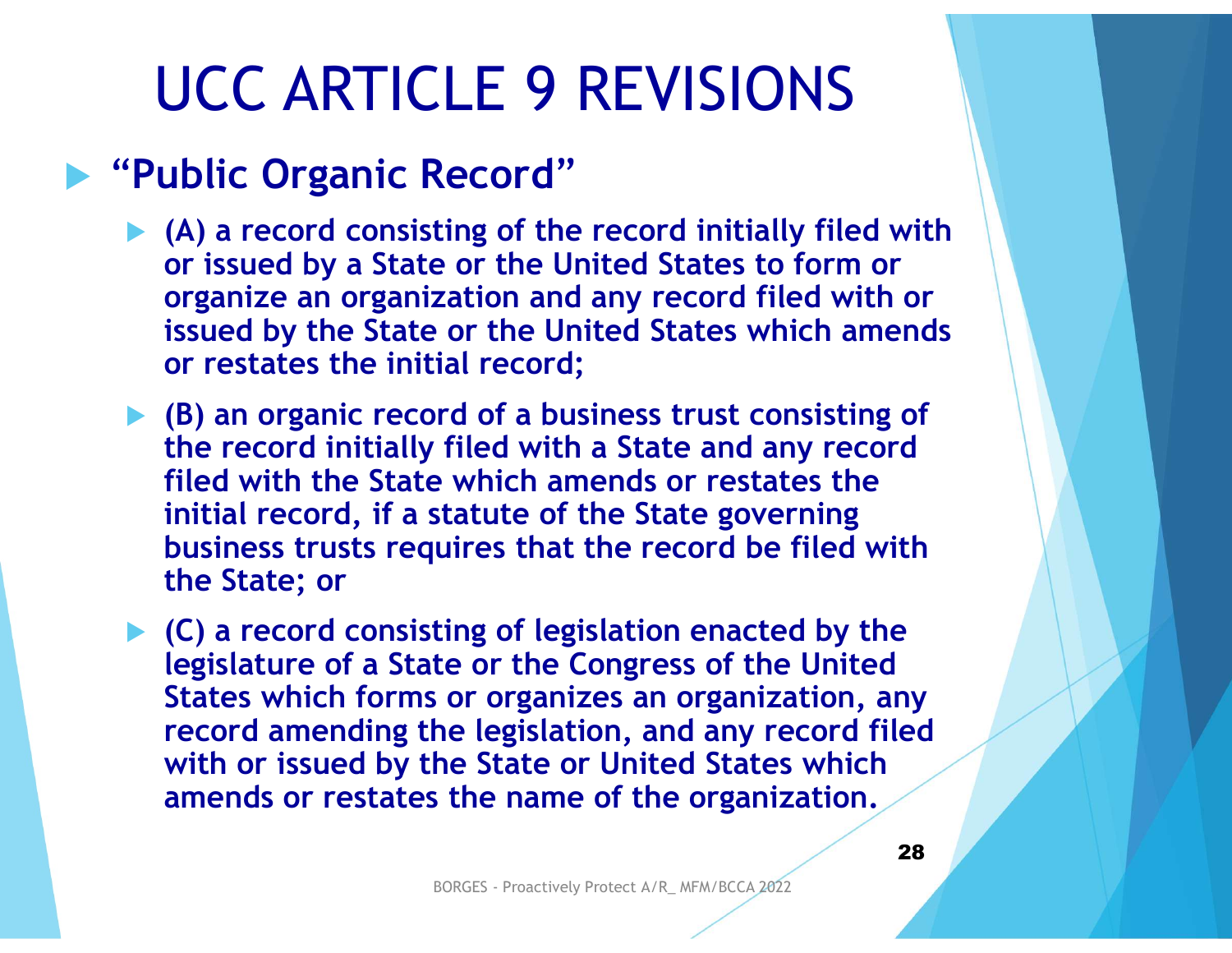# UCC ARTICLE 9 REVISIONS

- **"Public Organic Record"**
  - **(A) a record consisting of the record initially filed with or issued by a State or the United States to form or organize an organization and any record filed with or issued by the State or the United States which amends or restates the initial record;**
  - **(B) an organic record of a business trust consisting of the record initially filed with a State and any record filed with the State which amends or restates the initial record, if a statute of the State governing business trusts requires that the record be filed with the State; or**
  - **(C) a record consisting of legislation enacted by the legislature of a State or the Congress of the United States which forms or organizes an organization, any record amending the legislation, and any record filed with or issued by the State or United States which amends or restates the name of the organization.**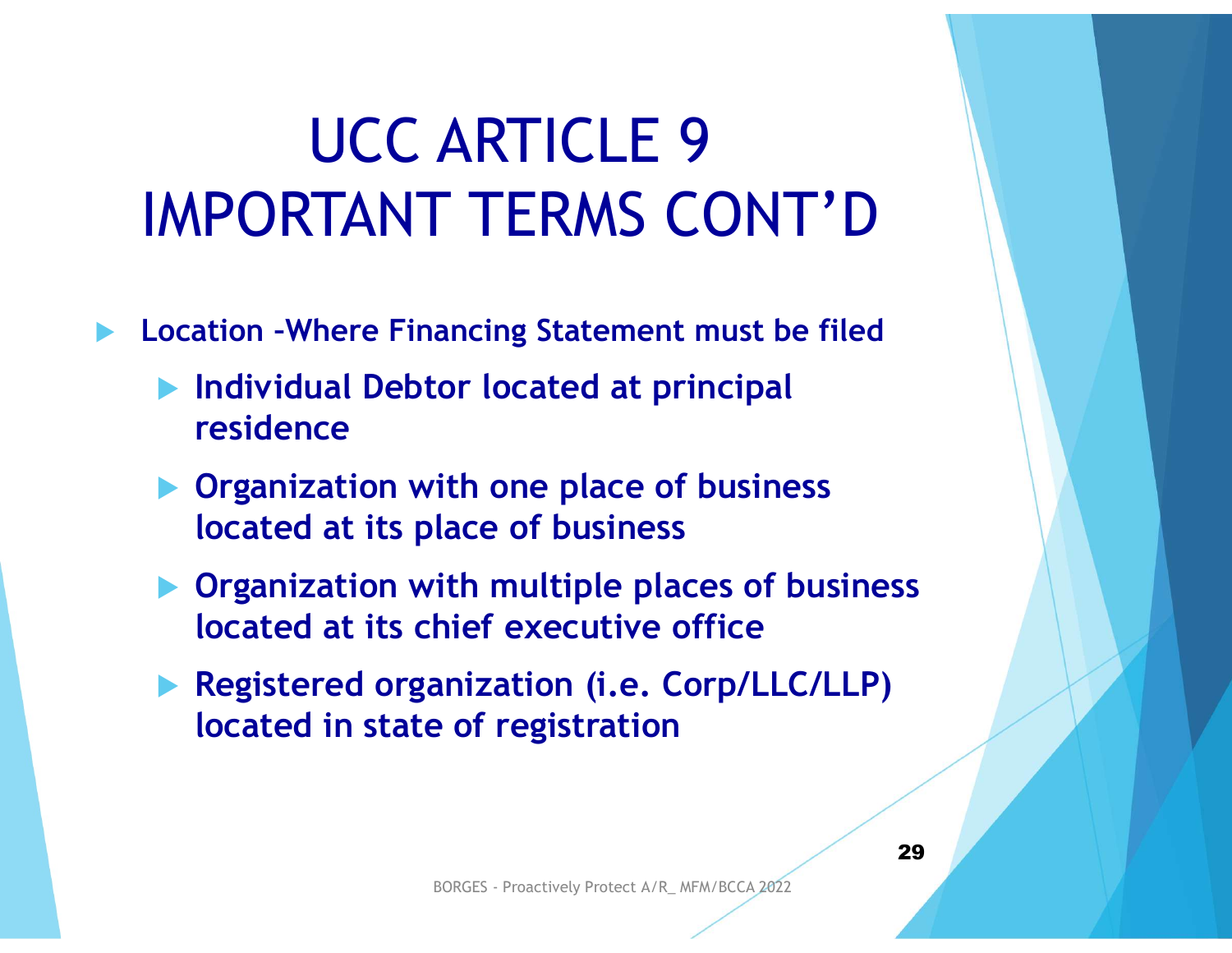# UCC ARTICLE 9 IMPORTANT TERMS CONT'D

- **Location –Where Financing Statement must be filed**
  - **Individual Debtor located at principal residence**
  - **Organization with one place of business located at its place of business**
  - **Organization with multiple places of business located at its chief executive office**
  - **Registered organization (i.e. Corp/LLC/LLP) located in state of registration**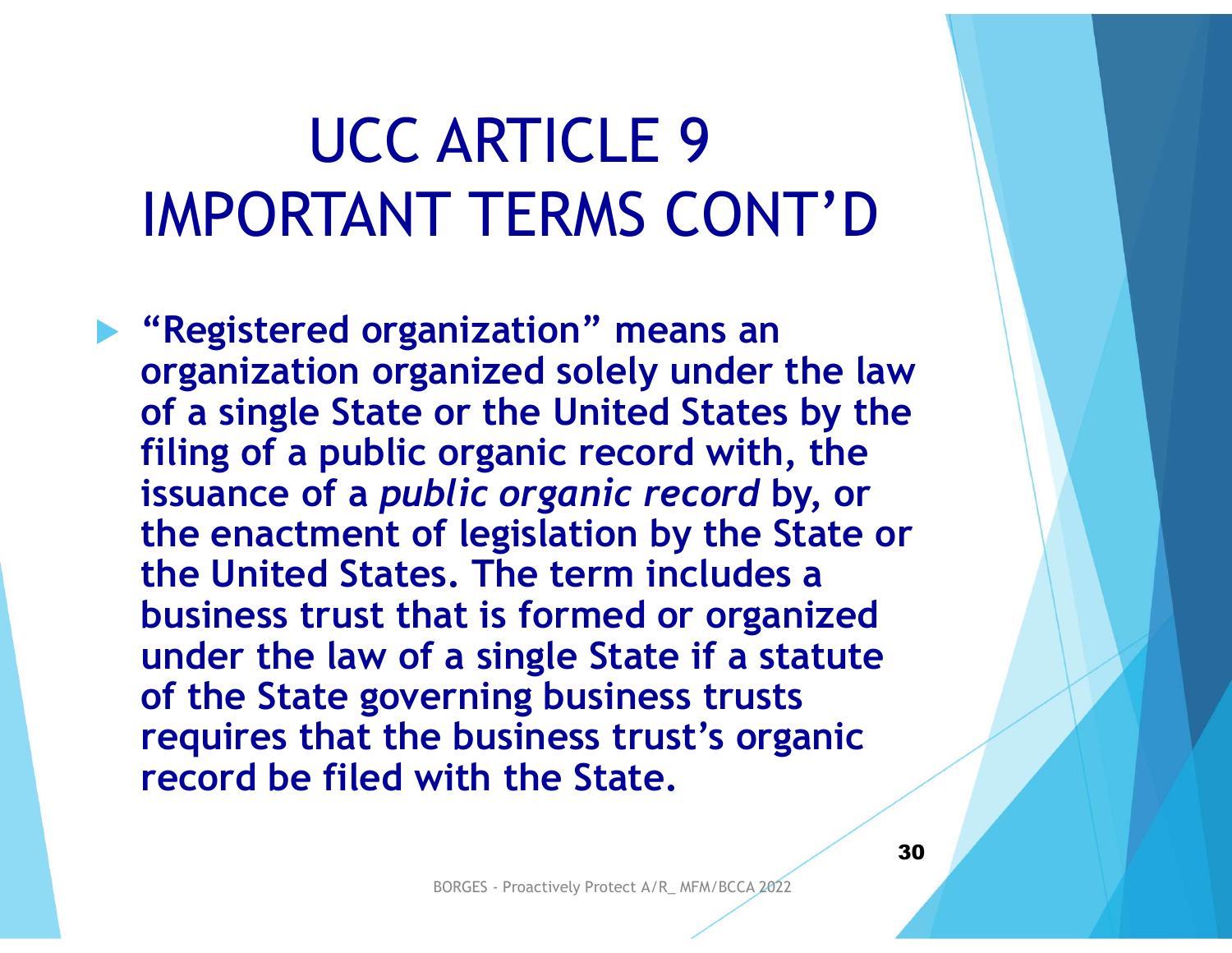# UCC ARTICLE 9 IMPORTANT TERMS CONT'D

- **"Registered organization" means an organization organized solely under the law of a single State or the United States by the filing of a public organic record with, the issuance of a *public organic record* by, or the enactment of legislation by the State or the United States. The term includes a business trust that is formed or organized under the law of a single State if a statute of the State governing business trusts requires that the business trust's organic record be filed with the State.**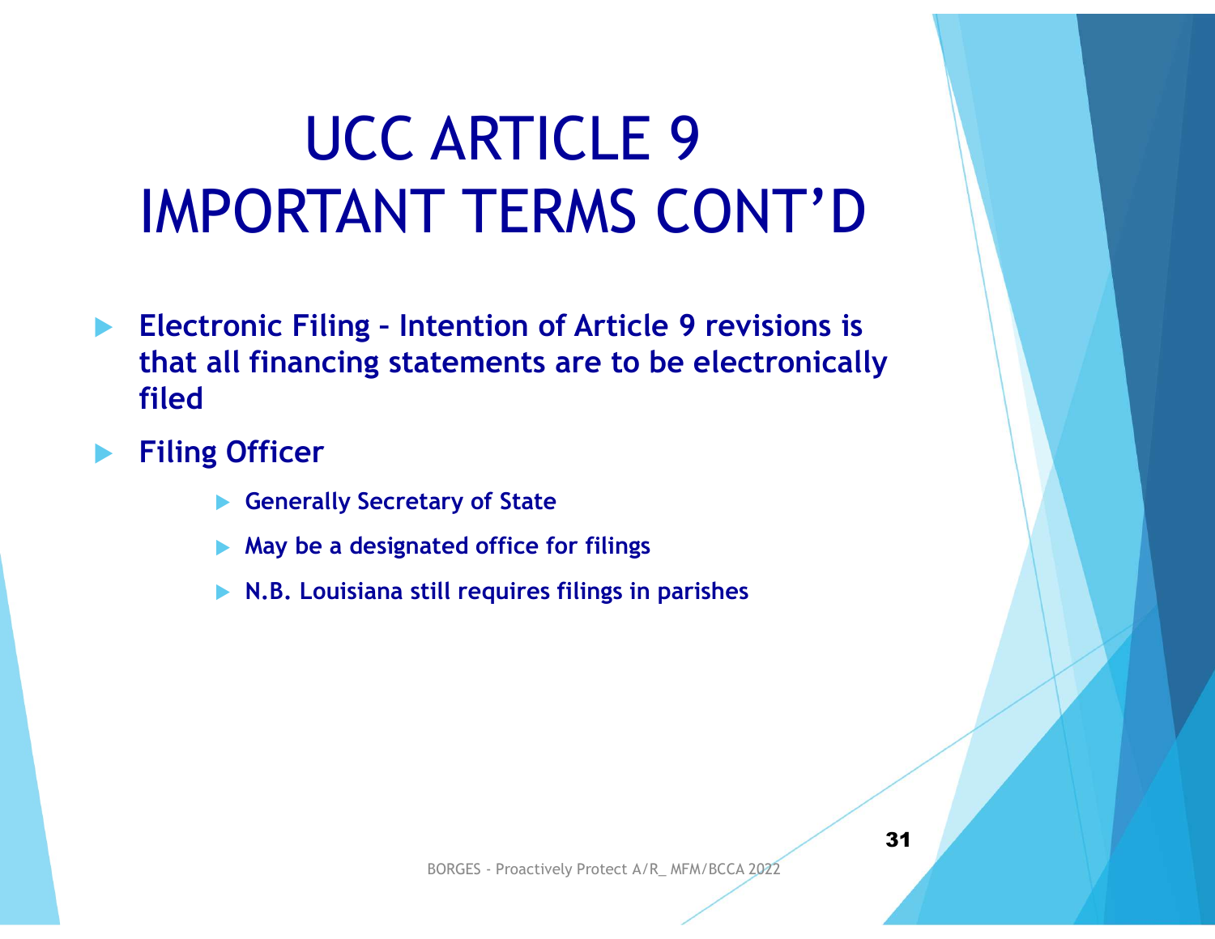# UCC ARTICLE 9 IMPORTANT TERMS CONT'D

- **Electronic Filing – Intention of Article 9 revisions is that all financing statements are to be electronically filed**
- **Filing Officer**
  - **Generally Secretary of State**
  - **May be a designated office for filings**
  - **N.B. Louisiana still requires filings in parishes**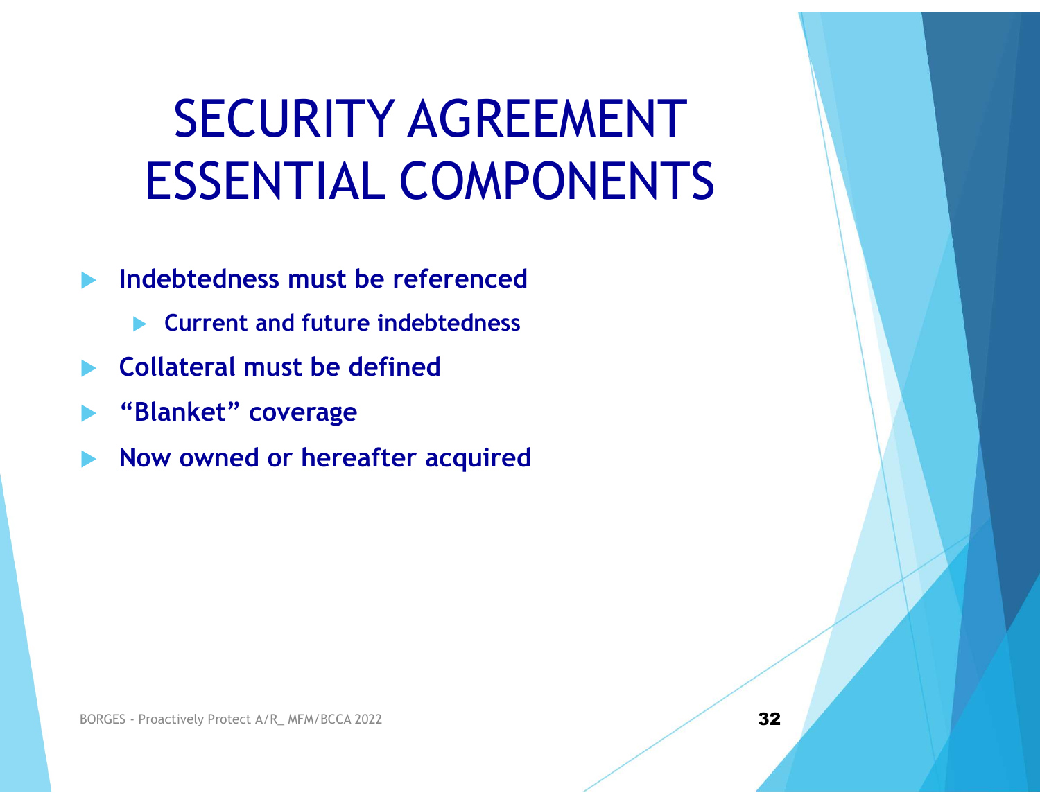# SECURITY AGREEMENT ESSENTIAL COMPONENTS

- **Indebtedness must be referenced**
  - **Current and future indebtedness**
- **Collateral must be defined**
- **“Blanket” coverage**
- **Now owned or hereafter acquired**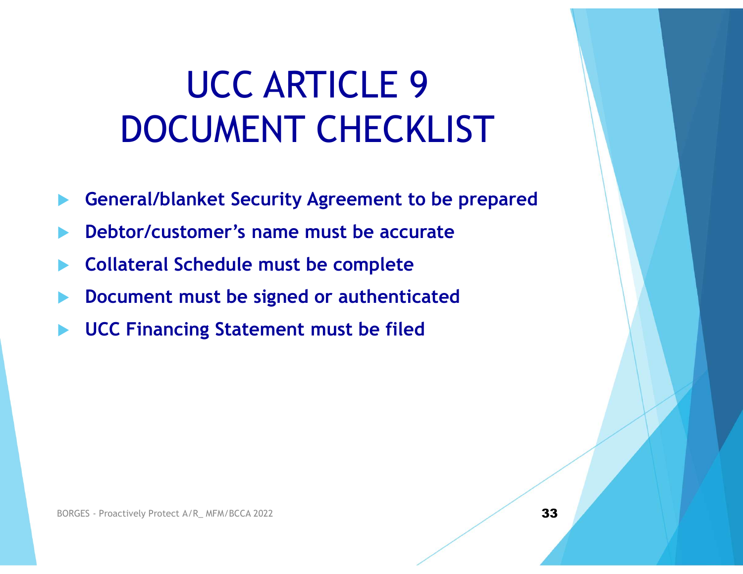# UCC ARTICLE 9 DOCUMENT CHECKLIST

- **General/blanket Security Agreement to be prepared**
- **Debtor/customer's name must be accurate**
- **Collateral Schedule must be complete**
- **Document must be signed or authenticated**
- **UCC Financing Statement must be filed**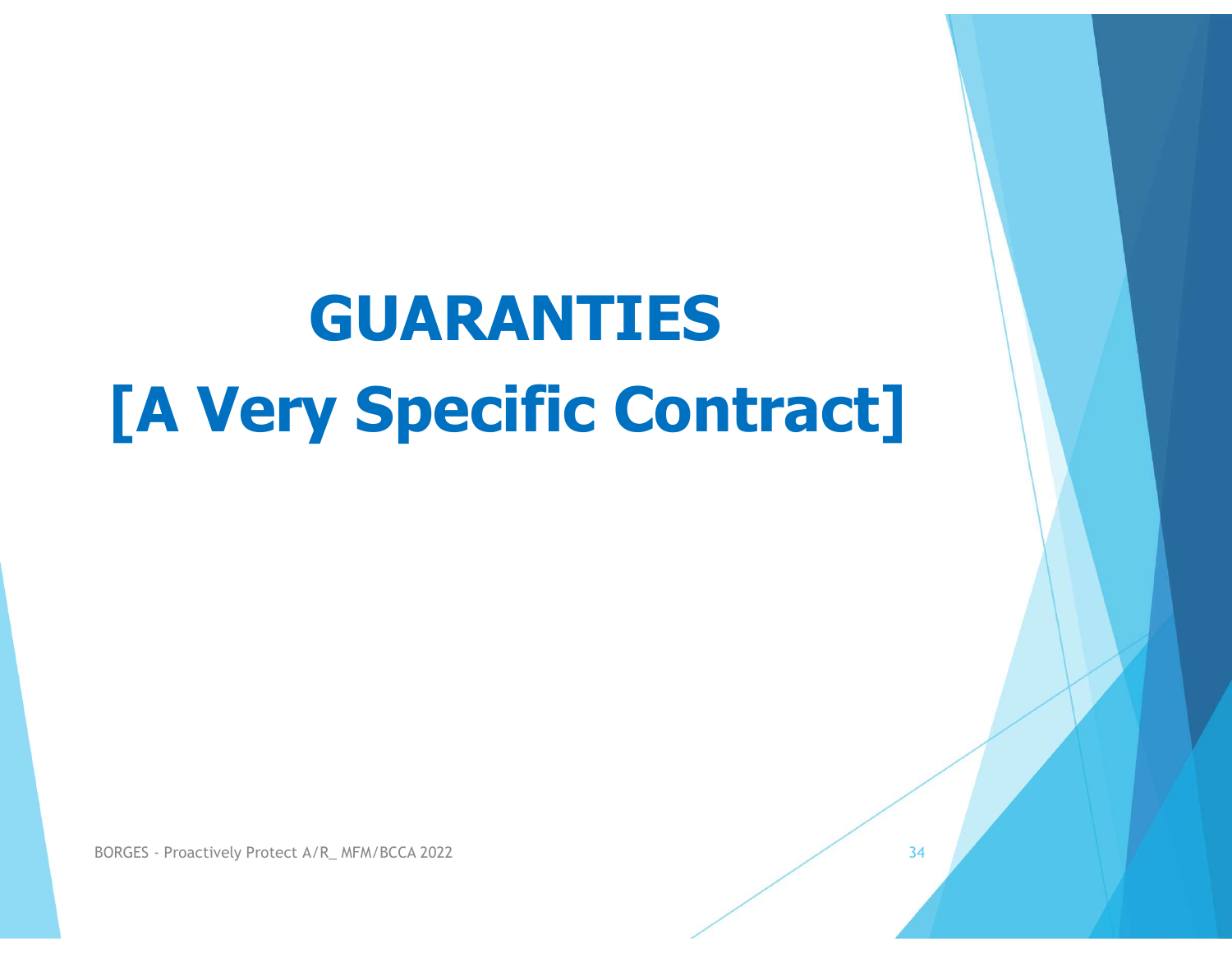# GUARANTIES

# [A Very Specific Contract]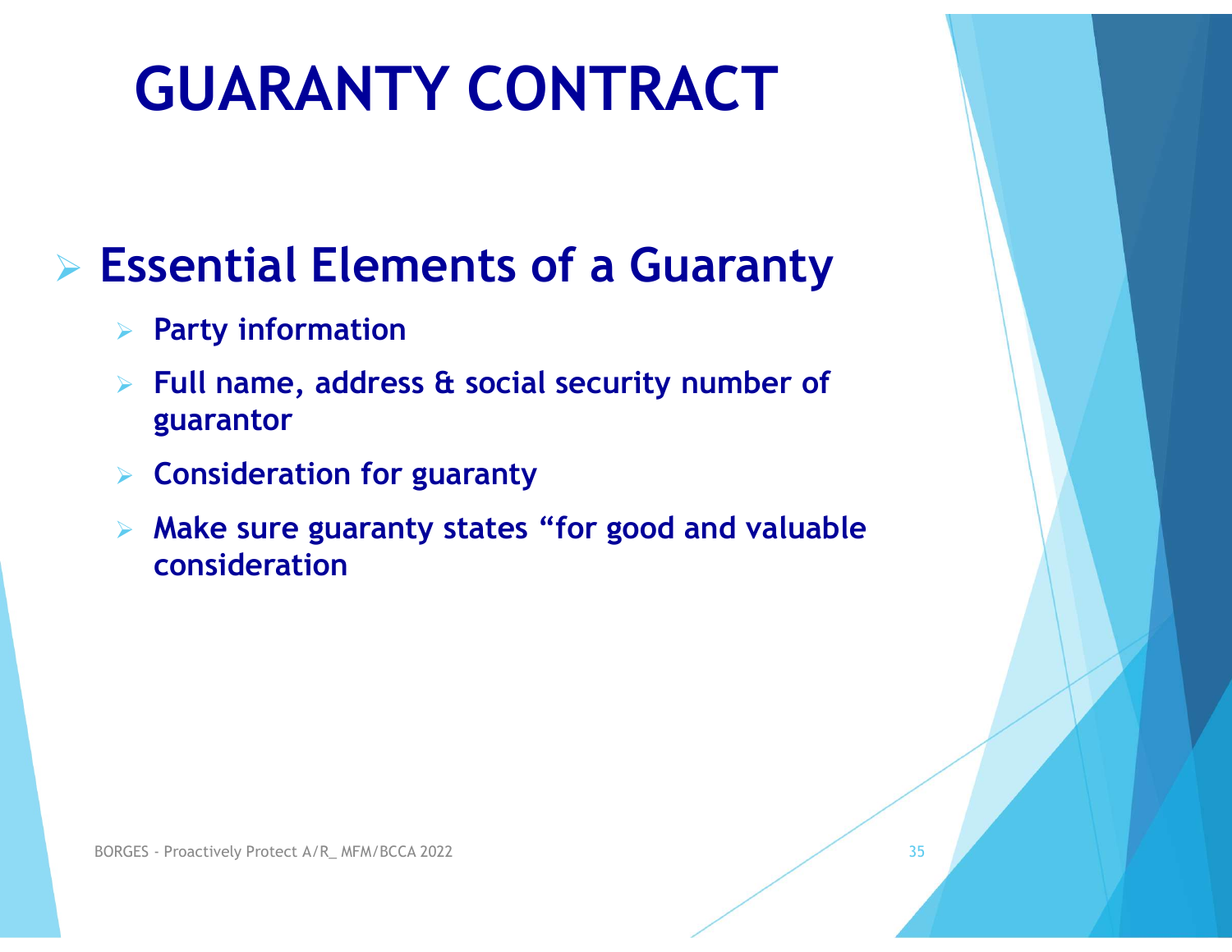# GUARANTY CONTRACT

## Essential Elements of a Guaranty

- **Party information**
- **Full name, address & social security number of guarantor**
- **Consideration for guaranty**
- **Make sure guaranty states "for good and valuable consideration**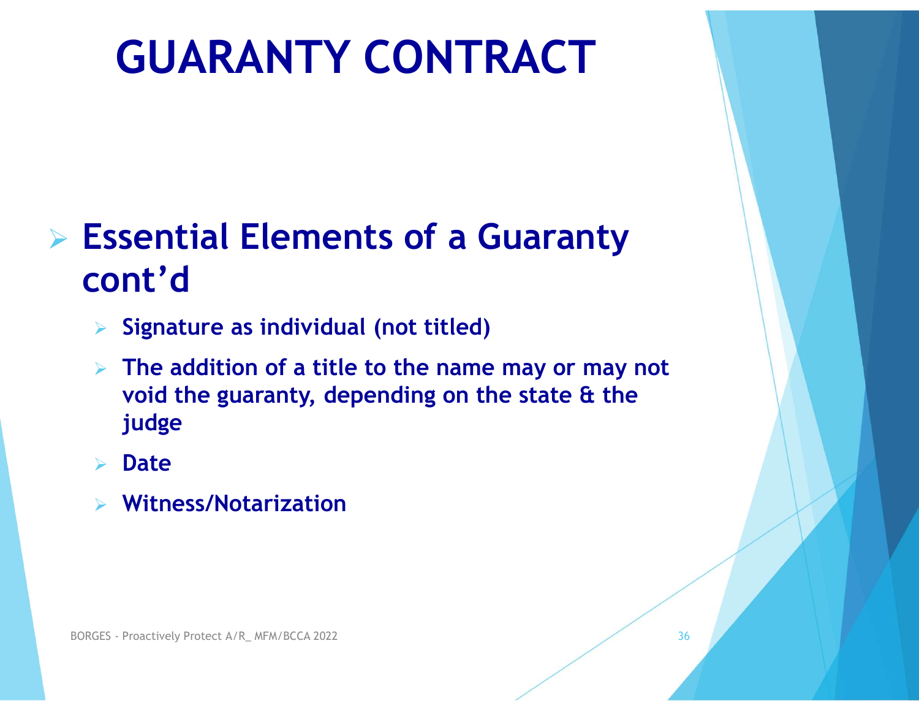# GUARANTY CONTRACT

- **Essential Elements of a Guaranty cont'd**
  - **Signature as individual (not titled)**
  - **The addition of a title to the name may or may not void the guaranty, depending on the state & the judge**
  - **Date**
  - **Witness/Notarization**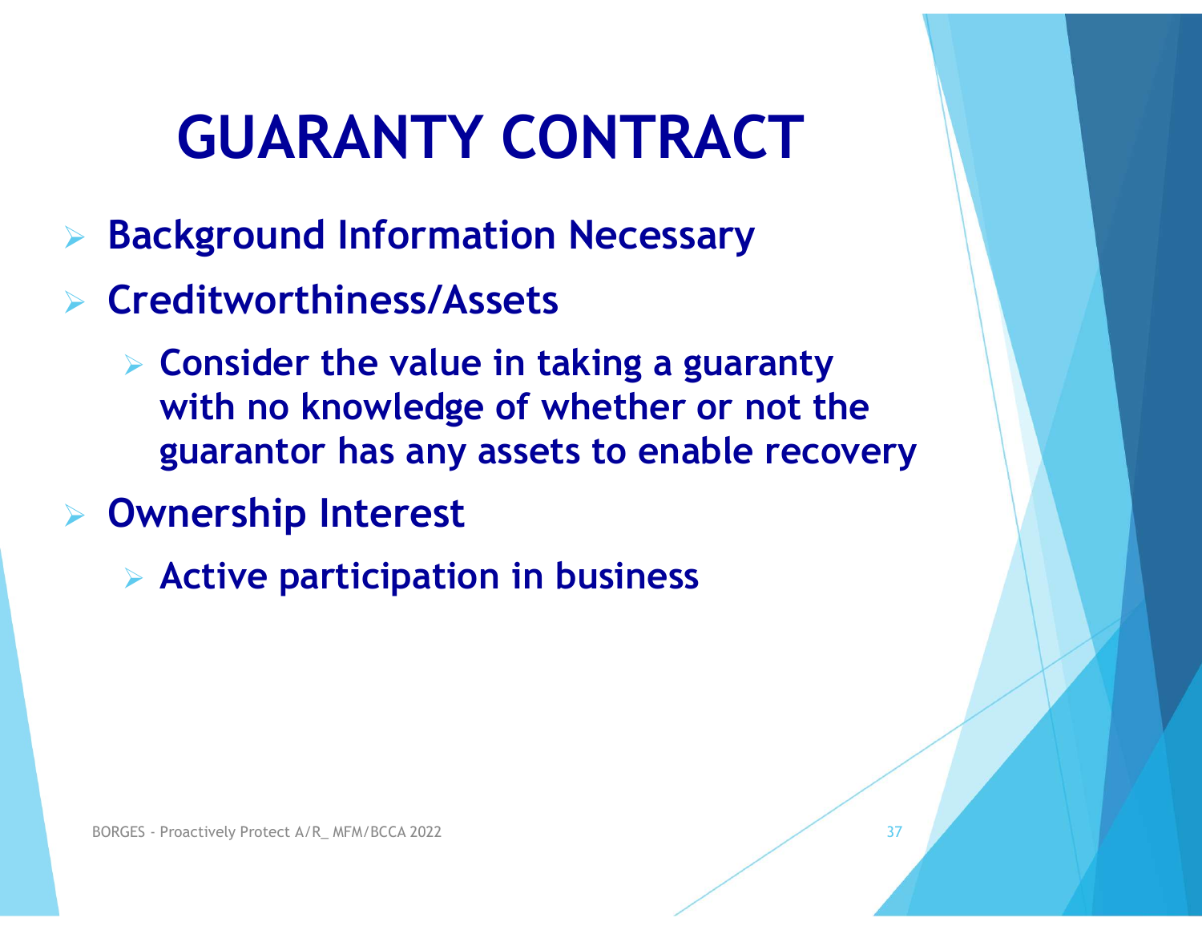# GUARANTY CONTRACT

- **Background Information Necessary**
- **Creditworthiness/Assets**
  - **Consider the value in taking a guaranty with no knowledge of whether or not the guarantor has any assets to enable recovery**
- **Ownership Interest**
  - **Active participation in business**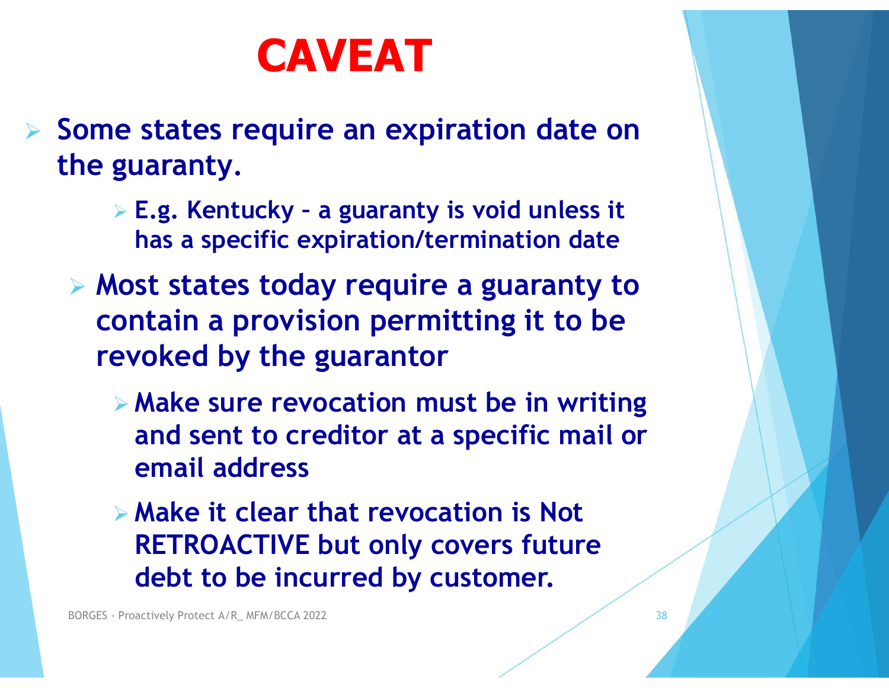# CAVEAT

- **Some states require an expiration date on the guaranty.**
  - **E.g. Kentucky – a guaranty is void unless it has a specific expiration/termination date**
- **Most states today require a guaranty to contain a provision permitting it to be revoked by the guarantor**
  - **Make sure revocation must be in writing and sent to creditor at a specific mail or email address**
  - **Make it clear that revocation is Not RETROACTIVE but only covers future debt to be incurred by customer.**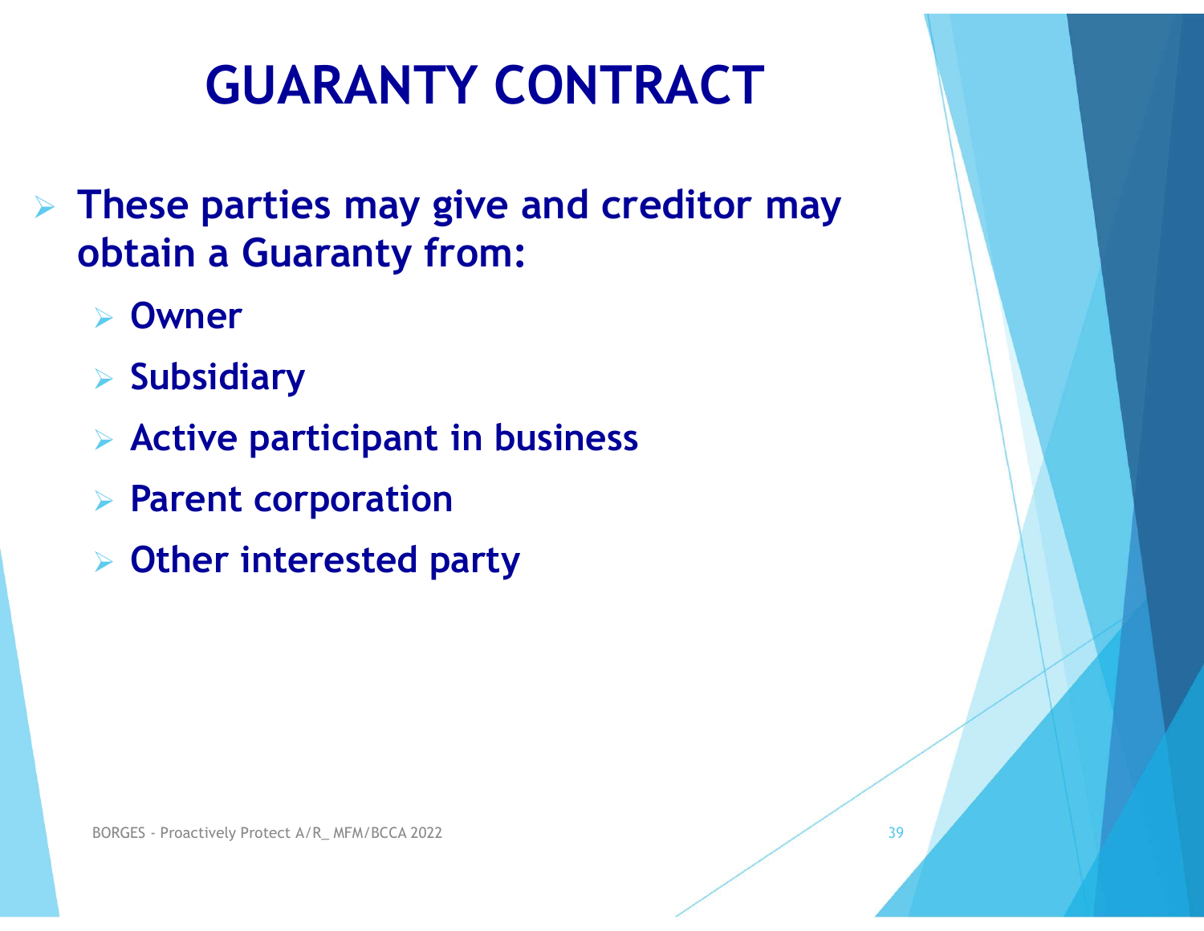# GUARANTY CONTRACT

- **These parties may give and creditor may obtain a Guaranty from:**
  - **Owner**
  - **Subsidiary**
  - **Active participant in business**
  - **Parent corporation**
  - **Other interested party**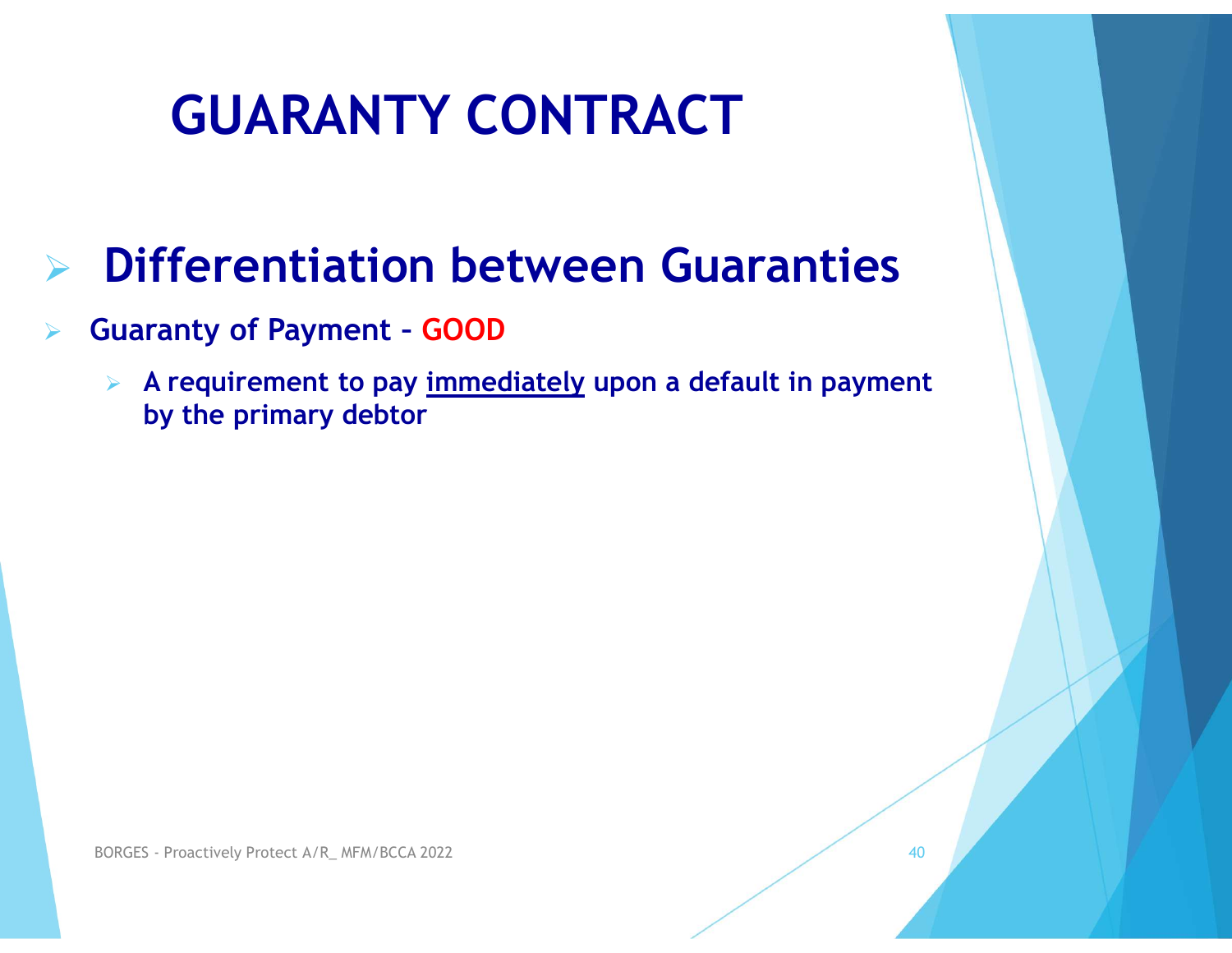# GUARANTY CONTRACT

- ## Differentiation between Guaranties

- **Guaranty of Payment – GOOD**
  - **A requirement to pay <u>immediately</u> upon a default in payment by the primary debtor**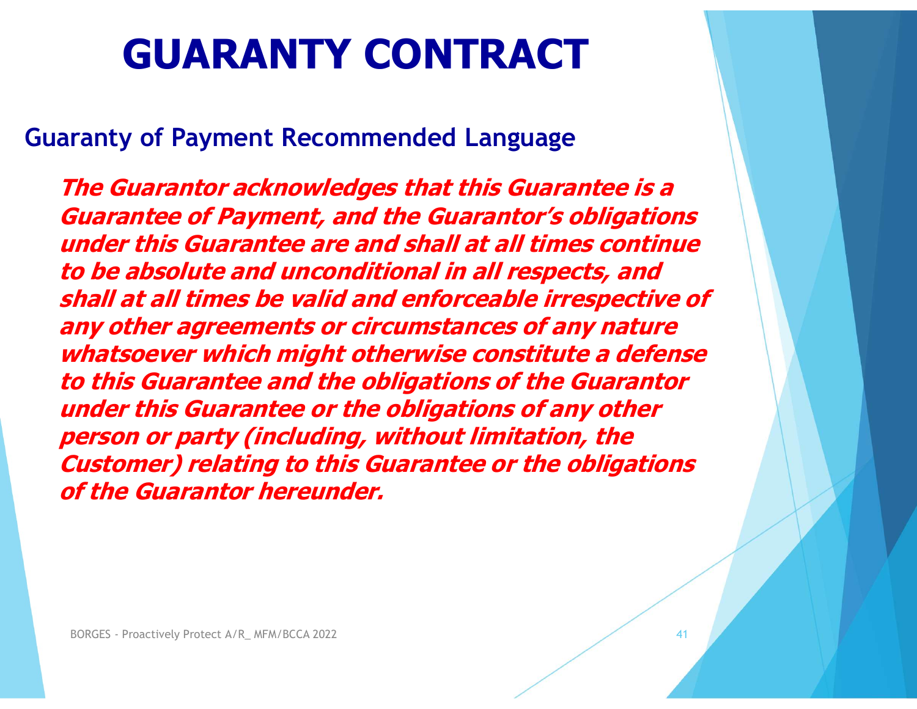# GUARANTY CONTRACT

## Guaranty of Payment Recommended Language

***The Guarantor acknowledges that this Guarantee is a Guarantee of Payment, and the Guarantor's obligations under this Guarantee are and shall at all times continue to be absolute and unconditional in all respects, and shall at all times be valid and enforceable irrespective of any other agreements or circumstances of any nature whatsoever which might otherwise constitute a defense to this Guarantee and the obligations of the Guarantor under this Guarantee or the obligations of any other person or party (including, without limitation, the Customer) relating to this Guarantee or the obligations of the Guarantor hereunder.***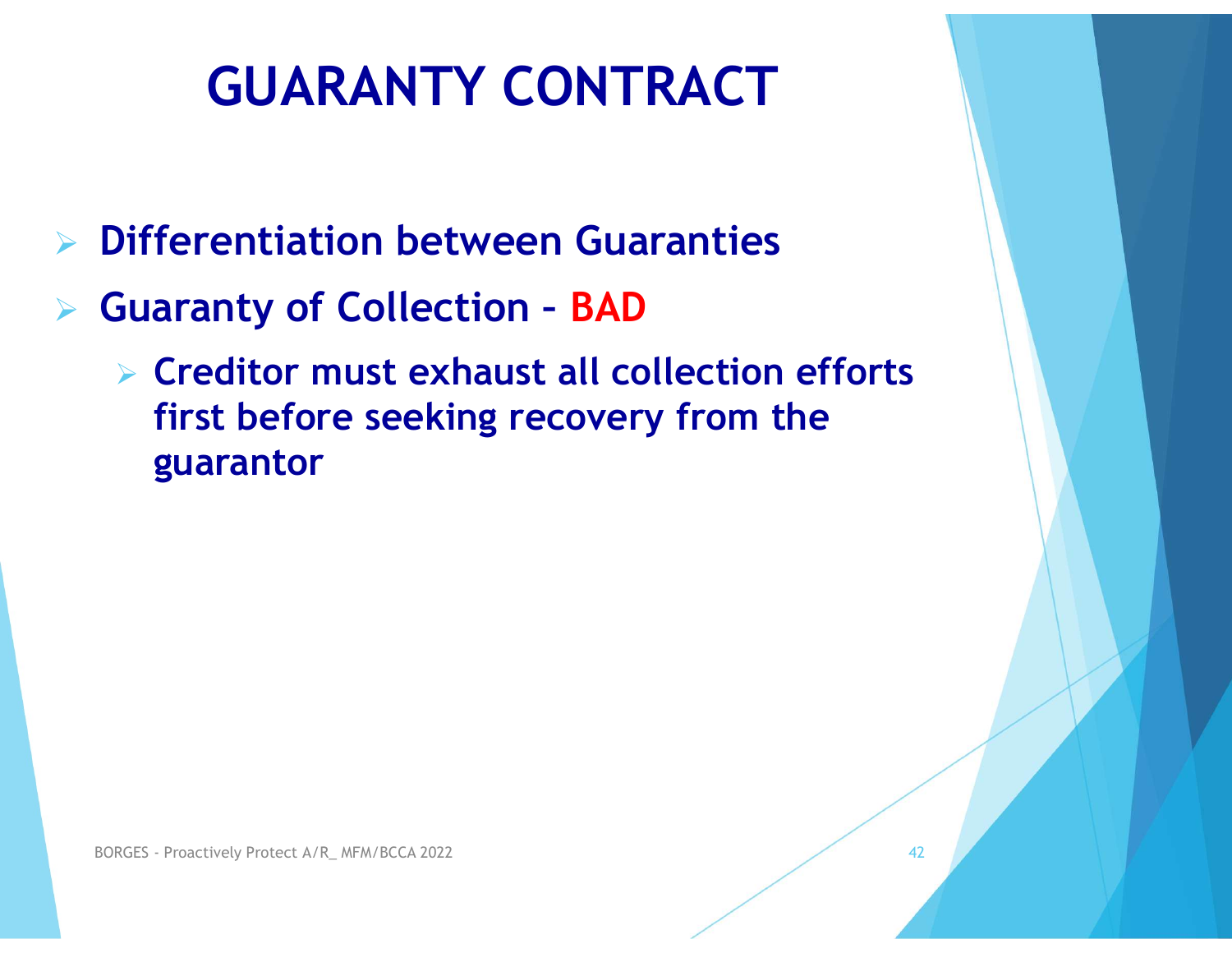# GUARANTY CONTRACT

- **Differentiation between Guaranties**
- **Guaranty of Collection – BAD**
  - **Creditor must exhaust all collection efforts first before seeking recovery from the guarantor**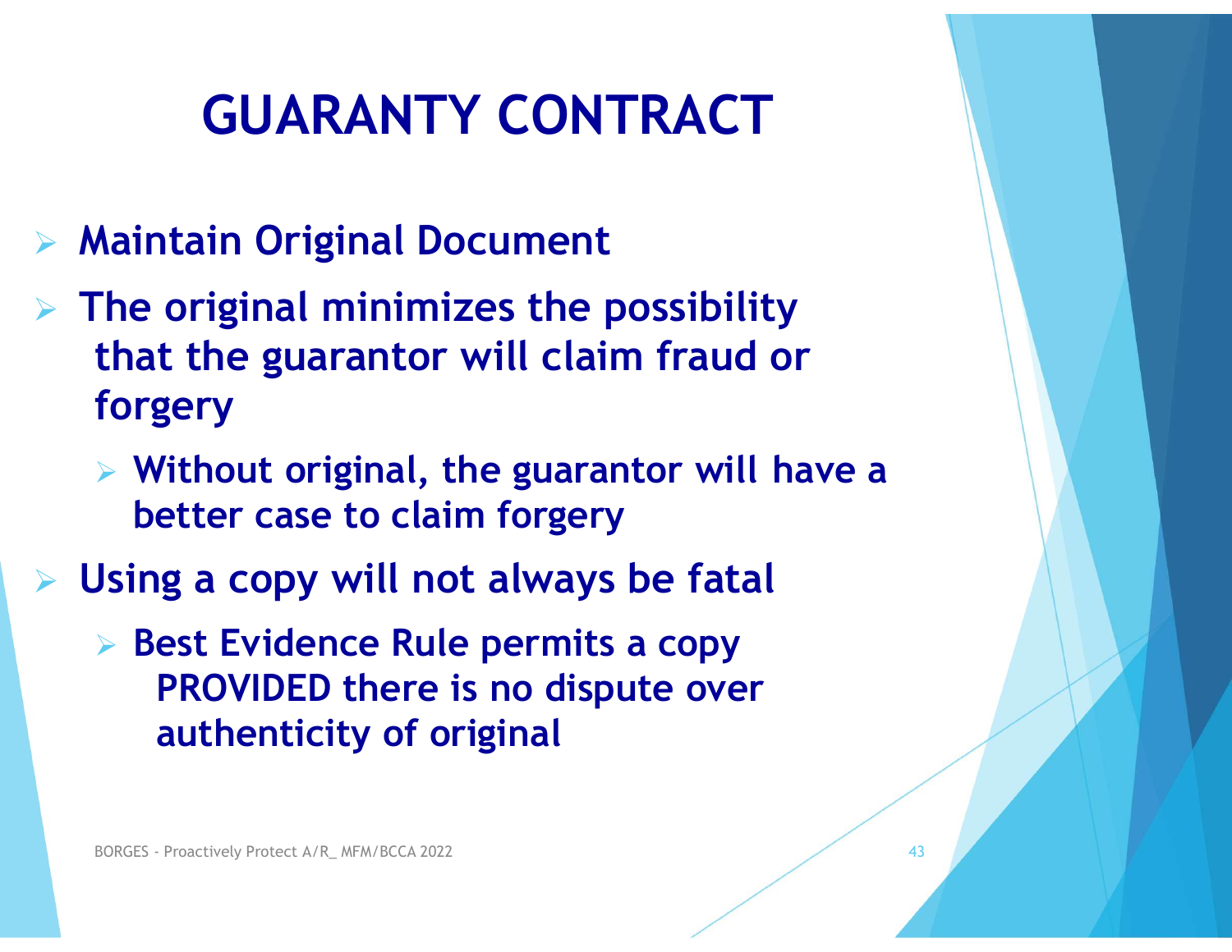# GUARANTY CONTRACT

- Maintain Original Document
- The original minimizes the possibility that the guarantor will claim fraud or forgery
  - Without original, the guarantor will have a better case to claim forgery
- Using a copy will not always be fatal
  - Best Evidence Rule permits a copy PROVIDED there is no dispute over authenticity of original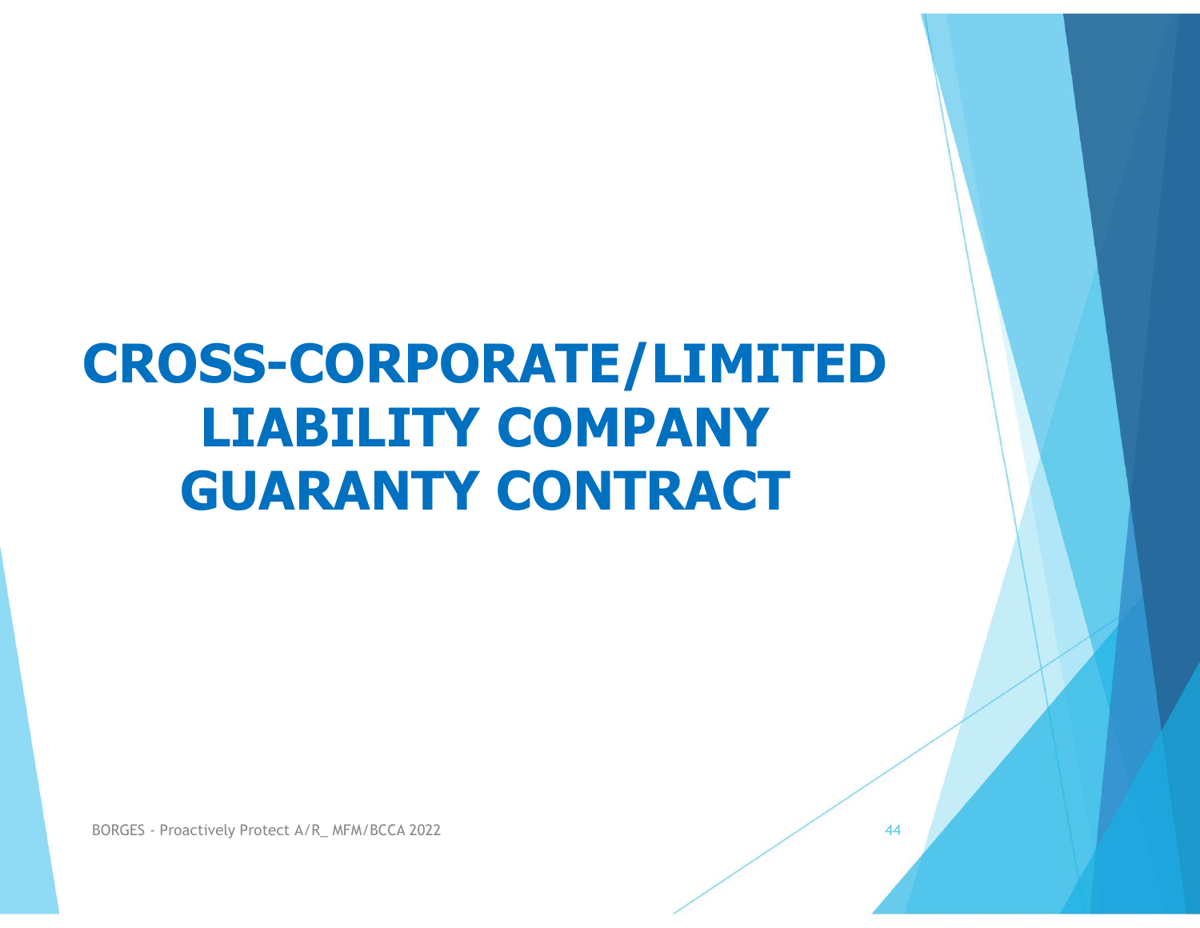# CROSS-CORPORATE/LIMITED LIABILITY COMPANY GUARANTY CONTRACT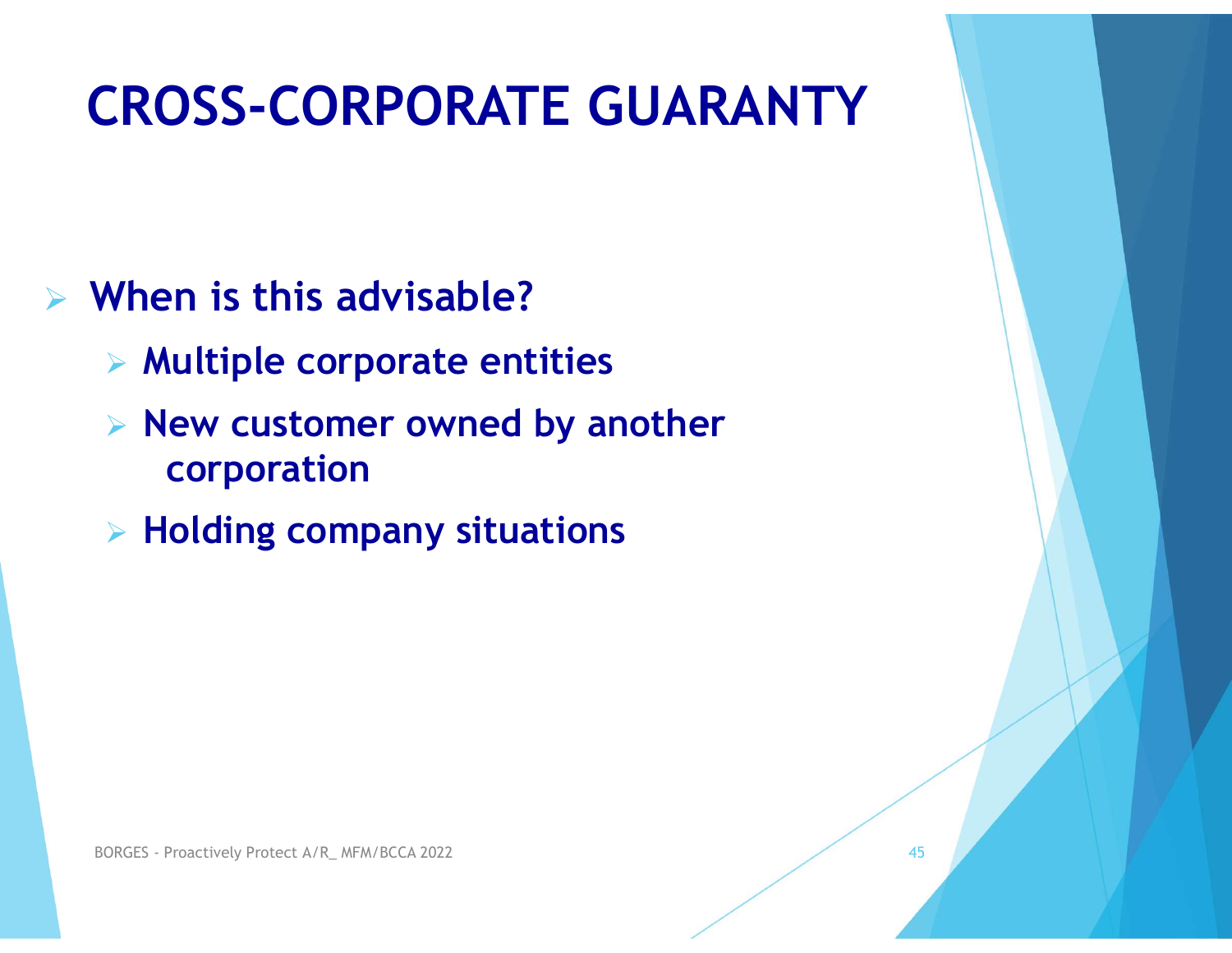# CROSS-CORPORATE GUARANTY

- **When is this advisable?**
  - **Multiple corporate entities**
  - **New customer owned by another corporation**
  - **Holding company situations**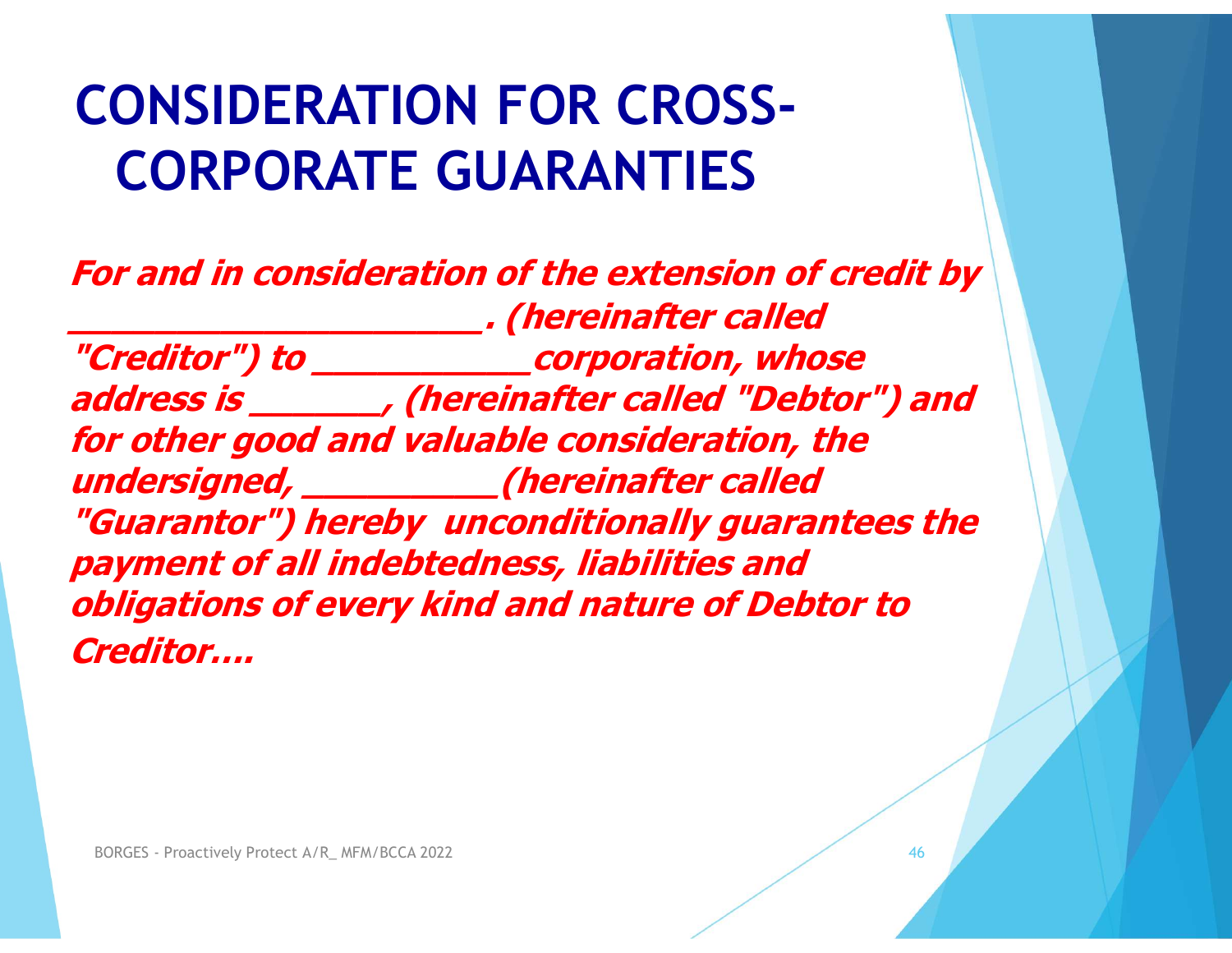# CONSIDERATION FOR CROSS-CORPORATE GUARANTIES

***For and in consideration of the extension of credit by \_\_\_\_\_\_\_\_\_\_\_\_\_\_\_\_\_\_\_\_\_\_\_\_. (hereinafter called "Creditor") to \_\_\_\_\_\_\_\_\_\_\_\_\_corporation, whose address is \_\_\_\_\_\_\_\_, (hereinafter called "Debtor") and for other good and valuable consideration, the undersigned, \_\_\_\_\_\_\_\_\_\_\_\_(hereinafter called "Guarantor") hereby unconditionally guarantees the payment of all indebtedness, liabilities and obligations of every kind and nature of Debtor to Creditor….***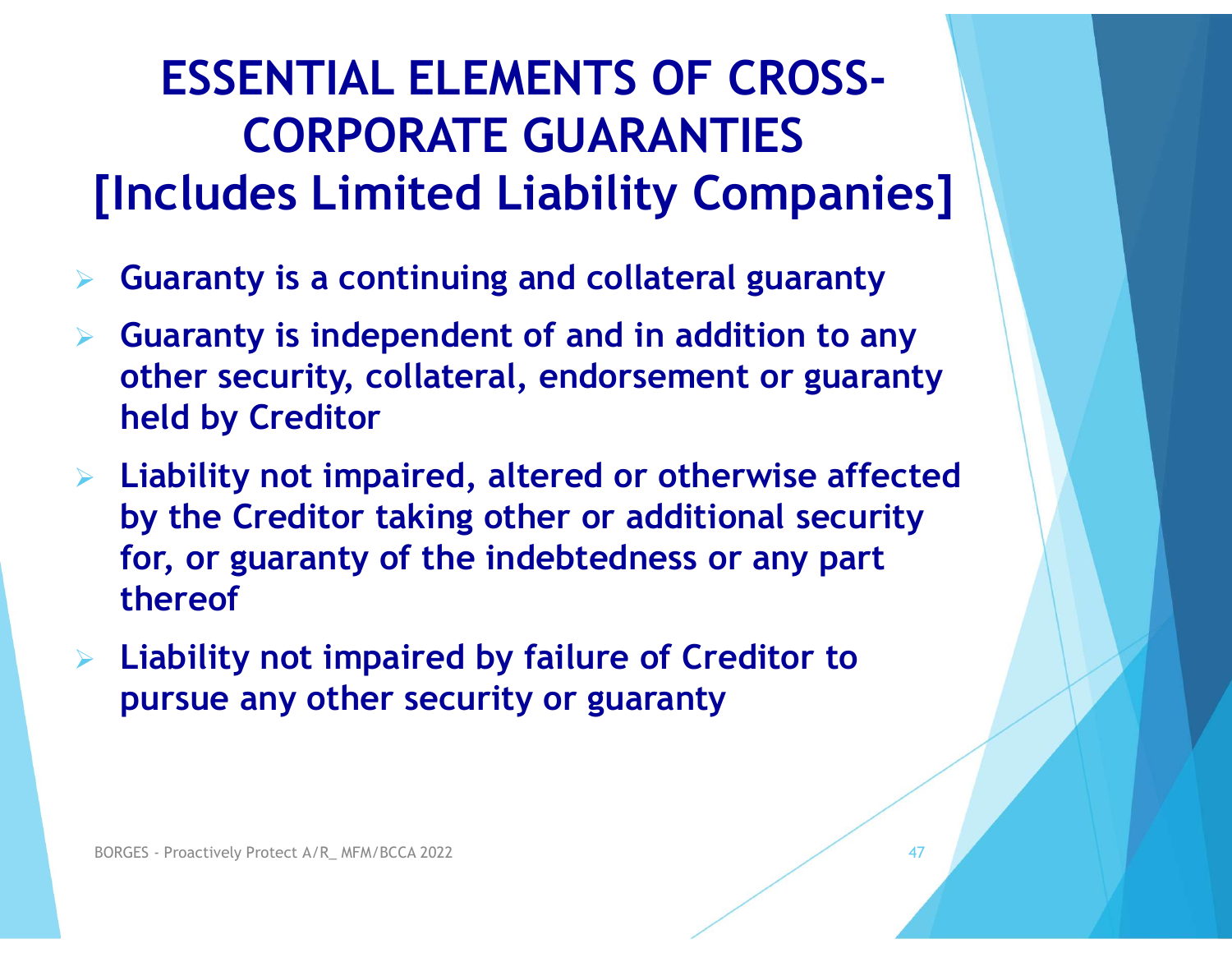# ESSENTIAL ELEMENTS OF CROSS-CORPORATE GUARANTIES [Includes Limited Liability Companies]

- **Guaranty is a continuing and collateral guaranty**
- **Guaranty is independent of and in addition to any other security, collateral, endorsement or guaranty held by Creditor**
- **Liability not impaired, altered or otherwise affected by the Creditor taking other or additional security for, or guaranty of the indebtedness or any part thereof**
- **Liability not impaired by failure of Creditor to pursue any other security or guaranty**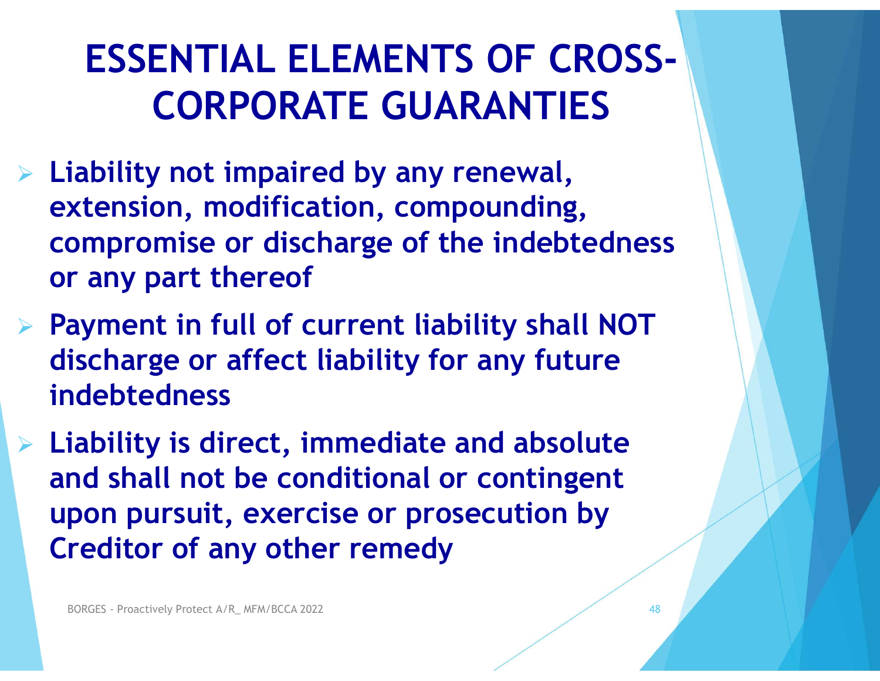# ESSENTIAL ELEMENTS OF CROSS-CORPORATE GUARANTIES

- **Liability not impaired by any renewal, extension, modification, compounding, compromise or discharge of the indebtedness or any part thereof**
- **Payment in full of current liability shall NOT discharge or affect liability for any future indebtedness**
- **Liability is direct, immediate and absolute and shall not be conditional or contingent upon pursuit, exercise or prosecution by Creditor of any other remedy**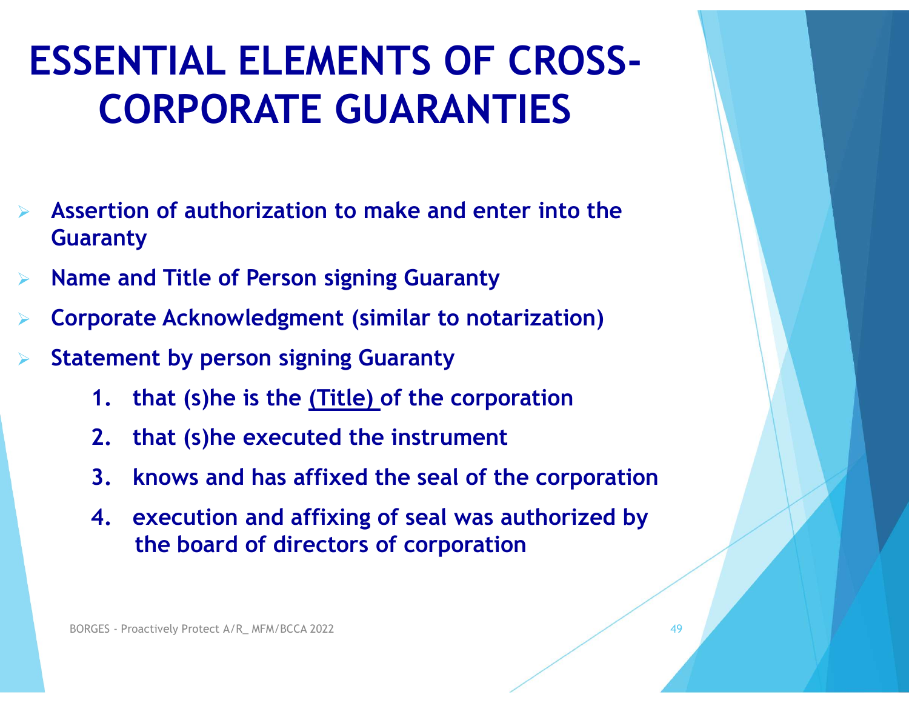# ESSENTIAL ELEMENTS OF CROSS-CORPORATE GUARANTIES

- **Assertion of authorization to make and enter into the Guaranty**
- **Name and Title of Person signing Guaranty**
- **Corporate Acknowledgment (similar to notarization)**
- **Statement by person signing Guaranty**
  1. **that (s)he is the <u>(Title)</u> of the corporation**
  2. **that (s)he executed the instrument**
  3. **knows and has affixed the seal of the corporation**
  4. **execution and affixing of seal was authorized by the board of directors of corporation**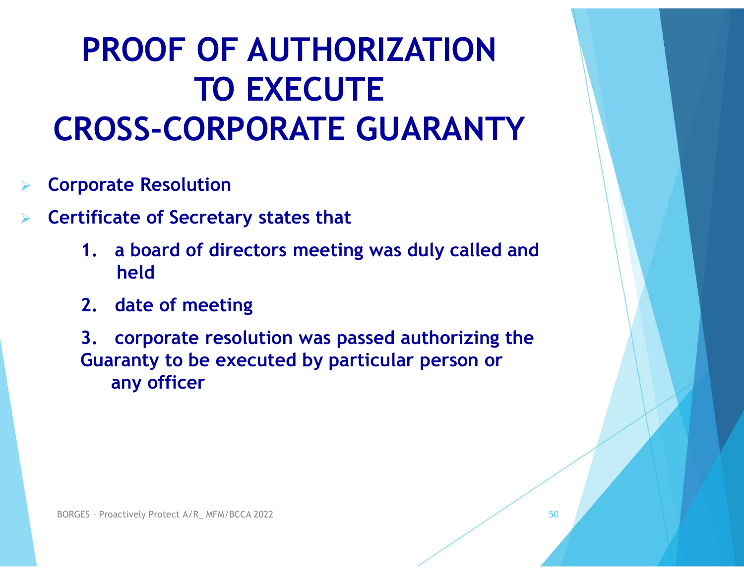# PROOF OF AUTHORIZATION TO EXECUTE CROSS-CORPORATE GUARANTY

- **Corporate Resolution**
- **Certificate of Secretary states that**
  1. **a board of directors meeting was duly called and held**
  2. **date of meeting**
  3. **corporate resolution was passed authorizing the Guaranty to be executed by particular person or any officer**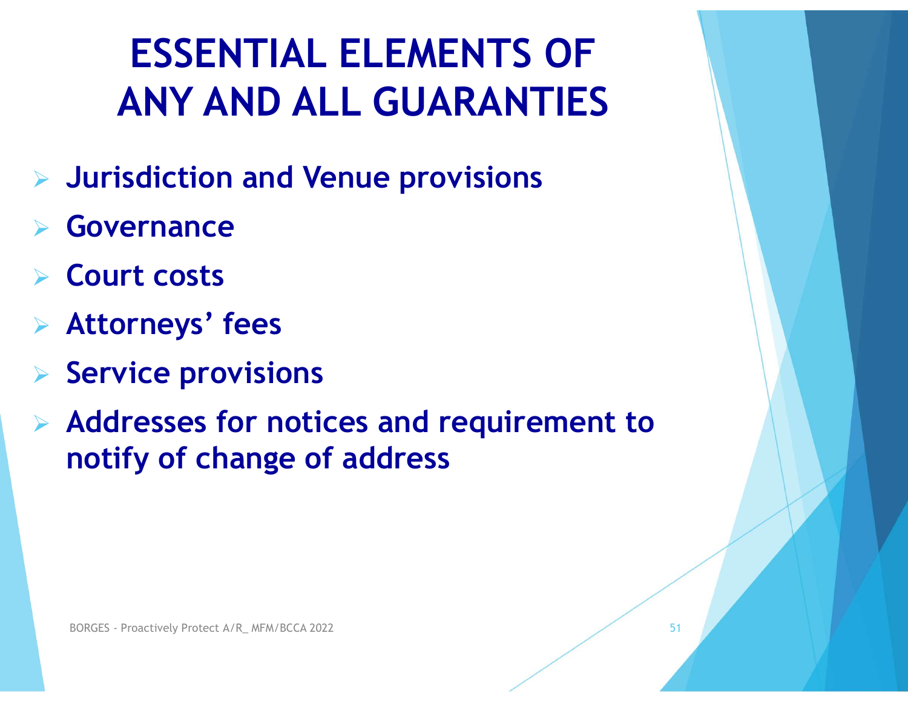# ESSENTIAL ELEMENTS OF ANY AND ALL GUARANTIES

- **Jurisdiction and Venue provisions**
- **Governance**
- **Court costs**
- **Attorneys' fees**
- **Service provisions**
- **Addresses for notices and requirement to notify of change of address**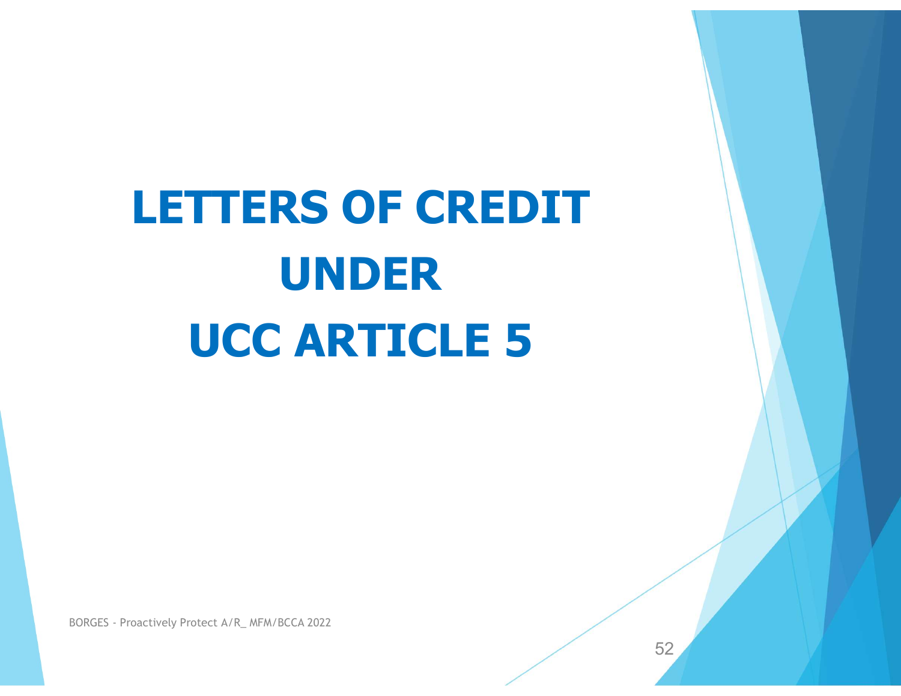# LETTERS OF CREDIT UNDER UCC ARTICLE 5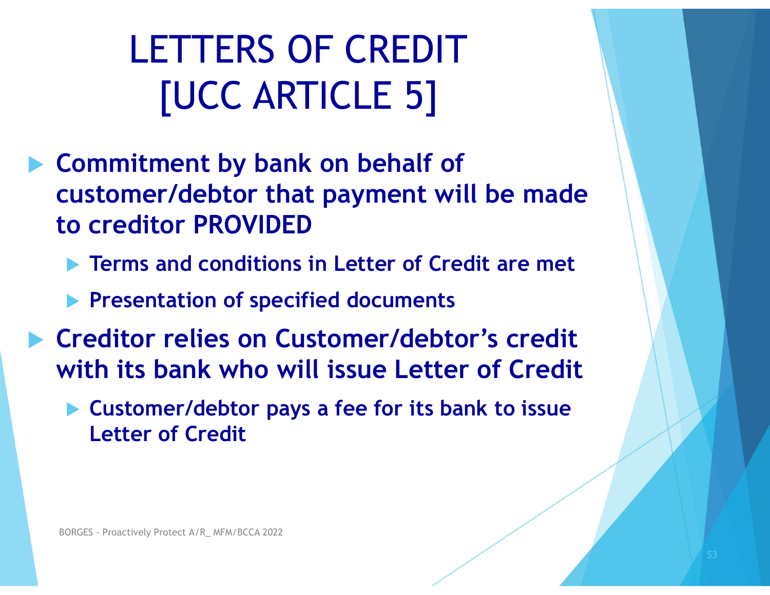# LETTERS OF CREDIT [UCC ARTICLE 5]

- **Commitment by bank on behalf of customer/debtor that payment will be made to creditor PROVIDED**
  - **Terms and conditions in Letter of Credit are met**
  - **Presentation of specified documents**
- **Creditor relies on Customer/debtor's credit with its bank who will issue Letter of Credit**
  - **Customer/debtor pays a fee for its bank to issue Letter of Credit**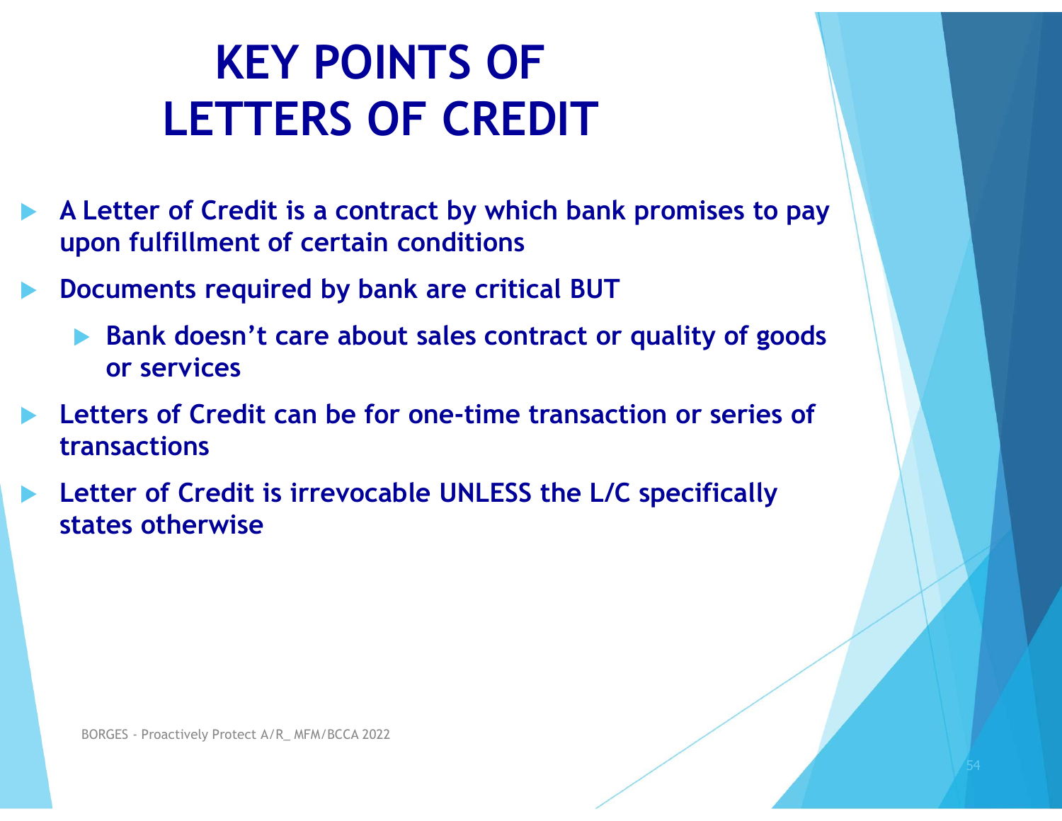# KEY POINTS OF LETTERS OF CREDIT

- **A Letter of Credit is a contract by which bank promises to pay upon fulfillment of certain conditions**
- **Documents required by bank are critical BUT**
  - **Bank doesn't care about sales contract or quality of goods or services**
- **Letters of Credit can be for one-time transaction or series of transactions**
- **Letter of Credit is irrevocable UNLESS the L/C specifically states otherwise**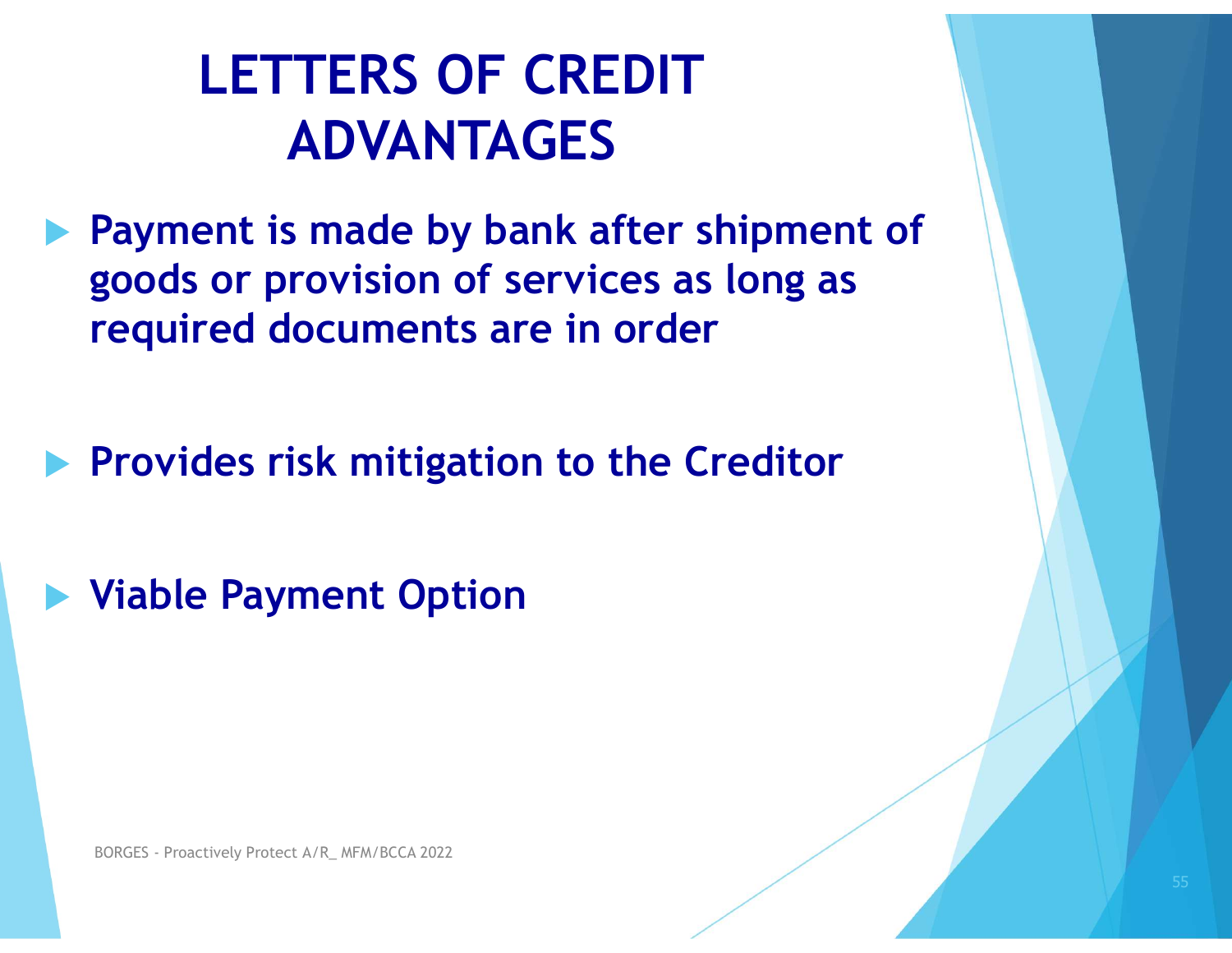# LETTERS OF CREDIT ADVANTAGES

- **Payment is made by bank after shipment of goods or provision of services as long as required documents are in order**
- **Provides risk mitigation to the Creditor**
- **Viable Payment Option**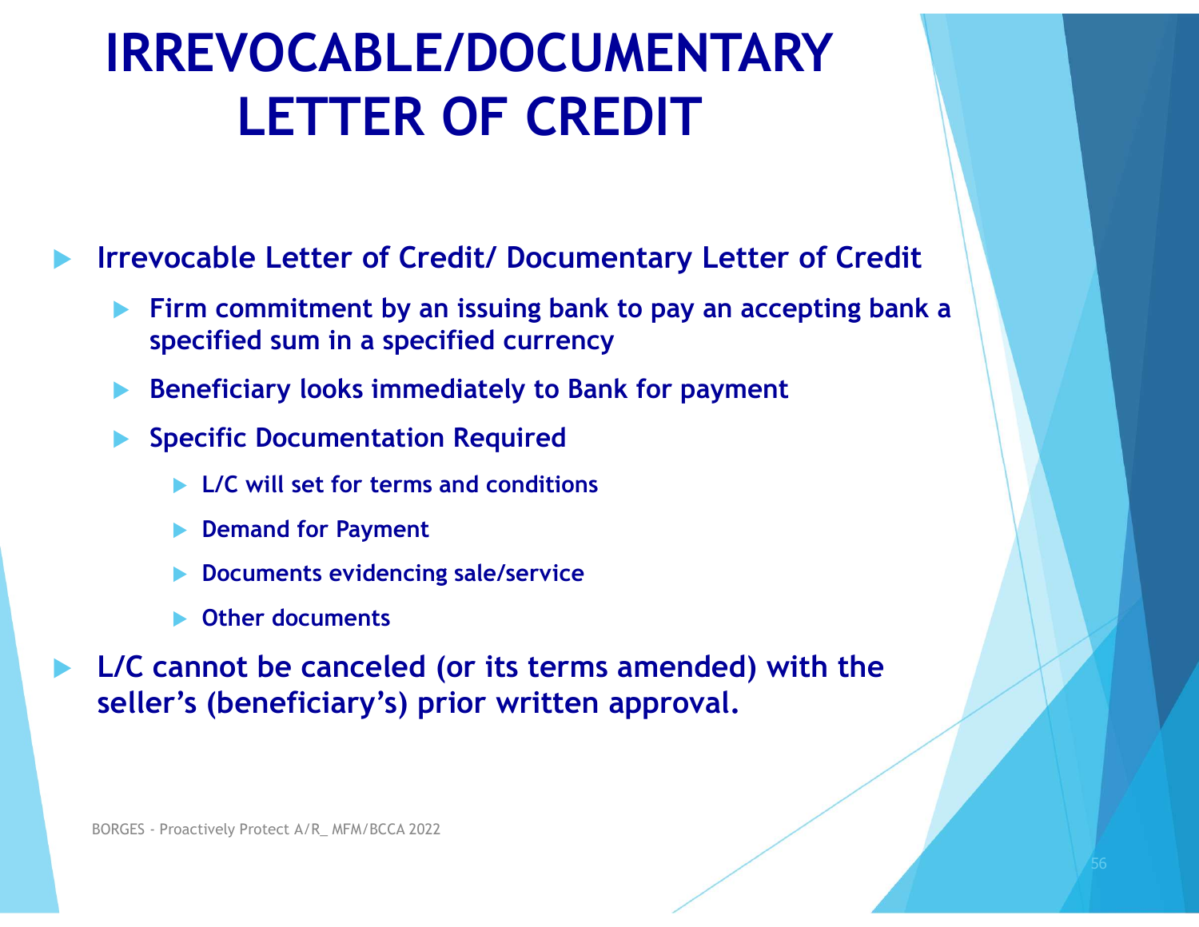# IRREVOCABLE/DOCUMENTARY LETTER OF CREDIT

- **Irrevocable Letter of Credit/ Documentary Letter of Credit**
  - **Firm commitment by an issuing bank to pay an accepting bank a specified sum in a specified currency**
  - **Beneficiary looks immediately to Bank for payment**
  - **Specific Documentation Required**
    - **L/C will set for terms and conditions**
    - **Demand for Payment**
    - **Documents evidencing sale/service**
    - **Other documents**
- **L/C cannot be canceled (or its terms amended) with the seller's (beneficiary's) prior written approval.**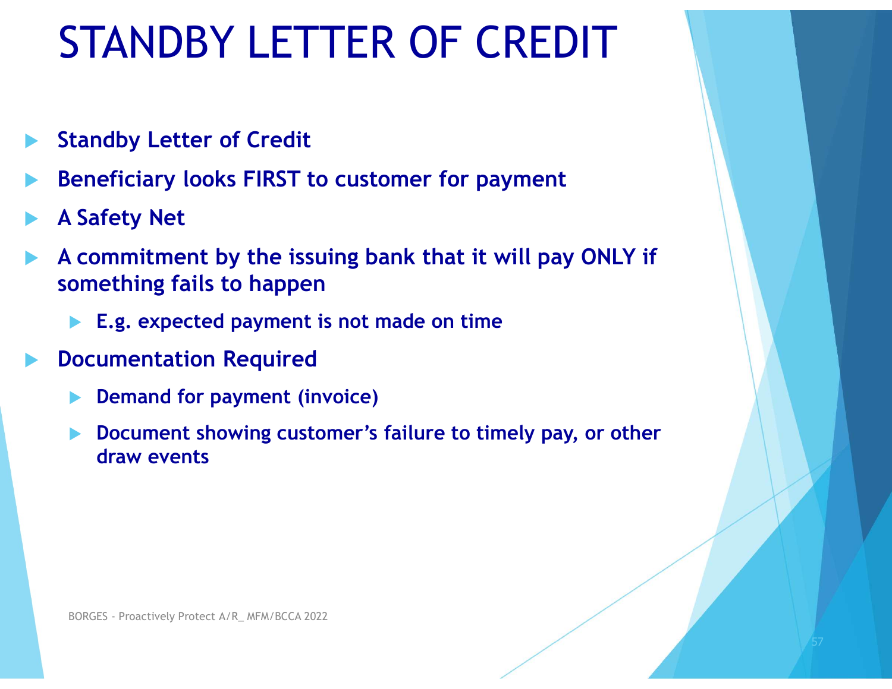# STANDBY LETTER OF CREDIT

- **Standby Letter of Credit**
- **Beneficiary looks FIRST to customer for payment**
- **A Safety Net**
- **A commitment by the issuing bank that it will pay ONLY if something fails to happen**
  - **E.g. expected payment is not made on time**
- **Documentation Required**
  - **Demand for payment (invoice)**
  - **Document showing customer's failure to timely pay, or other draw events**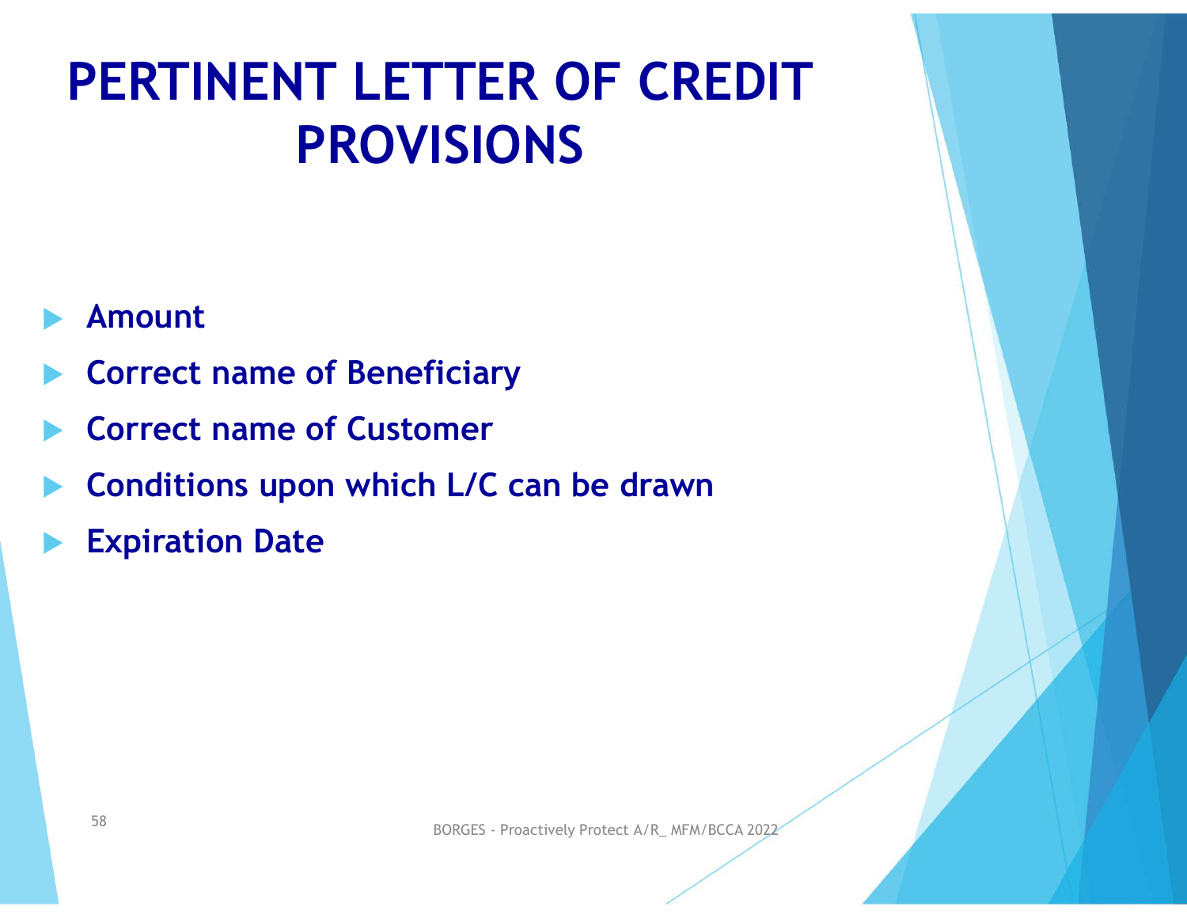# PERTINENT LETTER OF CREDIT PROVISIONS

- **Amount**
- **Correct name of Beneficiary**
- **Correct name of Customer**
- **Conditions upon which L/C can be drawn**
- **Expiration Date**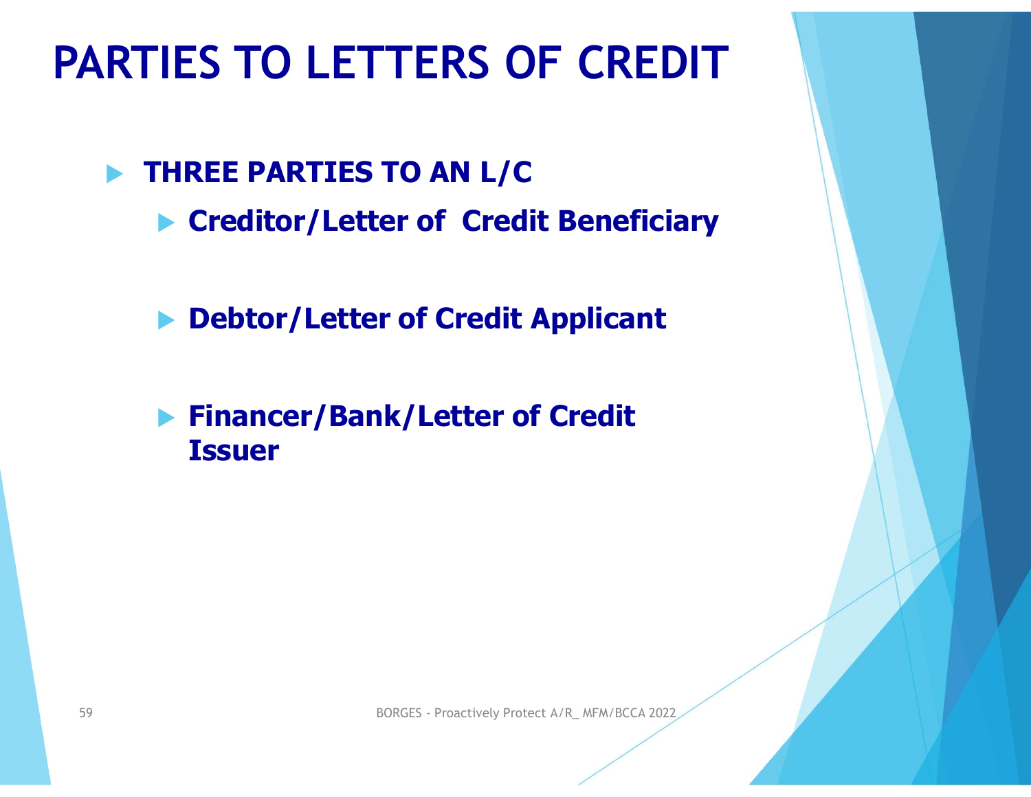# PARTIES TO LETTERS OF CREDIT

- **THREE PARTIES TO AN L/C**
  - **Creditor/Letter of Credit Beneficiary**
  - **Debtor/Letter of Credit Applicant**
  - **Financer/Bank/Letter of Credit Issuer**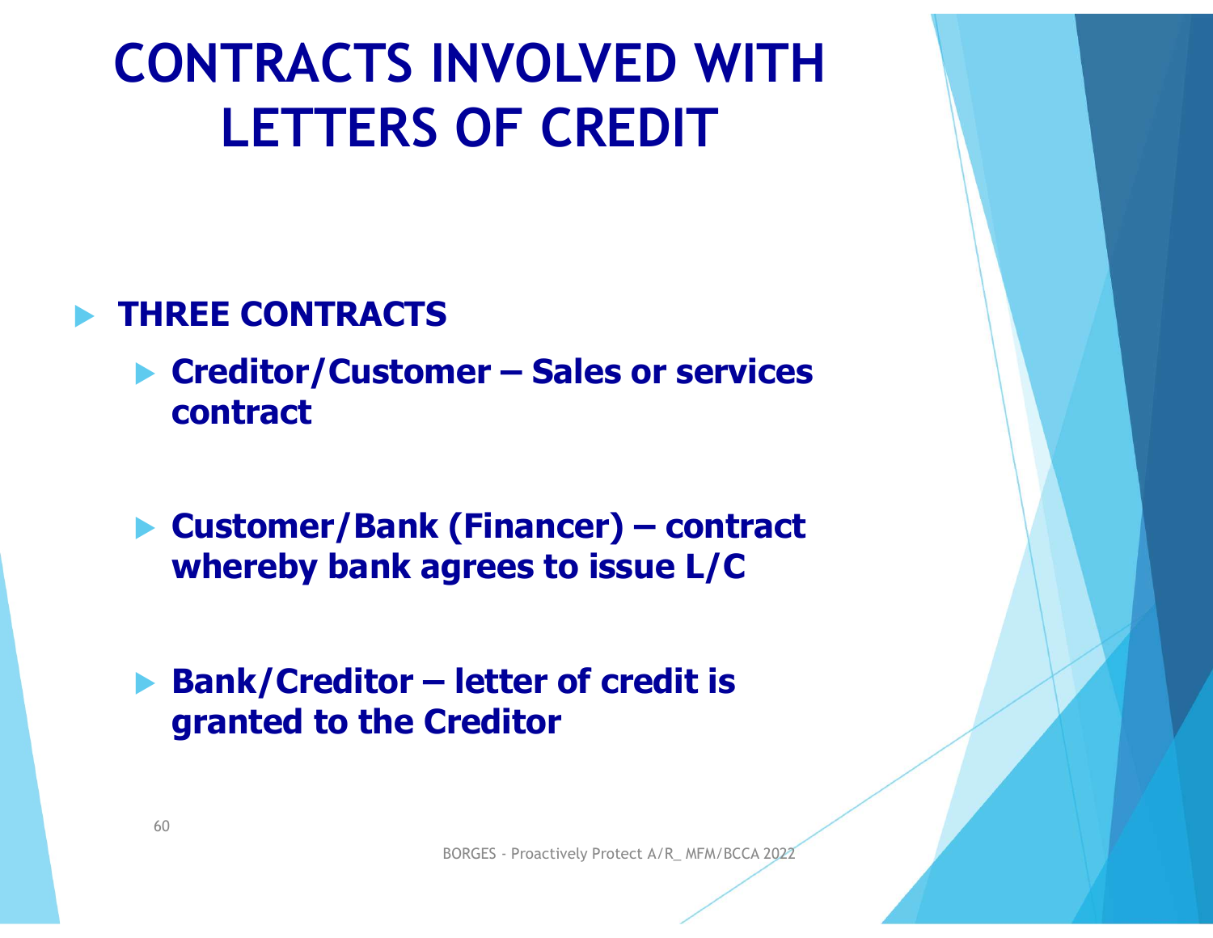# CONTRACTS INVOLVED WITH LETTERS OF CREDIT

- **THREE CONTRACTS**
  - **Creditor/Customer – Sales or services contract**
  - **Customer/Bank (Financer) – contract whereby bank agrees to issue L/C**
  - **Bank/Creditor – letter of credit is granted to the Creditor**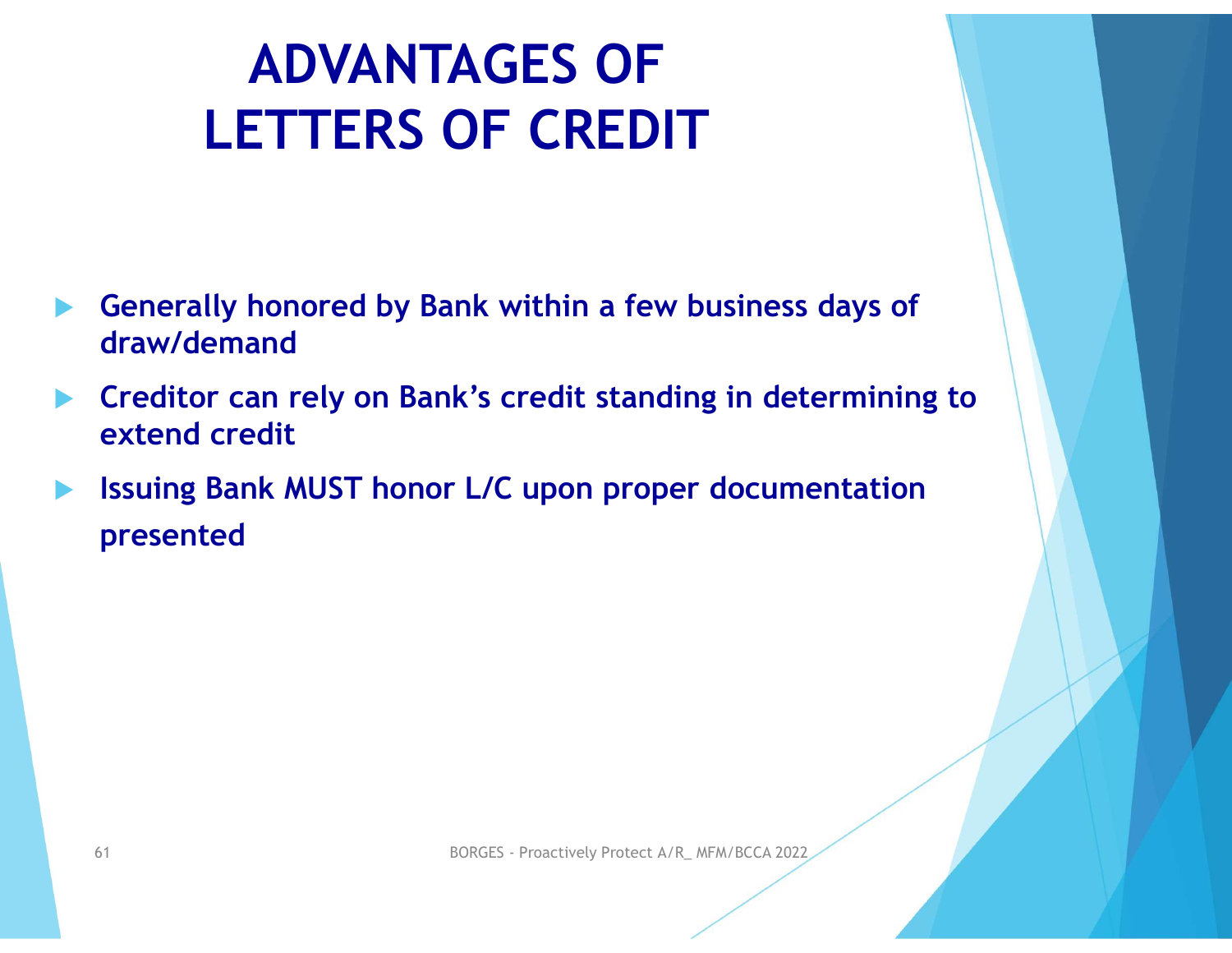# ADVANTAGES OF LETTERS OF CREDIT

- **Generally honored by Bank within a few business days of draw/demand**
- **Creditor can rely on Bank's credit standing in determining to extend credit**
- **Issuing Bank MUST honor L/C upon proper documentation presented**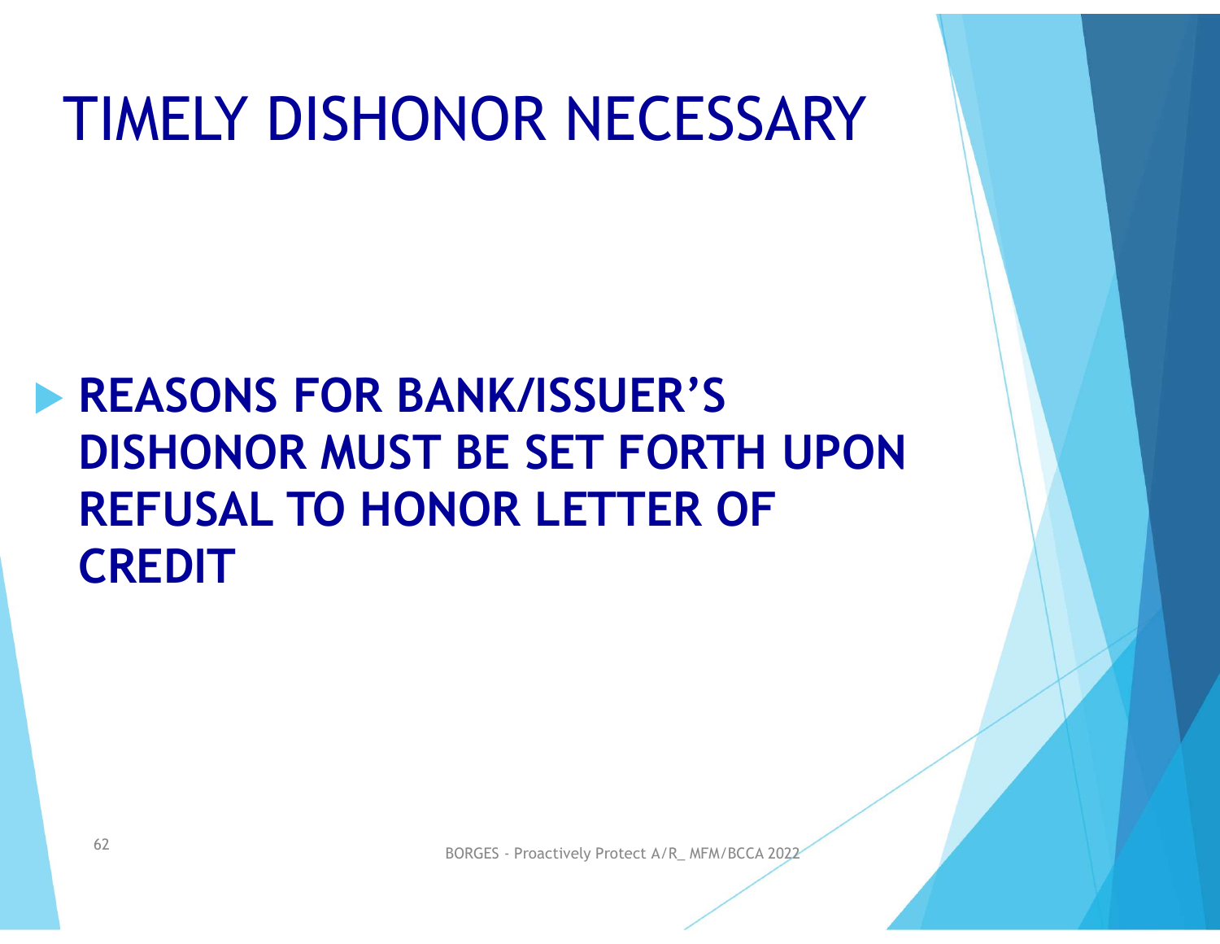# TIMELY DISHONOR NECESSARY

- **REASONS FOR BANK/ISSUER'S DISHONOR MUST BE SET FORTH UPON REFUSAL TO HONOR LETTER OF CREDIT**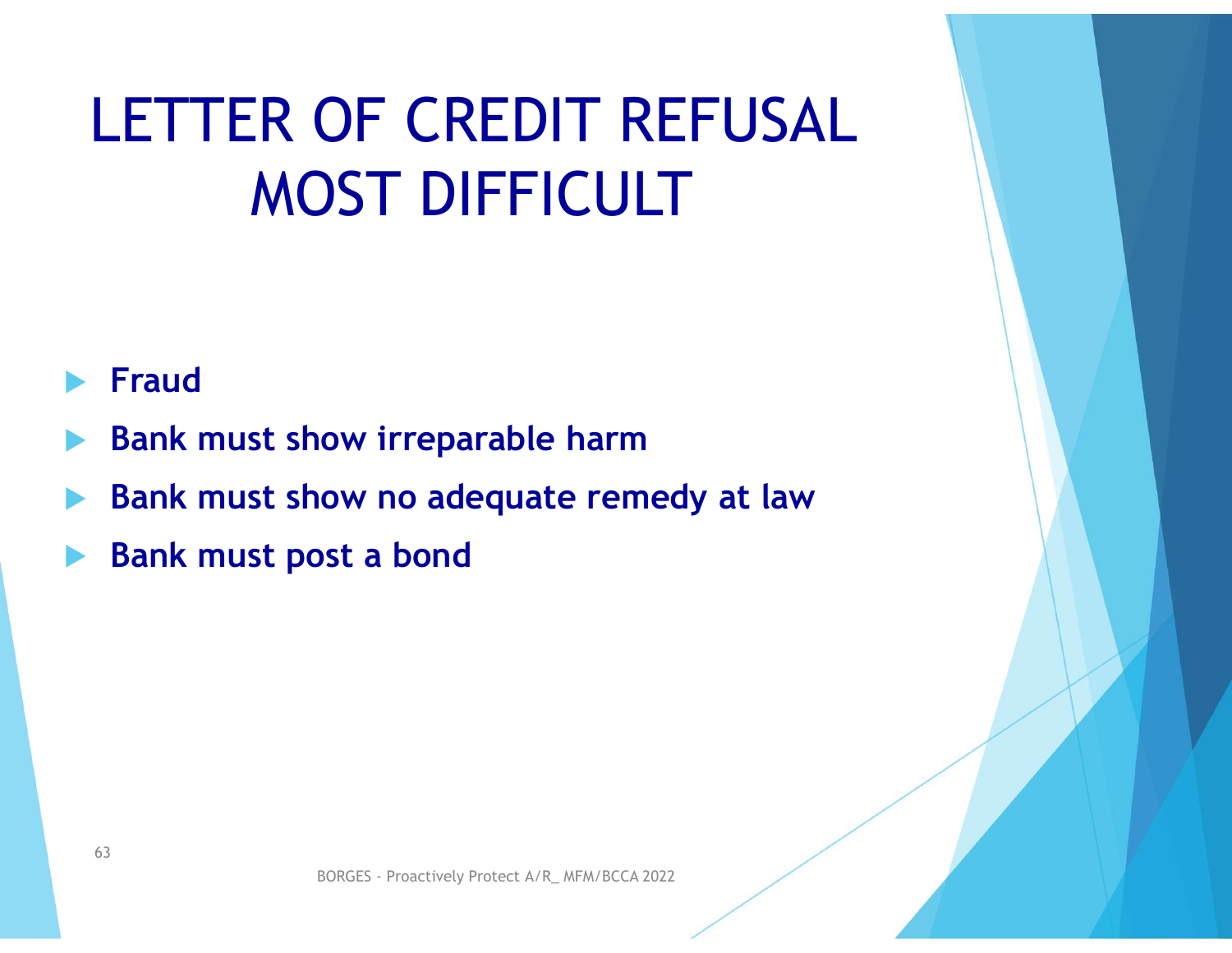# LETTER OF CREDIT REFUSAL MOST DIFFICULT

- **Fraud**
- **Bank must show irreparable harm**
- **Bank must show no adequate remedy at law**
- **Bank must post a bond**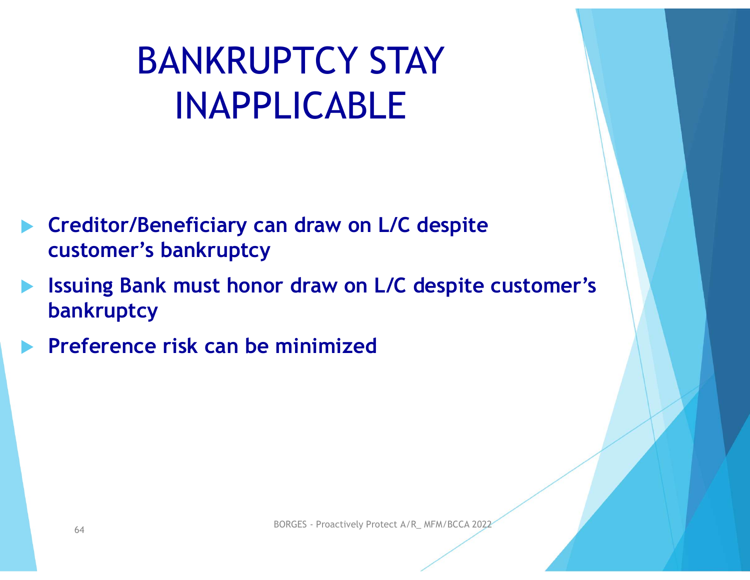# BANKRUPTCY STAY INAPPLICABLE

- **Creditor/Beneficiary can draw on L/C despite customer's bankruptcy**
- **Issuing Bank must honor draw on L/C despite customer's bankruptcy**
- **Preference risk can be minimized**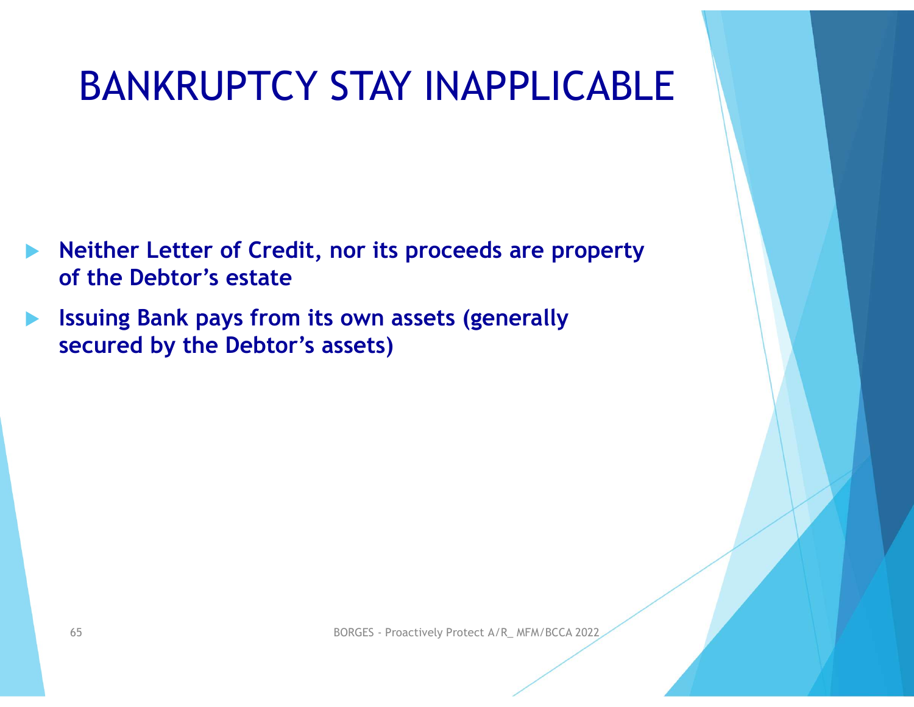# BANKRUPTCY STAY INAPPLICABLE

- **Neither Letter of Credit, nor its proceeds are property of the Debtor's estate**
- **Issuing Bank pays from its own assets (generally secured by the Debtor's assets)**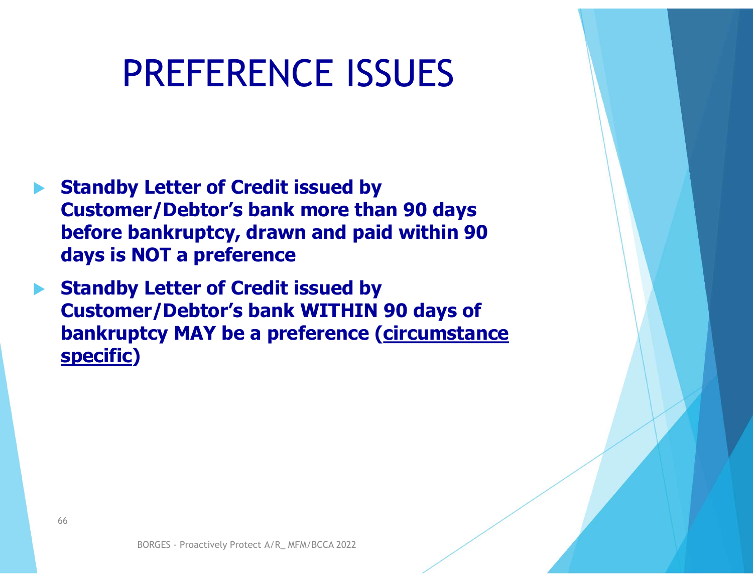# PREFERENCE ISSUES

- **Standby Letter of Credit issued by Customer/Debtor's bank more than 90 days before bankruptcy, drawn and paid within 90 days is NOT a preference**
- **Standby Letter of Credit issued by Customer/Debtor's bank WITHIN 90 days of bankruptcy MAY be a preference (<u>circumstance specific</u>)**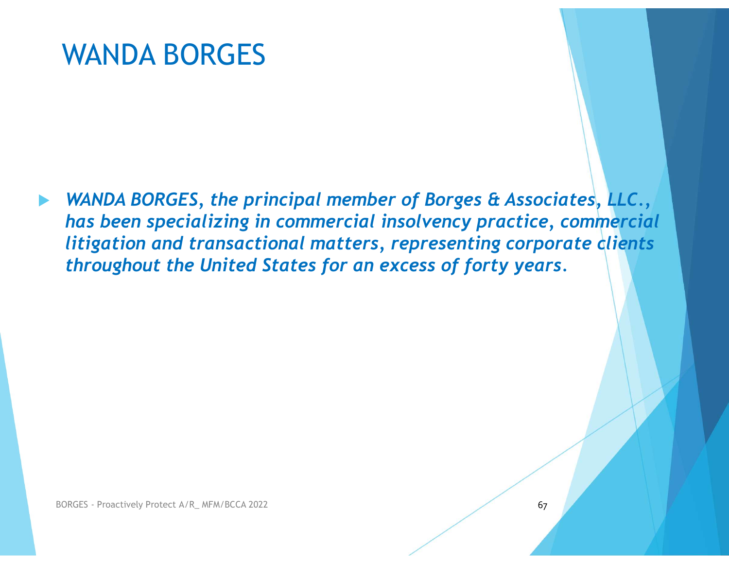# WANDA BORGES

- ***WANDA BORGES, the principal member of Borges & Associates, LLC., has been specializing in commercial insolvency practice, commercial litigation and transactional matters, representing corporate clients throughout the United States for an excess of forty years.***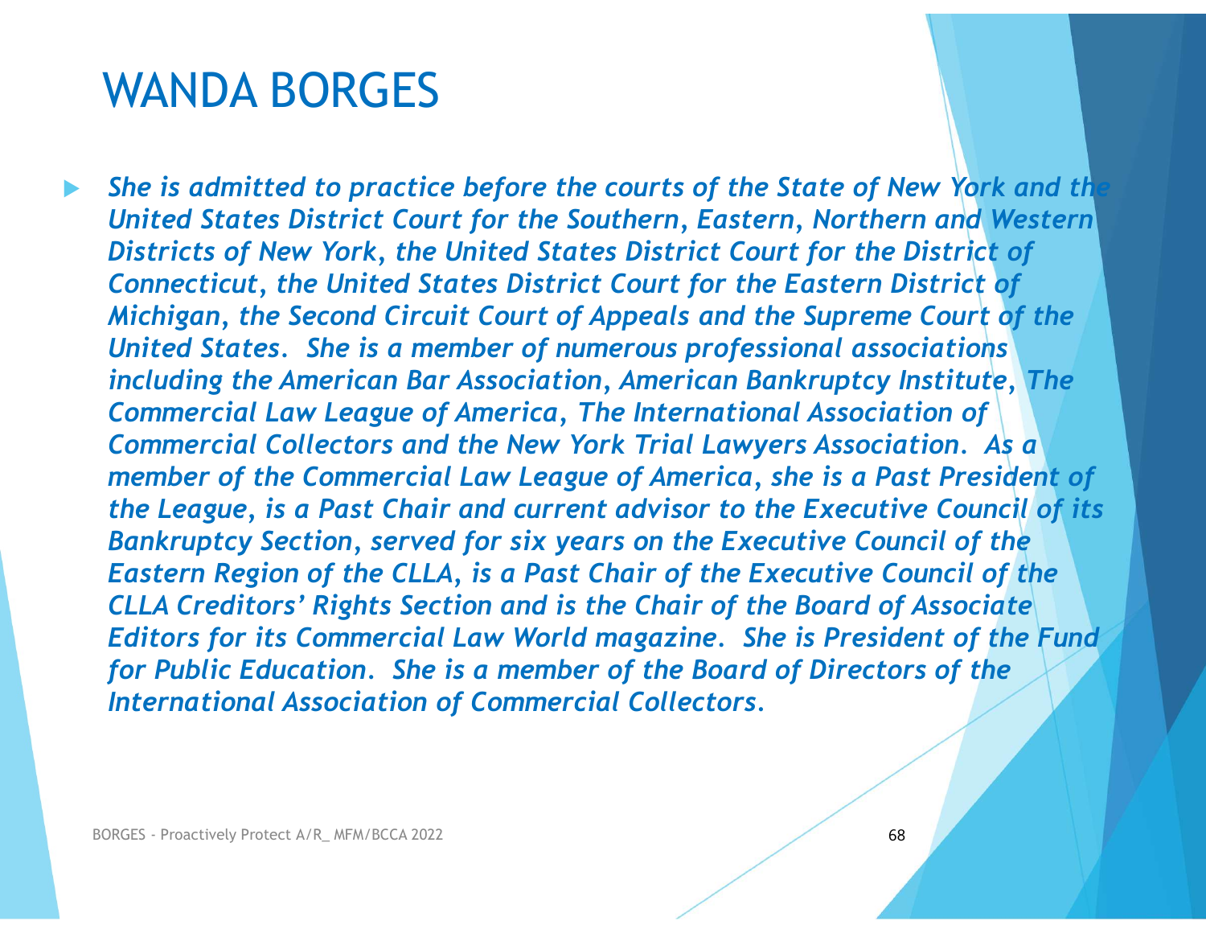# WANDA BORGES

- *She is admitted to practice before the courts of the State of New York and the United States District Court for the Southern, Eastern, Northern and Western Districts of New York, the United States District Court for the District of Connecticut, the United States District Court for the Eastern District of Michigan, the Second Circuit Court of Appeals and the Supreme Court of the United States. She is a member of numerous professional associations including the American Bar Association, American Bankruptcy Institute, The Commercial Law League of America, The International Association of Commercial Collectors and the New York Trial Lawyers Association. As a member of the Commercial Law League of America, she is a Past President of the League, is a Past Chair and current advisor to the Executive Council of its Bankruptcy Section, served for six years on the Executive Council of the Eastern Region of the CLLA, is a Past Chair of the Executive Council of the CLLA Creditors' Rights Section and is the Chair of the Board of Associate Editors for its Commercial Law World magazine. She is President of the Fund for Public Education. She is a member of the Board of Directors of the International Association of Commercial Collectors.*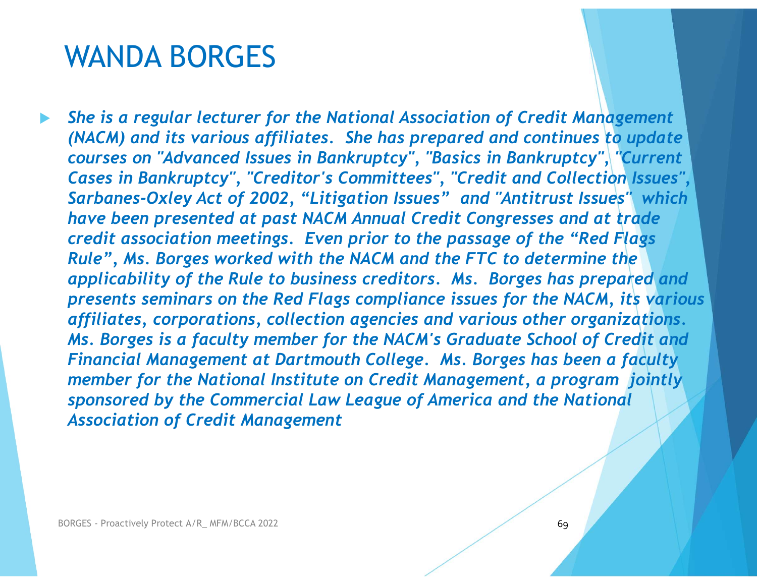# WANDA BORGES

- *She is a regular lecturer for the National Association of Credit Management (NACM) and its various affiliates. She has prepared and continues to update courses on "Advanced Issues in Bankruptcy", "Basics in Bankruptcy", "Current Cases in Bankruptcy", "Creditor's Committees", "Credit and Collection Issues", Sarbanes-Oxley Act of 2002, "Litigation Issues" and "Antitrust Issues" which have been presented at past NACM Annual Credit Congresses and at trade credit association meetings. Even prior to the passage of the "Red Flags Rule", Ms. Borges worked with the NACM and the FTC to determine the applicability of the Rule to business creditors. Ms. Borges has prepared and presents seminars on the Red Flags compliance issues for the NACM, its various affiliates, corporations, collection agencies and various other organizations. Ms. Borges is a faculty member for the NACM's Graduate School of Credit and Financial Management at Dartmouth College. Ms. Borges has been a faculty member for the National Institute on Credit Management, a program jointly sponsored by the Commercial Law League of America and the National Association of Credit Management*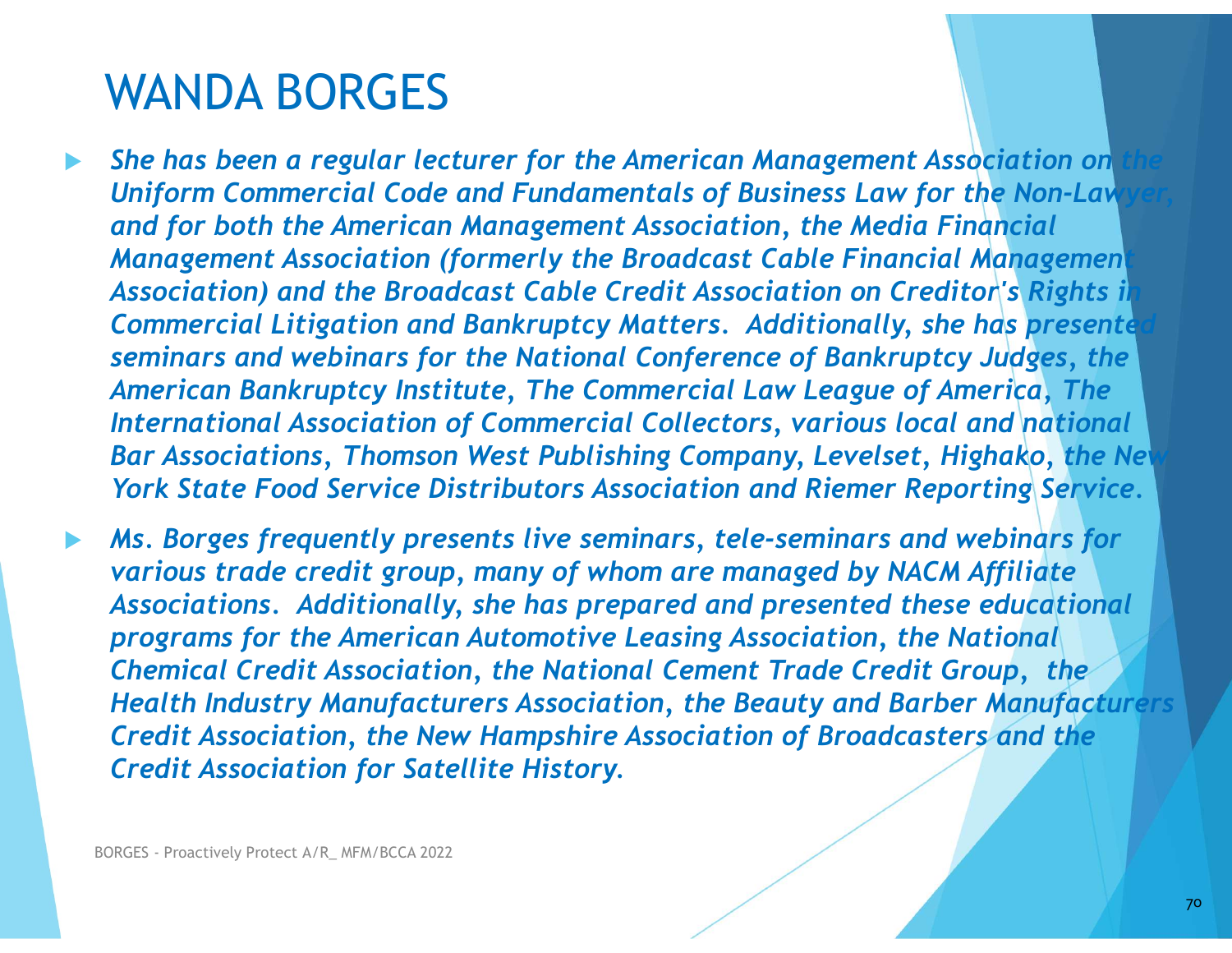# WANDA BORGES

- *She has been a regular lecturer for the American Management Association on the Uniform Commercial Code and Fundamentals of Business Law for the Non-Lawyer, and for both the American Management Association, the Media Financial Management Association (formerly the Broadcast Cable Financial Management Association) and the Broadcast Cable Credit Association on Creditor's Rights in Commercial Litigation and Bankruptcy Matters. Additionally, she has presented seminars and webinars for the National Conference of Bankruptcy Judges, the American Bankruptcy Institute, The Commercial Law League of America, The International Association of Commercial Collectors, various local and national Bar Associations, Thomson West Publishing Company, Levelset, Highako, the New York State Food Service Distributors Association and Riemer Reporting Service.*
- *Ms. Borges frequently presents live seminars, tele-seminars and webinars for various trade credit group, many of whom are managed by NACM Affiliate Associations. Additionally, she has prepared and presented these educational programs for the American Automotive Leasing Association, the National Chemical Credit Association, the National Cement Trade Credit Group, the Health Industry Manufacturers Association, the Beauty and Barber Manufacturers Credit Association, the New Hampshire Association of Broadcasters and the Credit Association for Satellite History.*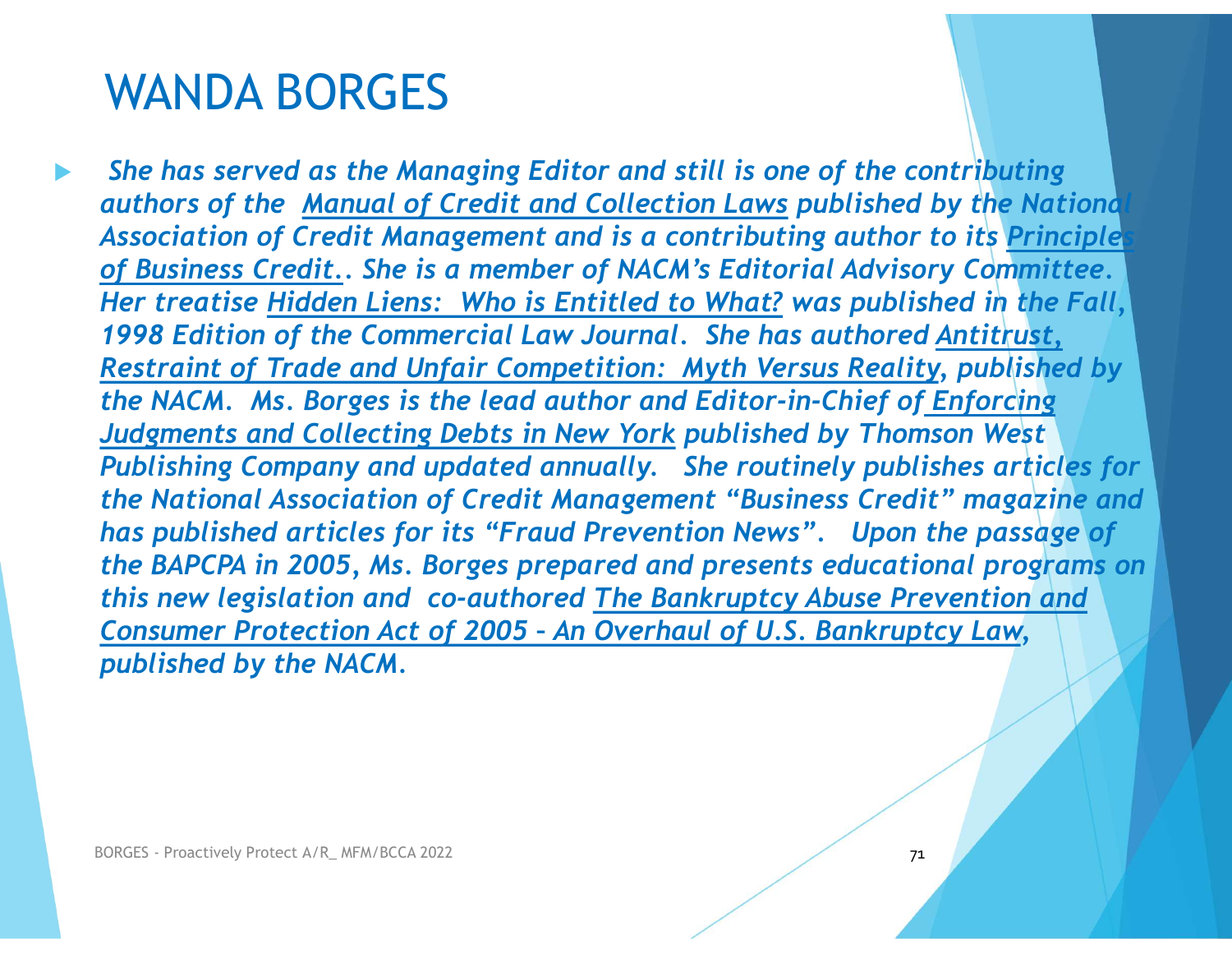# WANDA BORGES

- ***She has served as the Managing Editor and still is one of the contributing authors of the Manual of Credit and Collection Laws published by the National Association of Credit Management and is a contributing author to its Principles of Business Credit.. She is a member of NACM's Editorial Advisory Committee. Her treatise Hidden Liens: Who is Entitled to What? was published in the Fall, 1998 Edition of the Commercial Law Journal. She has authored Antitrust, Restraint of Trade and Unfair Competition: Myth Versus Reality, published by the NACM. Ms. Borges is the lead author and Editor-in-Chief of Enforcing Judgments and Collecting Debts in New York published by Thomson West Publishing Company and updated annually. She routinely publishes articles for the National Association of Credit Management "Business Credit" magazine and has published articles for its "Fraud Prevention News". Upon the passage of the BAPCPA in 2005, Ms. Borges prepared and presents educational programs on this new legislation and co-authored The Bankruptcy Abuse Prevention and Consumer Protection Act of 2005 – An Overhaul of U.S. Bankruptcy Law, published by the NACM.***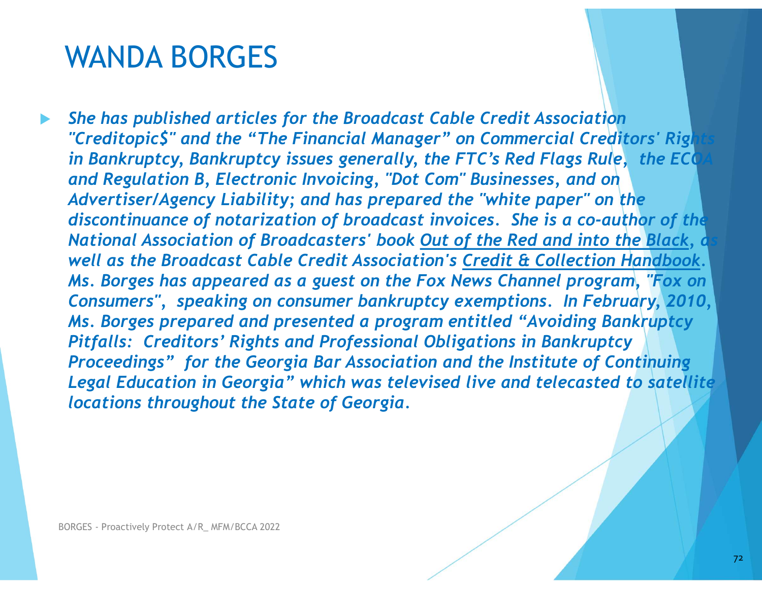# WANDA BORGES

- *She has published articles for the Broadcast Cable Credit Association "Creditopic$" and the "The Financial Manager" on Commercial Creditors' Rights in Bankruptcy, Bankruptcy issues generally, the FTC's Red Flags Rule, the ECOA and Regulation B, Electronic Invoicing, "Dot Com" Businesses, and on Advertiser/Agency Liability; and has prepared the "white paper" on the discontinuance of notarization of broadcast invoices. She is a co-author of the National Association of Broadcasters' book <u>Out of the Red and into the Black</u>, as well as the Broadcast Cable Credit Association's <u>Credit & Collection Handbook</u>. Ms. Borges has appeared as a guest on the Fox News Channel program, "Fox on Consumers", speaking on consumer bankruptcy exemptions. In February, 2010, Ms. Borges prepared and presented a program entitled "Avoiding Bankruptcy Pitfalls: Creditors' Rights and Professional Obligations in Bankruptcy Proceedings" for the Georgia Bar Association and the Institute of Continuing Legal Education in Georgia" which was televised live and telecasted to satellite locations throughout the State of Georgia.*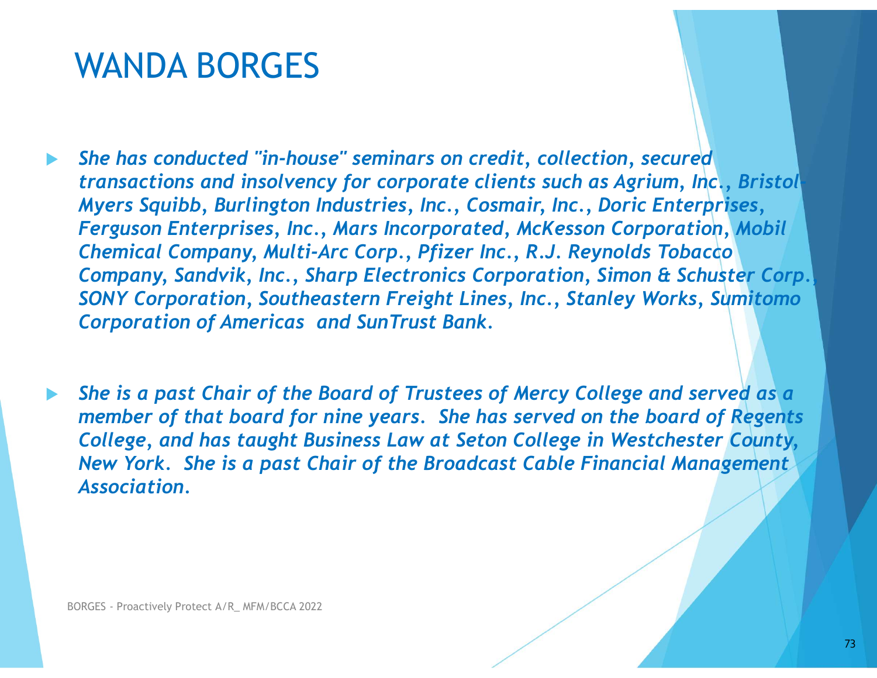# WANDA BORGES

- *She has conducted "in-house" seminars on credit, collection, secured transactions and insolvency for corporate clients such as Agrium, Inc., Bristol-Myers Squibb, Burlington Industries, Inc., Cosmair, Inc., Doric Enterprises, Ferguson Enterprises, Inc., Mars Incorporated, McKesson Corporation, Mobil Chemical Company, Multi-Arc Corp., Pfizer Inc., R.J. Reynolds Tobacco Company, Sandvik, Inc., Sharp Electronics Corporation, Simon & Schuster Corp., SONY Corporation, Southeastern Freight Lines, Inc., Stanley Works, Sumitomo Corporation of Americas and SunTrust Bank.*

- *She is a past Chair of the Board of Trustees of Mercy College and served as a member of that board for nine years. She has served on the board of Regents College, and has taught Business Law at Seton College in Westchester County, New York. She is a past Chair of the Broadcast Cable Financial Management Association.*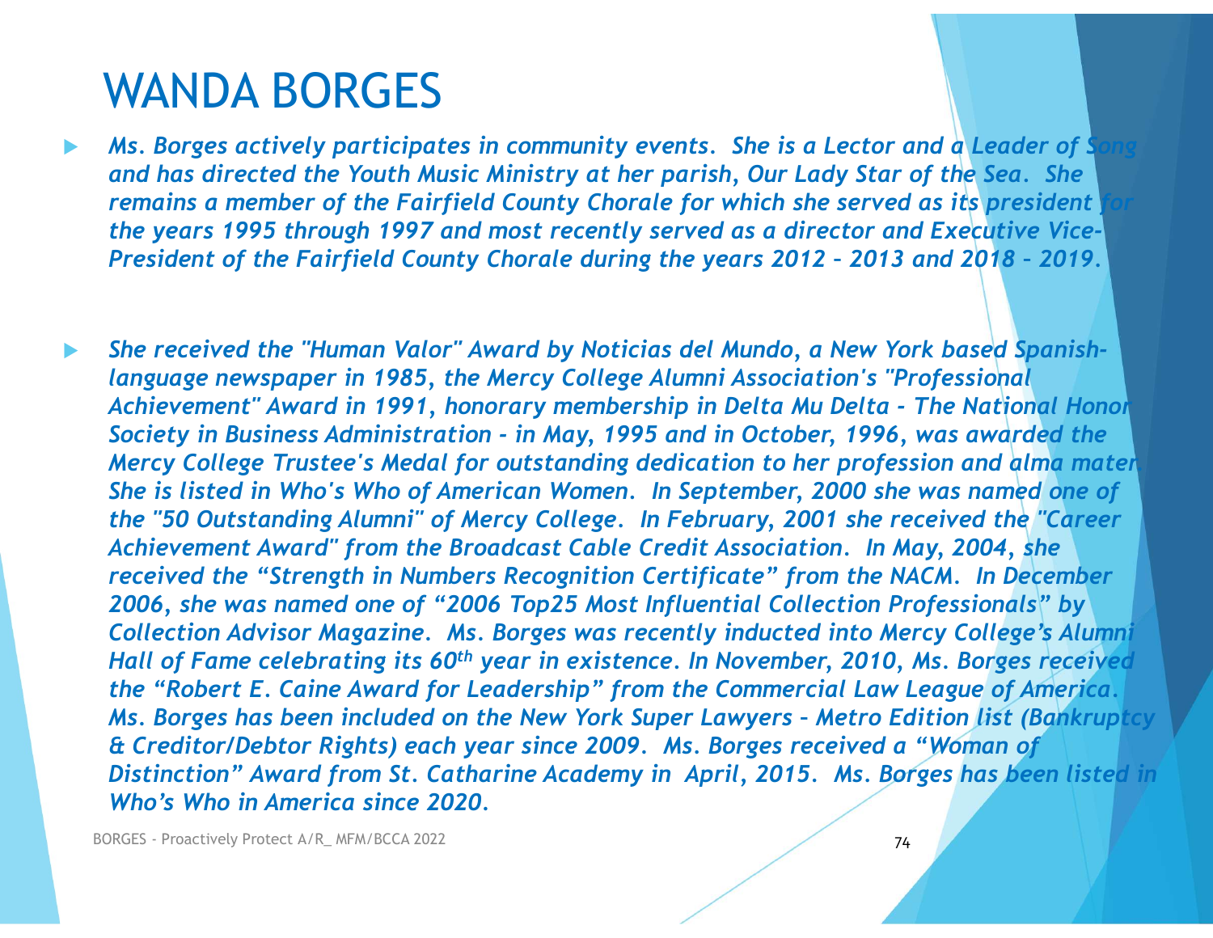# WANDA BORGES

- *Ms. Borges actively participates in community events. She is a Lector and a Leader of Song and has directed the Youth Music Ministry at her parish, Our Lady Star of the Sea. She remains a member of the Fairfield County Chorale for which she served as its president for the years 1995 through 1997 and most recently served as a director and Executive Vice-President of the Fairfield County Chorale during the years 2012 – 2013 and 2018 – 2019.*

- *She received the "Human Valor" Award by Noticias del Mundo, a New York based Spanish-language newspaper in 1985, the Mercy College Alumni Association's "Professional Achievement" Award in 1991, honorary membership in Delta Mu Delta - The National Honor Society in Business Administration - in May, 1995 and in October, 1996, was awarded the Mercy College Trustee's Medal for outstanding dedication to her profession and alma mater. She is listed in Who's Who of American Women. In September, 2000 she was named one of the "50 Outstanding Alumni" of Mercy College. In February, 2001 she received the "Career Achievement Award" from the Broadcast Cable Credit Association. In May, 2004, she received the "Strength in Numbers Recognition Certificate" from the NACM. In December 2006, she was named one of "2006 Top25 Most Influential Collection Professionals" by Collection Advisor Magazine. Ms. Borges was recently inducted into Mercy College's Alumni Hall of Fame celebrating its 60th year in existence. In November, 2010, Ms. Borges received the "Robert E. Caine Award for Leadership" from the Commercial Law League of America. Ms. Borges has been included on the New York Super Lawyers – Metro Edition list (Bankruptcy & Creditor/Debtor Rights) each year since 2009. Ms. Borges received a "Woman of Distinction" Award from St. Catharine Academy in April, 2015. Ms. Borges has been listed in Who's Who in America since 2020.*